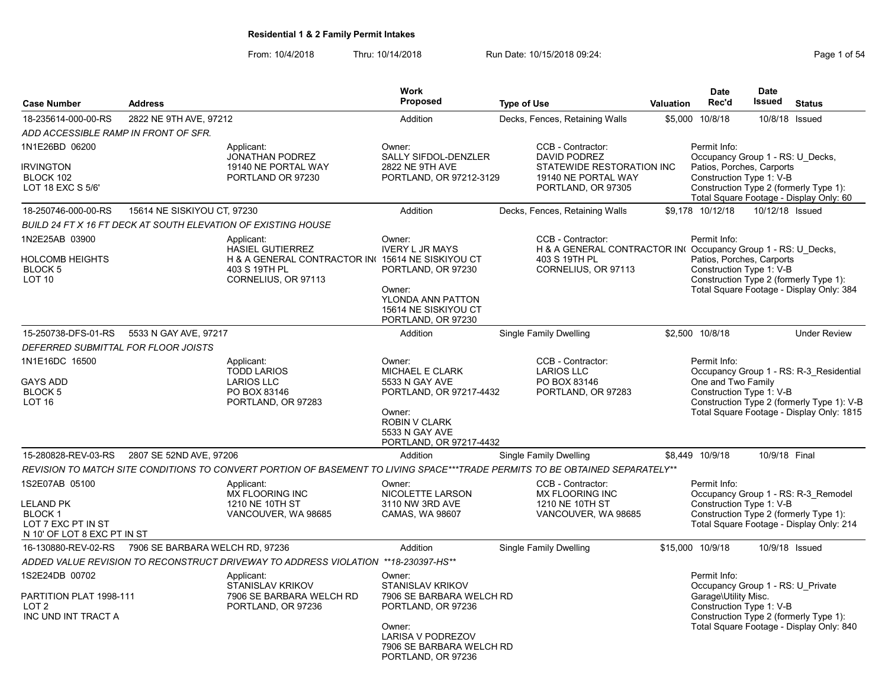# Residential 1 & 2 Family Permit Intakes

From: 10/4/2018 Thru: 10/14/2018 Run Date: 10/15/2018 09:24:

| Case Number | Address | Work Proposed | Type of Use | Valuation | Date Rec'd | Date Issued | Status |
|---|---|---|---|---|---|---|---|
| 18-235614-000-00-RS | 2822 NE 9TH AVE, 97212 | Addition | Decks, Fences, Retaining Walls | $5,000 | 10/8/18 | 10/8/18 | Issued |

*ADD ACCESSIBLE RAMP IN FRONT OF SFR.*

1N1E26BD 06200
IRVINGTON
BLOCK 102
LOT 18 EXC S 5/6'

Applicant:
JONATHAN PODREZ
19140 NE PORTAL WAY
PORTLAND OR 97230

Owner:
SALLY SIFDOL-DENZLER
2822 NE 9TH AVE
PORTLAND, OR 97212-3129

CCB - Contractor:
DAVID PODREZ
STATEWIDE RESTORATION INC
19140 NE PORTAL WAY
PORTLAND, OR 97305

Permit Info:
Occupancy Group 1 - RS: U_Decks, Patios, Porches, Carports
Construction Type 1: V-B
Construction Type 2 (formerly Type 1):
Total Square Footage - Display Only: 60

| Case Number | Address | Work Proposed | Type of Use | Valuation | Date Rec'd | Date Issued | Status |
|---|---|---|---|---|---|---|---|
| 18-250746-000-00-RS | 15614 NE SISKIYOU CT, 97230 | Addition | Decks, Fences, Retaining Walls | $9,178 | 10/12/18 | 10/12/18 | Issued |

*BUILD 24 FT X 16 FT DECK AT SOUTH ELEVATION OF EXISTING HOUSE*

1N2E25AB 03900
HOLCOMB HEIGHTS
BLOCK 5
LOT 10

Applicant:
HASIEL GUTIERREZ
H & A GENERAL CONTRACTOR IN(
403 S 19TH PL
CORNELIUS, OR 97113

Owner:
IVERY L JR MAYS
15614 NE SISKIYOU CT
PORTLAND, OR 97230

Owner:
YLONDA ANN PATTON
15614 NE SISKIYOU CT
PORTLAND, OR 97230

CCB - Contractor:
H & A GENERAL CONTRACTOR IN(
403 S 19TH PL
CORNELIUS, OR 97113

Permit Info:
Occupancy Group 1 - RS: U_Decks, Patios, Porches, Carports
Construction Type 1: V-B
Construction Type 2 (formerly Type 1):
Total Square Footage - Display Only: 384

| Case Number | Address | Work Proposed | Type of Use | Valuation | Date Rec'd | Date Issued | Status |
|---|---|---|---|---|---|---|---|
| 15-250738-DFS-01-RS | 5533 N GAY AVE, 97217 | Addition | Single Family Dwelling | $2,500 | 10/8/18 | | Under Review |

*DEFERRED SUBMITTAL FOR FLOOR JOISTS*

1N1E16DC 16500
GAYS ADD
BLOCK 5
LOT 16

Applicant:
TODD LARIOS
LARIOS LLC
PO BOX 83146
PORTLAND, OR 97283

Owner:
MICHAEL E CLARK
5533 N GAY AVE
PORTLAND, OR 97217-4432

Owner:
ROBIN V CLARK
5533 N GAY AVE
PORTLAND, OR 97217-4432

CCB - Contractor:
LARIOS LLC
PO BOX 83146
PORTLAND, OR 97283

Permit Info:
Occupancy Group 1 - RS: R-3_Residential One and Two Family
Construction Type 1: V-B
Construction Type 2 (formerly Type 1): V-B
Total Square Footage - Display Only: 1815

| Case Number | Address | Work Proposed | Type of Use | Valuation | Date Rec'd | Date Issued | Status |
|---|---|---|---|---|---|---|---|
| 15-280828-REV-03-RS | 2807 SE 52ND AVE, 97206 | Addition | Single Family Dwelling | $8,449 | 10/9/18 | 10/9/18 | Final |

*REVISION TO MATCH SITE CONDITIONS TO CONVERT PORTION OF BASEMENT TO LIVING SPACE***TRADE PERMITS TO BE OBTAINED SEPARATELY***

1S2E07AB 05100
LELAND PK
BLOCK 1
LOT 7 EXC PT IN ST
N 10' OF LOT 8 EXC PT IN ST

Applicant:
MX FLOORING INC
1210 NE 10TH ST
VANCOUVER, WA 98685

Owner:
NICOLETTE LARSON
3110 NW 3RD AVE
CAMAS, WA 98607

CCB - Contractor:
MX FLOORING INC
1210 NE 10TH ST
VANCOUVER, WA 98685

Permit Info:
Occupancy Group 1 - RS: R-3_Remodel
Construction Type 1: V-B
Construction Type 2 (formerly Type 1):
Total Square Footage - Display Only: 214

| Case Number | Address | Work Proposed | Type of Use | Valuation | Date Rec'd | Date Issued | Status |
|---|---|---|---|---|---|---|---|
| 16-130880-REV-02-RS | 7906 SE BARBARA WELCH RD, 97236 | Addition | Single Family Dwelling | $15,000 | 10/9/18 | 10/9/18 | Issued |

*ADDED VALUE REVISION TO RECONSTRUCT DRIVEWAY TO ADDRESS VIOLATION **18-230397-HS***

1S2E24DB 00702
PARTITION PLAT 1998-111
LOT 2
INC UND INT TRACT A

Applicant:
STANISLAV KRIKOV
7906 SE BARBARA WELCH RD
PORTLAND, OR 97236

Owner:
STANISLAV KRIKOV
7906 SE BARBARA WELCH RD
PORTLAND, OR 97236

Owner:
LARISA V PODREZOV
7906 SE BARBARA WELCH RD
PORTLAND, OR 97236

Permit Info:
Occupancy Group 1 - RS: U_Private Garage\Utility Misc.
Construction Type 1: V-B
Construction Type 2 (formerly Type 1):
Total Square Footage - Display Only: 840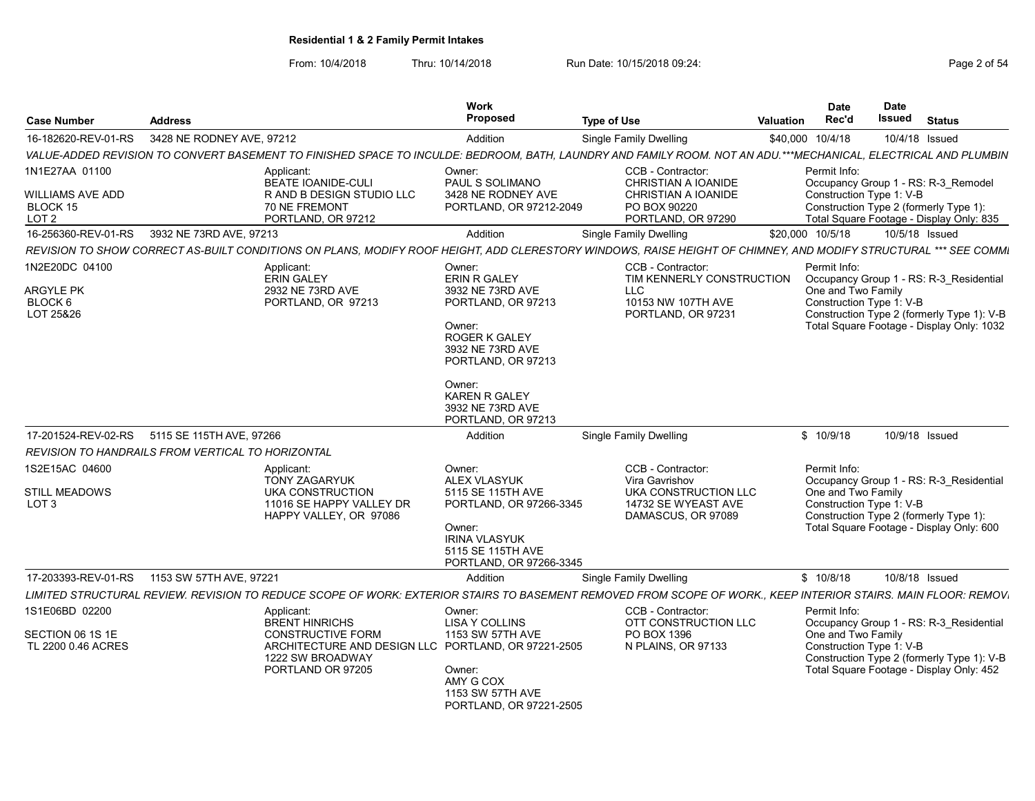**Residential 1 & 2 Family Permit Intakes**

From: 10/4/2018 Thru: 10/14/2018 Run Date: 10/15/2018 09:24:

| Case Number | Address | Work Proposed | Type of Use | Valuation | Date Rec'd | Date Issued | Status |
|---|---|---|---|---|---|---|---|
| 16-182620-REV-01-RS | 3428 NE RODNEY AVE, 97212 | Addition | Single Family Dwelling | $40,000 | 10/4/18 | 10/4/18 | Issued |

VALUE-ADDED REVISION TO CONVERT BASEMENT TO FINISHED SPACE TO INCULDE: BEDROOM, BATH, LAUNDRY AND FAMILY ROOM. NOT AN ADU.***MECHANICAL, ELECTRICAL AND PLUMBIN

1N1E27AA 01100
WILLIAMS AVE ADD
BLOCK 15
LOT 2

Applicant:
BEATE IOANIDE-CULI
R AND B DESIGN STUDIO LLC
70 NE FREMONT
PORTLAND, OR 97212

Owner:
PAUL S SOLIMANO
3428 NE RODNEY AVE
PORTLAND, OR 97212-2049

CCB - Contractor:
CHRISTIAN A IOANIDE
CHRISTIAN A IOANIDE
PO BOX 90220
PORTLAND, OR 97290

Permit Info:
Occupancy Group 1 - RS: R-3_Remodel
Construction Type 1: V-B
Construction Type 2 (formerly Type 1):
Total Square Footage - Display Only: 835

| Case Number | Address | Work Proposed | Type of Use | Valuation | Date Rec'd | Date Issued | Status |
|---|---|---|---|---|---|---|---|
| 16-256360-REV-01-RS | 3932 NE 73RD AVE, 97213 | Addition | Single Family Dwelling | $20,000 | 10/5/18 | 10/5/18 | Issued |

REVISION TO SHOW CORRECT AS-BUILT CONDITIONS ON PLANS, MODIFY ROOF HEIGHT, ADD CLERESTORY WINDOWS, RAISE HEIGHT OF CHIMNEY, AND MODIFY STRUCTURAL *** SEE COMMI

1N2E20DC 04100
ARGYLE PK
BLOCK 6
LOT 25&26

Applicant:
ERIN GALEY
2932 NE 73RD AVE
PORTLAND, OR 97213

Owner:
ERIN R GALEY
3932 NE 73RD AVE
PORTLAND, OR 97213

Owner:
ROGER K GALEY
3932 NE 73RD AVE
PORTLAND, OR 97213

Owner:
KAREN R GALEY
3932 NE 73RD AVE
PORTLAND, OR 97213

CCB - Contractor:
TIM KENNERLY CONSTRUCTION LLC
10153 NW 107TH AVE
PORTLAND, OR 97231

Permit Info:
Occupancy Group 1 - RS: R-3_Residential One and Two Family
Construction Type 1: V-B
Construction Type 2 (formerly Type 1): V-B
Total Square Footage - Display Only: 1032

| Case Number | Address | Work Proposed | Type of Use | Valuation | Date Rec'd | Date Issued | Status |
|---|---|---|---|---|---|---|---|
| 17-201524-REV-02-RS | 5115 SE 115TH AVE, 97266 | Addition | Single Family Dwelling | $ | 10/9/18 | 10/9/18 | Issued |

REVISION TO HANDRAILS FROM VERTICAL TO HORIZONTAL

1S2E15AC 04600
STILL MEADOWS
LOT 3

Applicant:
TONY ZAGARYUK
UKA CONSTRUCTION
11016 SE HAPPY VALLEY DR
HAPPY VALLEY, OR 97086

Owner:
ALEX VLASYUK
5115 SE 115TH AVE
PORTLAND, OR 97266-3345

Owner:
IRINA VLASYUK
5115 SE 115TH AVE
PORTLAND, OR 97266-3345

CCB - Contractor:
Vira Gavrishov
UKA CONSTRUCTION LLC
14732 SE WYEAST AVE
DAMASCUS, OR 97089

Permit Info:
Occupancy Group 1 - RS: R-3_Residential One and Two Family
Construction Type 1: V-B
Construction Type 2 (formerly Type 1):
Total Square Footage - Display Only: 600

| Case Number | Address | Work Proposed | Type of Use | Valuation | Date Rec'd | Date Issued | Status |
|---|---|---|---|---|---|---|---|
| 17-203393-REV-01-RS | 1153 SW 57TH AVE, 97221 | Addition | Single Family Dwelling | $ | 10/8/18 | 10/8/18 | Issued |

LIMITED STRUCTURAL REVIEW. REVISION TO REDUCE SCOPE OF WORK: EXTERIOR STAIRS TO BASEMENT REMOVED FROM SCOPE OF WORK., KEEP INTERIOR STAIRS. MAIN FLOOR: REMOVI

1S1E06BD 02200
SECTION 06 1S 1E
TL 2200 0.46 ACRES

Applicant:
BRENT HINRICHS
CONSTRUCTIVE FORM ARCHITECTURE AND DESIGN LLC
1222 SW BROADWAY
PORTLAND OR 97205

Owner:
LISA Y COLLINS
1153 SW 57TH AVE
PORTLAND, OR 97221-2505

Owner:
AMY G COX
1153 SW 57TH AVE
PORTLAND, OR 97221-2505

CCB - Contractor:
OTT CONSTRUCTION LLC
PO BOX 1396
N PLAINS, OR 97133

Permit Info:
Occupancy Group 1 - RS: R-3_Residential One and Two Family
Construction Type 1: V-B
Construction Type 2 (formerly Type 1): V-B
Total Square Footage - Display Only: 452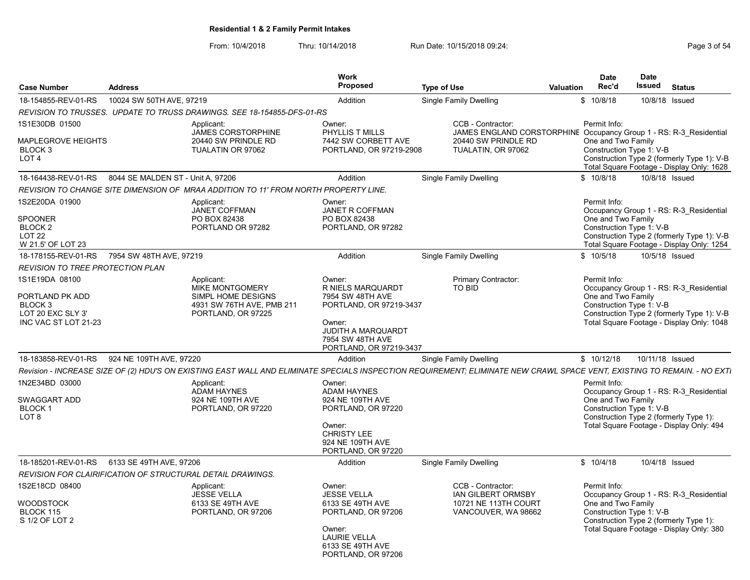**Residential 1 & 2 Family Permit Intakes**

From: 10/4/2018 Thru: 10/14/2018 Run Date: 10/15/2018 09:24:

| Case Number | Address | Work Proposed | Type of Use | Valuation | Date Rec'd | Date Issued | Status |
|---|---|---|---|---|---|---|---|
| 18-154855-REV-01-RS | 10024 SW 50TH AVE, 97219 | Addition | Single Family Dwelling | $ | 10/8/18 | 10/8/18 | Issued |

*REVISION TO TRUSSES. UPDATE TO TRUSS DRAWINGS. SEE 18-154855-DFS-01-RS*

1S1E30DB 01500
MAPLEGROVE HEIGHTS
BLOCK 3
LOT 4

Applicant:
JAMES CORSTORPHINE
20440 SW PRINDLE RD
TUALATIN OR 97062

Owner:
PHYLLIS T MILLS
7442 SW CORBETT AVE
PORTLAND, OR 97219-2908

CCB - Contractor:
JAMES ENGLAND CORSTORPHINE
20440 SW PRINDLE RD
TUALATIN, OR 97062

Permit Info:
Occupancy Group 1 - RS: R-3_Residential One and Two Family
Construction Type 1: V-B
Construction Type 2 (formerly Type 1): V-B
Total Square Footage - Display Only: 1628

| Case Number | Address | Work Proposed | Type of Use | Valuation | Date Rec'd | Date Issued | Status |
|---|---|---|---|---|---|---|---|
| 18-164438-REV-01-RS | 8044 SE MALDEN ST - Unit A, 97206 | Addition | Single Family Dwelling | $ | 10/8/18 | 10/8/18 | Issued |

*REVISION TO CHANGE SITE DIMENSION OF MRAA ADDITION TO 11' FROM NORTH PROPERTY LINE.*

1S2E20DA 01900
SPOONER
BLOCK 2
LOT 22
W 21.5' OF LOT 23

Applicant:
JANET COFFMAN
PO BOX 82438
PORTLAND OR 97282

Owner:
JANET R COFFMAN
PO BOX 82438
PORTLAND, OR 97282

Permit Info:
Occupancy Group 1 - RS: R-3_Residential One and Two Family
Construction Type 1: V-B
Construction Type 2 (formerly Type 1): V-B
Total Square Footage - Display Only: 1254

| Case Number | Address | Work Proposed | Type of Use | Valuation | Date Rec'd | Date Issued | Status |
|---|---|---|---|---|---|---|---|
| 18-178155-REV-01-RS | 7954 SW 48TH AVE, 97219 | Addition | Single Family Dwelling | $ | 10/5/18 | 10/5/18 | Issued |

*REVISION TO TREE PROTECTION PLAN*

1S1E19DA 08100
PORTLAND PK ADD
BLOCK 3
LOT 20 EXC SLY 3'
INC VAC ST LOT 21-23

Applicant:
MIKE MONTGOMERY
SIMPL HOME DESIGNS
4931 SW 76TH AVE, PMB 211
PORTLAND, OR 97225

Owner:
R NIELS MARQUARDT
7954 SW 48TH AVE
PORTLAND, OR 97219-3437

Owner:
JUDITH A MARQUARDT
7954 SW 48TH AVE
PORTLAND, OR 97219-3437

Primary Contractor:
TO BID

Permit Info:
Occupancy Group 1 - RS: R-3_Residential One and Two Family
Construction Type 1: V-B
Construction Type 2 (formerly Type 1): V-B
Total Square Footage - Display Only: 1048

| Case Number | Address | Work Proposed | Type of Use | Valuation | Date Rec'd | Date Issued | Status |
|---|---|---|---|---|---|---|---|
| 18-183858-REV-01-RS | 924 NE 109TH AVE, 97220 | Addition | Single Family Dwelling | $ | 10/12/18 | 10/11/18 | Issued |

*Revision - INCREASE SIZE OF (2) HDU'S ON EXISTING EAST WALL AND ELIMINATE SPECIALS INSPECTION REQUIREMENT; ELIMINATE NEW CRAWL SPACE VENT, EXISTING TO REMAIN. - NO EXTI*

1N2E34BD 03000
SWAGGART ADD
BLOCK 1
LOT 8

Applicant:
ADAM HAYNES
924 NE 109TH AVE
PORTLAND, OR 97220

Owner:
ADAM HAYNES
924 NE 109TH AVE
PORTLAND, OR 97220

Owner:
CHRISTY LEE
924 NE 109TH AVE
PORTLAND, OR 97220

Permit Info:
Occupancy Group 1 - RS: R-3_Residential One and Two Family
Construction Type 1: V-B
Construction Type 2 (formerly Type 1):
Total Square Footage - Display Only: 494

| Case Number | Address | Work Proposed | Type of Use | Valuation | Date Rec'd | Date Issued | Status |
|---|---|---|---|---|---|---|---|
| 18-185201-REV-01-RS | 6133 SE 49TH AVE, 97206 | Addition | Single Family Dwelling | $ | 10/4/18 | 10/4/18 | Issued |

*REVISION FOR CLAIRIFICATION OF STRUCTURAL DETAIL DRAWINGS.*

1S2E18CD 08400
WOODSTOCK
BLOCK 115
S 1/2 OF LOT 2

Applicant:
JESSE VELLA
6133 SE 49TH AVE
PORTLAND, OR 97206

Owner:
JESSE VELLA
6133 SE 49TH AVE
PORTLAND, OR 97206

Owner:
LAURIE VELLA
6133 SE 49TH AVE
PORTLAND, OR 97206

CCB - Contractor:
IAN GILBERT ORMSBY
10721 NE 113TH COURT
VANCOUVER, WA 98662

Permit Info:
Occupancy Group 1 - RS: R-3_Residential One and Two Family
Construction Type 1: V-B
Construction Type 2 (formerly Type 1):
Total Square Footage - Display Only: 380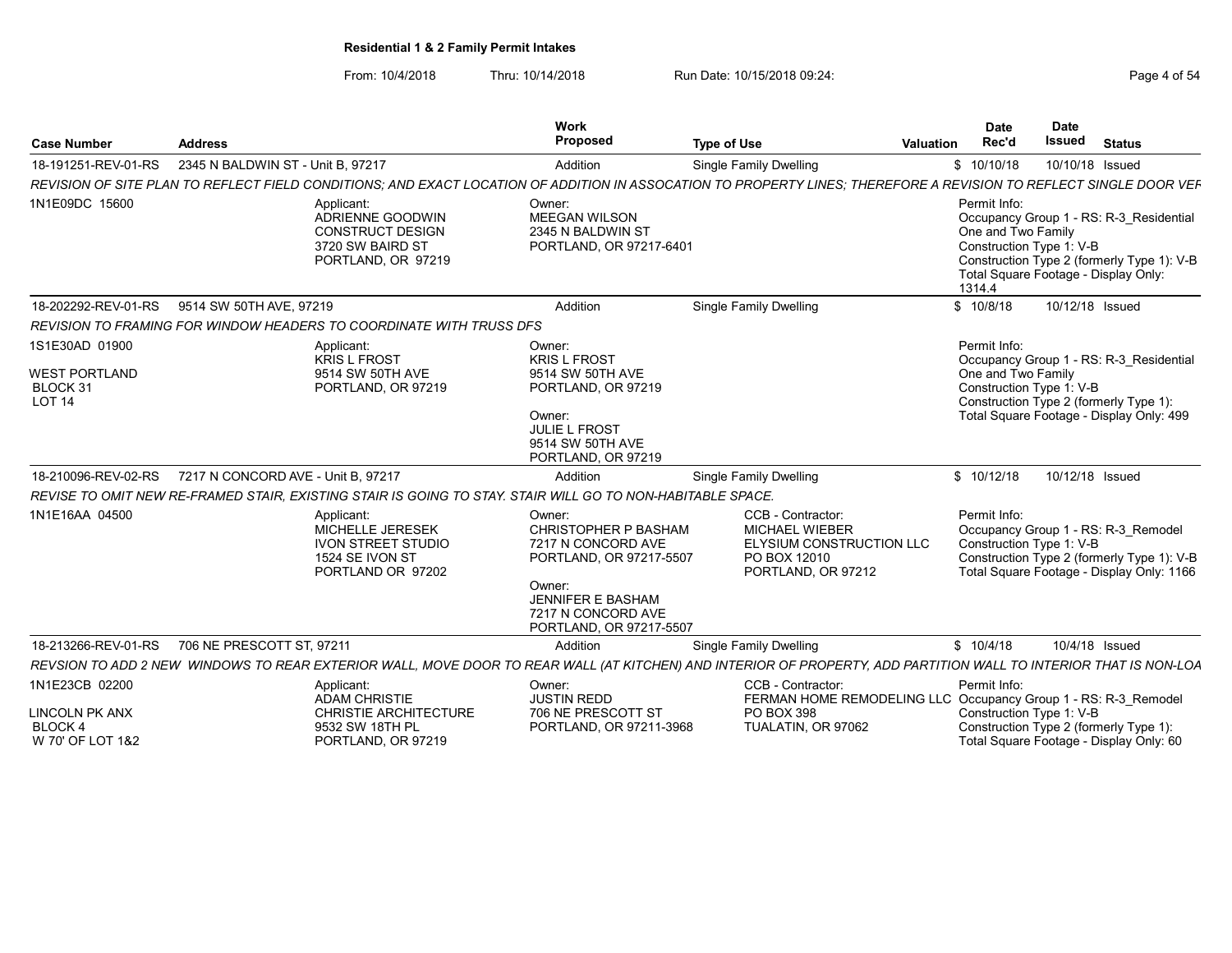**Residential 1 & 2 Family Permit Intakes**

From: 10/4/2018 Thru: 10/14/2018 Run Date: 10/15/2018 09:24:

| Case Number | Address | Work Proposed | Type of Use | Valuation | Date Rec'd | Date Issued | Status |
|---|---|---|---|---|---|---|---|
| 18-191251-REV-01-RS | 2345 N BALDWIN ST - Unit B, 97217 | Addition | Single Family Dwelling | $ | 10/10/18 | 10/10/18 | Issued |

*REVISION OF SITE PLAN TO REFLECT FIELD CONDITIONS; AND EXACT LOCATION OF ADDITION IN ASSOCATION TO PROPERTY LINES; THEREFORE A REVISION TO REFLECT SINGLE DOOR VEF*

1N1E09DC 15600

Applicant: ADRIENNE GOODWIN, CONSTRUCT DESIGN, 3720 SW BAIRD ST, PORTLAND, OR 97219

Owner: MEEGAN WILSON, 2345 N BALDWIN ST, PORTLAND, OR 97217-6401

Permit Info: Occupancy Group 1 - RS: R-3_Residential One and Two Family; Construction Type 1: V-B; Construction Type 2 (formerly Type 1): V-B; Total Square Footage - Display Only: 1314.4

| Case Number | Address | Work Proposed | Type of Use | Valuation | Date Rec'd | Date Issued | Status |
|---|---|---|---|---|---|---|---|
| 18-202292-REV-01-RS | 9514 SW 50TH AVE, 97219 | Addition | Single Family Dwelling | $ | 10/8/18 | 10/12/18 | Issued |

*REVISION TO FRAMING FOR WINDOW HEADERS TO COORDINATE WITH TRUSS DFS*

1S1E30AD 01900, WEST PORTLAND, BLOCK 31, LOT 14

Applicant: KRIS L FROST, 9514 SW 50TH AVE, PORTLAND, OR 97219

Owner: KRIS L FROST, 9514 SW 50TH AVE, PORTLAND, OR 97219

Owner: JULIE L FROST, 9514 SW 50TH AVE, PORTLAND, OR 97219

Permit Info: Occupancy Group 1 - RS: R-3_Residential One and Two Family; Construction Type 1: V-B; Construction Type 2 (formerly Type 1):; Total Square Footage - Display Only: 499

| Case Number | Address | Work Proposed | Type of Use | Valuation | Date Rec'd | Date Issued | Status |
|---|---|---|---|---|---|---|---|
| 18-210096-REV-02-RS | 7217 N CONCORD AVE - Unit B, 97217 | Addition | Single Family Dwelling | $ | 10/12/18 | 10/12/18 | Issued |

*REVISE TO OMIT NEW RE-FRAMED STAIR, EXISTING STAIR IS GOING TO STAY. STAIR WILL GO TO NON-HABITABLE SPACE.*

1N1E16AA 04500

Applicant: MICHELLE JERESEK, IVON STREET STUDIO, 1524 SE IVON ST, PORTLAND OR 97202

Owner: CHRISTOPHER P BASHAM, 7217 N CONCORD AVE, PORTLAND, OR 97217-5507

Owner: JENNIFER E BASHAM, 7217 N CONCORD AVE, PORTLAND, OR 97217-5507

CCB - Contractor: MICHAEL WIEBER, ELYSIUM CONSTRUCTION LLC, PO BOX 12010, PORTLAND, OR 97212

Permit Info: Occupancy Group 1 - RS: R-3_Remodel; Construction Type 1: V-B; Construction Type 2 (formerly Type 1): V-B; Total Square Footage - Display Only: 1166

| Case Number | Address | Work Proposed | Type of Use | Valuation | Date Rec'd | Date Issued | Status |
|---|---|---|---|---|---|---|---|
| 18-213266-REV-01-RS | 706 NE PRESCOTT ST, 97211 | Addition | Single Family Dwelling | $ | 10/4/18 | 10/4/18 | Issued |

*REVSION TO ADD 2 NEW WINDOWS TO REAR EXTERIOR WALL, MOVE DOOR TO REAR WALL (AT KITCHEN) AND INTERIOR OF PROPERTY, ADD PARTITION WALL TO INTERIOR THAT IS NON-LOA*

1N1E23CB 02200, LINCOLN PK ANX, BLOCK 4, W 70' OF LOT 1&2

Applicant: ADAM CHRISTIE, CHRISTIE ARCHITECTURE, 9532 SW 18TH PL, PORTLAND, OR 97219

Owner: JUSTIN REDD, 706 NE PRESCOTT ST, PORTLAND, OR 97211-3968

CCB - Contractor: FERMAN HOME REMODELING LLC, PO BOX 398, TUALATIN, OR 97062

Permit Info: Occupancy Group 1 - RS: R-3_Remodel; Construction Type 1: V-B; Construction Type 2 (formerly Type 1):; Total Square Footage - Display Only: 60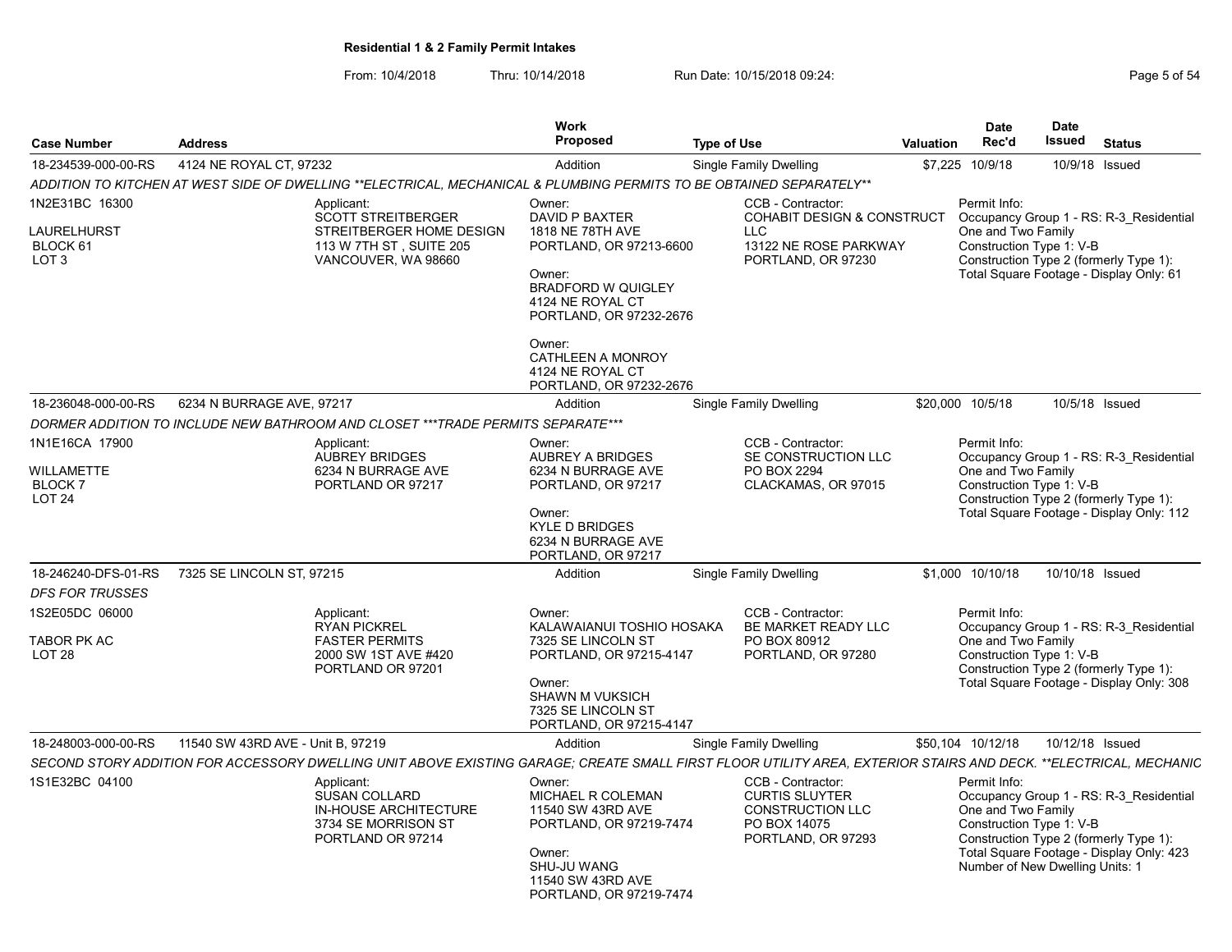**Residential 1 & 2 Family Permit Intakes**

From: 10/4/2018 Thru: 10/14/2018 Run Date: 10/15/2018 09:24:

| Case Number | Address | Work Proposed | Type of Use | Valuation | Date Rec'd | Date Issued | Status |
|---|---|---|---|---|---|---|---|
| 18-234539-000-00-RS | 4124 NE ROYAL CT, 97232 | Addition | Single Family Dwelling | $7,225 | 10/9/18 | 10/9/18 | Issued |

*ADDITION TO KITCHEN AT WEST SIDE OF DWELLING **ELECTRICAL, MECHANICAL & PLUMBING PERMITS TO BE OBTAINED SEPARATELY***

1N2E31BC 16300
LAURELHURST
BLOCK 61
LOT 3

Applicant:
SCOTT STREITBERGER
STREITBERGER HOME DESIGN
113 W 7TH ST , SUITE 205
VANCOUVER, WA 98660

Owner:
DAVID P BAXTER
1818 NE 78TH AVE
PORTLAND, OR 97213-6600

Owner:
BRADFORD W QUIGLEY
4124 NE ROYAL CT
PORTLAND, OR 97232-2676

Owner:
CATHLEEN A MONROY
4124 NE ROYAL CT
PORTLAND, OR 97232-2676

CCB - Contractor:
COHABIT DESIGN & CONSTRUCT LLC
13122 NE ROSE PARKWAY
PORTLAND, OR 97230

Permit Info:
Occupancy Group 1 - RS: R-3_Residential One and Two Family
Construction Type 1: V-B
Construction Type 2 (formerly Type 1):
Total Square Footage - Display Only: 61

| Case Number | Address | Work Proposed | Type of Use | Valuation | Date Rec'd | Date Issued | Status |
|---|---|---|---|---|---|---|---|
| 18-236048-000-00-RS | 6234 N BURRAGE AVE, 97217 | Addition | Single Family Dwelling | $20,000 | 10/5/18 | 10/5/18 | Issued |

*DORMER ADDITION TO INCLUDE NEW BATHROOM AND CLOSET ***TRADE PERMITS SEPARATE****

1N1E16CA 17900
WILLAMETTE
BLOCK 7
LOT 24

Applicant:
AUBREY BRIDGES
6234 N BURRAGE AVE
PORTLAND OR 97217

Owner:
AUBREY A BRIDGES
6234 N BURRAGE AVE
PORTLAND, OR 97217

Owner:
KYLE D BRIDGES
6234 N BURRAGE AVE
PORTLAND, OR 97217

CCB - Contractor:
SE CONSTRUCTION LLC
PO BOX 2294
CLACKAMAS, OR 97015

Permit Info:
Occupancy Group 1 - RS: R-3_Residential One and Two Family
Construction Type 1: V-B
Construction Type 2 (formerly Type 1):
Total Square Footage - Display Only: 112

| Case Number | Address | Work Proposed | Type of Use | Valuation | Date Rec'd | Date Issued | Status |
|---|---|---|---|---|---|---|---|
| 18-246240-DFS-01-RS | 7325 SE LINCOLN ST, 97215 | Addition | Single Family Dwelling | $1,000 | 10/10/18 | 10/10/18 | Issued |

*DFS FOR TRUSSES*

1S2E05DC 06000
TABOR PK AC
LOT 28

Applicant:
RYAN PICKREL
FASTER PERMITS
2000 SW 1ST AVE #420
PORTLAND OR 97201

Owner:
KALAWAIANUI TOSHIO HOSAKA
7325 SE LINCOLN ST
PORTLAND, OR 97215-4147

Owner:
SHAWN M VUKSICH
7325 SE LINCOLN ST
PORTLAND, OR 97215-4147

CCB - Contractor:
BE MARKET READY LLC
PO BOX 80912
PORTLAND, OR 97280

Permit Info:
Occupancy Group 1 - RS: R-3_Residential One and Two Family
Construction Type 1: V-B
Construction Type 2 (formerly Type 1):
Total Square Footage - Display Only: 308

| Case Number | Address | Work Proposed | Type of Use | Valuation | Date Rec'd | Date Issued | Status |
|---|---|---|---|---|---|---|---|
| 18-248003-000-00-RS | 11540 SW 43RD AVE - Unit B, 97219 | Addition | Single Family Dwelling | $50,104 | 10/12/18 | 10/12/18 | Issued |

*SECOND STORY ADDITION FOR ACCESSORY DWELLING UNIT ABOVE EXISTING GARAGE; CREATE SMALL FIRST FLOOR UTILITY AREA, EXTERIOR STAIRS AND DECK. **ELECTRICAL, MECHANIC*

1S1E32BC 04100

Applicant:
SUSAN COLLARD
IN-HOUSE ARCHITECTURE
3734 SE MORRISON ST
PORTLAND OR 97214

Owner:
MICHAEL R COLEMAN
11540 SW 43RD AVE
PORTLAND, OR 97219-7474

Owner:
SHU-JU WANG
11540 SW 43RD AVE
PORTLAND, OR 97219-7474

CCB - Contractor:
CURTIS SLUYTER CONSTRUCTION LLC
PO BOX 14075
PORTLAND, OR 97293

Permit Info:
Occupancy Group 1 - RS: R-3_Residential One and Two Family
Construction Type 1: V-B
Construction Type 2 (formerly Type 1):
Total Square Footage - Display Only: 423
Number of New Dwelling Units: 1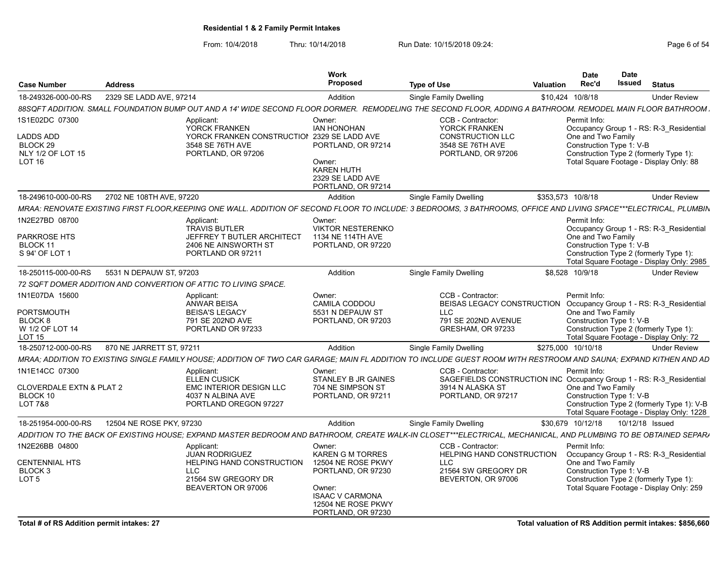**Residential 1 & 2 Family Permit Intakes**

From: 10/4/2018 Thru: 10/14/2018 Run Date: 10/15/2018 09:24:

| Case Number | Address | Work Proposed | Type of Use | Valuation | Date Rec'd | Date Issued | Status |
|---|---|---|---|---|---|---|---|
| 18-249326-000-00-RS | 2329 SE LADD AVE, 97214 | Addition | Single Family Dwelling | $10,424 | 10/8/18 | | Under Review |

*88SQFT ADDITION. SMALL FOUNDATION BUMP OUT AND A 14' WIDE SECOND FLOOR DORMER. REMODELING THE SECOND FLOOR, ADDING A BATHROOM. REMODEL MAIN FLOOR BATHROOM.*

1S1E02DC 07300
LADDS ADD
BLOCK 29
NLY 1/2 OF LOT 15
LOT 16

Applicant:
YORCK FRANKEN
YORCK FRANKEN CONSTRUCTION
3548 SE 76TH AVE
PORTLAND, OR 97206

Owner:
IAN HONOHAN
2329 SE LADD AVE
PORTLAND, OR 97214

Owner:
KAREN HUTH
2329 SE LADD AVE
PORTLAND, OR 97214

CCB - Contractor:
YORCK FRANKEN
CONSTRUCTION LLC
3548 SE 76TH AVE
PORTLAND, OR 97206

Permit Info:
Occupancy Group 1 - RS: R-3_Residential One and Two Family
Construction Type 1: V-B
Construction Type 2 (formerly Type 1):
Total Square Footage - Display Only: 88

| Case Number | Address | Work Proposed | Type of Use | Valuation | Date Rec'd | Date Issued | Status |
|---|---|---|---|---|---|---|---|
| 18-249610-000-00-RS | 2702 NE 108TH AVE, 97220 | Addition | Single Family Dwelling | $353,573 | 10/8/18 | | Under Review |

*MRAA: RENOVATE EXISTING FIRST FLOOR,KEEPING ONE WALL. ADDITION OF SECOND FLOOR TO INCLUDE: 3 BEDROOMS, 3 BATHROOMS, OFFICE AND LIVING SPACE***ELECTRICAL, PLUMBIN*

1N2E27BD 08700
PARKROSE HTS
BLOCK 11
S 94' OF LOT 1

Applicant:
TRAVIS BUTLER
JEFFREY T BUTLER ARCHITECT
2406 NE AINSWORTH ST
PORTLAND OR 97211

Owner:
VIKTOR NESTERENKO
1134 NE 114TH AVE
PORTLAND, OR 97220

Permit Info:
Occupancy Group 1 - RS: R-3_Residential One and Two Family
Construction Type 1: V-B
Construction Type 2 (formerly Type 1):
Total Square Footage - Display Only: 2985

| Case Number | Address | Work Proposed | Type of Use | Valuation | Date Rec'd | Date Issued | Status |
|---|---|---|---|---|---|---|---|
| 18-250115-000-00-RS | 5531 N DEPAUW ST, 97203 | Addition | Single Family Dwelling | $8,528 | 10/9/18 | | Under Review |

*72 SQFT DOMER ADDITION AND CONVERTION OF ATTIC TO LIVING SPACE.*

1N1E07DA 15600
PORTSMOUTH
BLOCK 8
W 1/2 OF LOT 14
LOT 15

Applicant:
ANWAR BEISA
BEISA'S LEGACY
791 SE 202ND AVE
PORTLAND OR 97233

Owner:
CAMILA CODDOU
5531 N DEPAUW ST
PORTLAND, OR 97203

CCB - Contractor:
BEISAS LEGACY CONSTRUCTION LLC
791 SE 202ND AVENUE
GRESHAM, OR 97233

Permit Info:
Occupancy Group 1 - RS: R-3_Residential One and Two Family
Construction Type 1: V-B
Construction Type 2 (formerly Type 1):
Total Square Footage - Display Only: 72

| Case Number | Address | Work Proposed | Type of Use | Valuation | Date Rec'd | Date Issued | Status |
|---|---|---|---|---|---|---|---|
| 18-250712-000-00-RS | 870 NE JARRETT ST, 97211 | Addition | Single Family Dwelling | $275,000 | 10/10/18 | | Under Review |

*MRAA; ADDITION TO EXISTING SINGLE FAMILY HOUSE; ADDITION OF TWO CAR GARAGE; MAIN FL ADDITION TO INCLUDE GUEST ROOM WITH RESTROOM AND SAUNA; EXPAND KITHEN AND AD*

1N1E14CC 07300
CLOVERDALE EXTN & PLAT 2
BLOCK 10
LOT 7&8

Applicant:
ELLEN CUSICK
EMC INTERIOR DESIGN LLC
4037 N ALBINA AVE
PORTLAND OREGON 97227

Owner:
STANLEY B JR GAINES
704 NE SIMPSON ST
PORTLAND, OR 97211

CCB - Contractor:
SAGEFIELDS CONSTRUCTION INC
3914 N ALASKA ST
PORTLAND, OR 97217

Permit Info:
Occupancy Group 1 - RS: R-3_Residential One and Two Family
Construction Type 1: V-B
Construction Type 2 (formerly Type 1): V-B
Total Square Footage - Display Only: 1228

| Case Number | Address | Work Proposed | Type of Use | Valuation | Date Rec'd | Date Issued | Status |
|---|---|---|---|---|---|---|---|
| 18-251954-000-00-RS | 12504 NE ROSE PKY, 97230 | Addition | Single Family Dwelling | $30,679 | 10/12/18 | 10/12/18 | Issued |

*ADDITION TO THE BACK OF EXISTING HOUSE; EXPAND MASTER BEDROOM AND BATHROOM, CREATE WALK-IN CLOSET***ELECTRICAL, MECHANICAL, AND PLUMBING TO BE OBTAINED SEPAR*

1N2E26BB 04800
CENTENNIAL HTS
BLOCK 3
LOT 5

Applicant:
JUAN RODRIGUEZ
HELPING HAND CONSTRUCTION LLC
21564 SW GREGORY DR
BEAVERTON OR 97006

Owner:
KAREN G M TORRES
12504 NE ROSE PKWY
PORTLAND, OR 97230

Owner:
ISAAC V CARMONA
12504 NE ROSE PKWY
PORTLAND, OR 97230

CCB - Contractor:
HELPING HAND CONSTRUCTION LLC
21564 SW GREGORY DR
BEVERTON, OR 97006

Permit Info:
Occupancy Group 1 - RS: R-3_Residential One and Two Family
Construction Type 1: V-B
Construction Type 2 (formerly Type 1):
Total Square Footage - Display Only: 259

**Total # of RS Addition permit intakes: 27**

**Total valuation of RS Addition permit intakes: $856,660**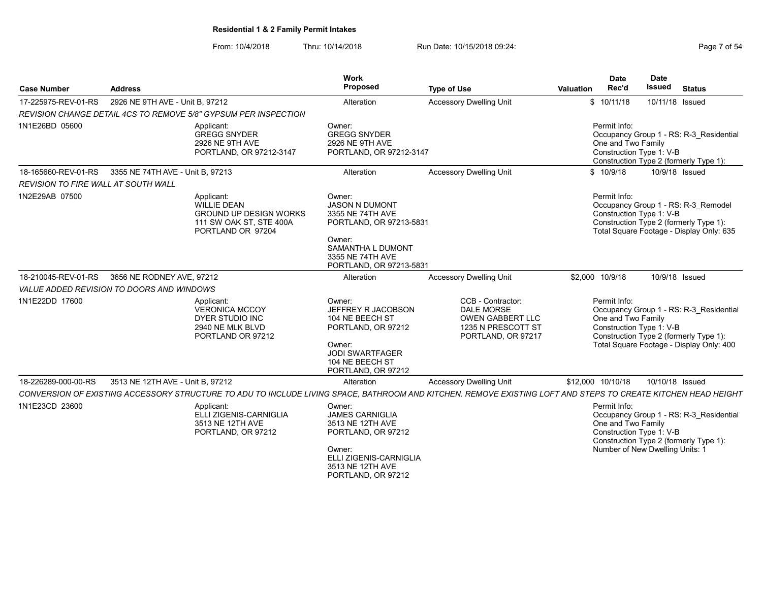**Residential 1 & 2 Family Permit Intakes**

From: 10/4/2018 Thru: 10/14/2018 Run Date: 10/15/2018 09:24:

| Case Number | Address | Work Proposed | Type of Use | Valuation | Date Rec'd | Date Issued | Status |
|---|---|---|---|---|---|---|---|
| 17-225975-REV-01-RS | 2926 NE 9TH AVE - Unit B, 97212 | Alteration | Accessory Dwelling Unit | $ | 10/11/18 | 10/11/18 | Issued |

*REVISION CHANGE DETAIL 4CS TO REMOVE 5/8" GYPSUM PER INSPECTION*

1N1E26BD 05600

Applicant: GREGG SNYDER, 2926 NE 9TH AVE, PORTLAND, OR 97212-3147

Owner: GREGG SNYDER, 2926 NE 9TH AVE, PORTLAND, OR 97212-3147

Permit Info: Occupancy Group 1 - RS: R-3_Residential One and Two Family; Construction Type 1: V-B; Construction Type 2 (formerly Type 1):

| Case Number | Address | Work Proposed | Type of Use | Valuation | Date Rec'd | Date Issued | Status |
|---|---|---|---|---|---|---|---|
| 18-165660-REV-01-RS | 3355 NE 74TH AVE - Unit B, 97213 | Alteration | Accessory Dwelling Unit | $ | 10/9/18 | 10/9/18 | Issued |

*REVISION TO FIRE WALL AT SOUTH WALL*

1N2E29AB 07500

Applicant: WILLIE DEAN, GROUND UP DESIGN WORKS, 111 SW OAK ST, STE 400A, PORTLAND OR 97204

Owner: JASON N DUMONT, 3355 NE 74TH AVE, PORTLAND, OR 97213-5831

Owner: SAMANTHA L DUMONT, 3355 NE 74TH AVE, PORTLAND, OR 97213-5831

Permit Info: Occupancy Group 1 - RS: R-3_Remodel; Construction Type 1: V-B; Construction Type 2 (formerly Type 1):; Total Square Footage - Display Only: 635

| Case Number | Address | Work Proposed | Type of Use | Valuation | Date Rec'd | Date Issued | Status |
|---|---|---|---|---|---|---|---|
| 18-210045-REV-01-RS | 3656 NE RODNEY AVE, 97212 | Alteration | Accessory Dwelling Unit | $2,000 | 10/9/18 | 10/9/18 | Issued |

*VALUE ADDED REVISION TO DOORS AND WINDOWS*

1N1E22DD 17600

Applicant: VERONICA MCCOY, DYER STUDIO INC, 2940 NE MLK BLVD, PORTLAND OR 97212

Owner: JEFFREY R JACOBSON, 104 NE BEECH ST, PORTLAND, OR 97212

Owner: JODI SWARTFAGER, 104 NE BEECH ST, PORTLAND, OR 97212

CCB - Contractor: DALE MORSE, OWEN GABBERT LLC, 1235 N PRESCOTT ST, PORTLAND, OR 97217

Permit Info: Occupancy Group 1 - RS: R-3_Residential One and Two Family; Construction Type 1: V-B; Construction Type 2 (formerly Type 1):; Total Square Footage - Display Only: 400

| Case Number | Address | Work Proposed | Type of Use | Valuation | Date Rec'd | Date Issued | Status |
|---|---|---|---|---|---|---|---|
| 18-226289-000-00-RS | 3513 NE 12TH AVE - Unit B, 97212 | Alteration | Accessory Dwelling Unit | $12,000 | 10/10/18 | 10/10/18 | Issued |

*CONVERSION OF EXISTING ACCESSORY STRUCTURE TO ADU TO INCLUDE LIVING SPACE, BATHROOM AND KITCHEN. REMOVE EXISTING LOFT AND STEPS TO CREATE KITCHEN HEAD HEIGHT*

1N1E23CD 23600

Applicant: ELLI ZIGENIS-CARNIGLIA, 3513 NE 12TH AVE, PORTLAND, OR 97212

Owner: JAMES CARNIGLIA, 3513 NE 12TH AVE, PORTLAND, OR 97212

Owner: ELLI ZIGENIS-CARNIGLIA, 3513 NE 12TH AVE, PORTLAND, OR 97212

Permit Info: Occupancy Group 1 - RS: R-3_Residential One and Two Family; Construction Type 1: V-B; Construction Type 2 (formerly Type 1):; Number of New Dwelling Units: 1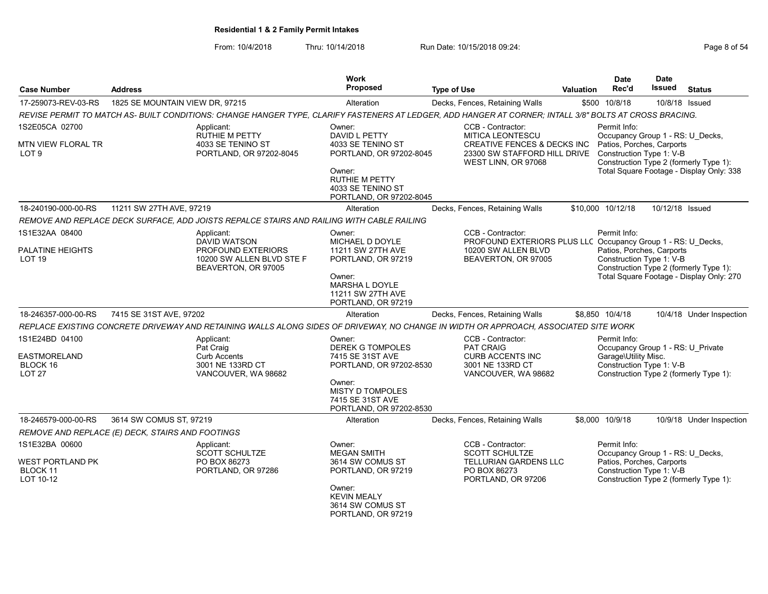**Residential 1 & 2 Family Permit Intakes**

From: 10/4/2018 Thru: 10/14/2018 Run Date: 10/15/2018 09:24:

| Case Number | Address | Work Proposed | Type of Use | Valuation | Date Rec'd | Date Issued | Status |
|---|---|---|---|---|---|---|---|
| 17-259073-REV-03-RS | 1825 SE MOUNTAIN VIEW DR, 97215 | Alteration | Decks, Fences, Retaining Walls | $500 | 10/8/18 | 10/8/18 | Issued |

*REVISE PERMIT TO MATCH AS- BUILT CONDITIONS: CHANGE HANGER TYPE, CLARIFY FASTENERS AT LEDGER, ADD HANGER AT CORNER; INTALL 3/8" BOLTS AT CROSS BRACING.*

1S2E05CA 02700
MTN VIEW FLORAL TR
LOT 9

Applicant: RUTHIE M PETTY, 4033 SE TENINO ST, PORTLAND, OR 97202-8045

Owner: DAVID L PETTY, 4033 SE TENINO ST, PORTLAND, OR 97202-8045
Owner: RUTHIE M PETTY, 4033 SE TENINO ST, PORTLAND, OR 97202-8045

CCB - Contractor: MITICA LEONTESCU, CREATIVE FENCES & DECKS INC, 23300 SW STAFFORD HILL DRIVE, WEST LINN, OR 97068

Permit Info: Occupancy Group 1 - RS: U_Decks, Patios, Porches, Carports; Construction Type 1: V-B; Construction Type 2 (formerly Type 1):; Total Square Footage - Display Only: 338

---

| Case Number | Address | Work Proposed | Type of Use | Valuation | Date Rec'd | Date Issued | Status |
|---|---|---|---|---|---|---|---|
| 18-240190-000-00-RS | 11211 SW 27TH AVE, 97219 | Alteration | Decks, Fences, Retaining Walls | $10,000 | 10/12/18 | 10/12/18 | Issued |

*REMOVE AND REPLACE DECK SURFACE, ADD JOISTS REPALCE STAIRS AND RAILING WITH CABLE RAILING*

1S1E32AA 08400
PALATINE HEIGHTS
LOT 19

Applicant: DAVID WATSON, PROFOUND EXTERIORS, 10200 SW ALLEN BLVD STE F, BEAVERTON, OR 97005

Owner: MICHAEL D DOYLE, 11211 SW 27TH AVE, PORTLAND, OR 97219
Owner: MARSHA L DOYLE, 11211 SW 27TH AVE, PORTLAND, OR 97219

CCB - Contractor: PROFOUND EXTERIORS PLUS LLC, 10200 SW ALLEN BLVD, BEAVERTON, OR 97005

Permit Info: Occupancy Group 1 - RS: U_Decks, Patios, Porches, Carports; Construction Type 1: V-B; Construction Type 2 (formerly Type 1):; Total Square Footage - Display Only: 270

---

| Case Number | Address | Work Proposed | Type of Use | Valuation | Date Rec'd | Date Issued | Status |
|---|---|---|---|---|---|---|---|
| 18-246357-000-00-RS | 7415 SE 31ST AVE, 97202 | Alteration | Decks, Fences, Retaining Walls | $8,850 | 10/4/18 | 10/4/18 | Under Inspection |

*REPLACE EXISTING CONCRETE DRIVEWAY AND RETAINING WALLS ALONG SIDES OF DRIVEWAY, NO CHANGE IN WIDTH OR APPROACH, ASSOCIATED SITE WORK*

1S1E24BD 04100
EASTMORELAND
BLOCK 16
LOT 27

Applicant: Pat Craig, Curb Accents, 3001 NE 133RD CT, VANCOUVER, WA 98682

Owner: DEREK G TOMPOLES, 7415 SE 31ST AVE, PORTLAND, OR 97202-8530
Owner: MISTY D TOMPOLES, 7415 SE 31ST AVE, PORTLAND, OR 97202-8530

CCB - Contractor: PAT CRAIG, CURB ACCENTS INC, 3001 NE 133RD CT, VANCOUVER, WA 98682

Permit Info: Occupancy Group 1 - RS: U_Private Garage\Utility Misc.; Construction Type 1: V-B; Construction Type 2 (formerly Type 1):

---

| Case Number | Address | Work Proposed | Type of Use | Valuation | Date Rec'd | Date Issued | Status |
|---|---|---|---|---|---|---|---|
| 18-246579-000-00-RS | 3614 SW COMUS ST, 97219 | Alteration | Decks, Fences, Retaining Walls | $8,000 | 10/9/18 | 10/9/18 | Under Inspection |

*REMOVE AND REPLACE (E) DECK, STAIRS AND FOOTINGS*

1S1E32BA 00600
WEST PORTLAND PK
BLOCK 11
LOT 10-12

Applicant: SCOTT SCHULTZE, PO BOX 86273, PORTLAND, OR 97286

Owner: MEGAN SMITH, 3614 SW COMUS ST, PORTLAND, OR 97219
Owner: KEVIN MEALY, 3614 SW COMUS ST, PORTLAND, OR 97219

CCB - Contractor: SCOTT SCHULTZE, TELLURIAN GARDENS LLC, PO BOX 86273, PORTLAND, OR 97206

Permit Info: Occupancy Group 1 - RS: U_Decks, Patios, Porches, Carports; Construction Type 1: V-B; Construction Type 2 (formerly Type 1):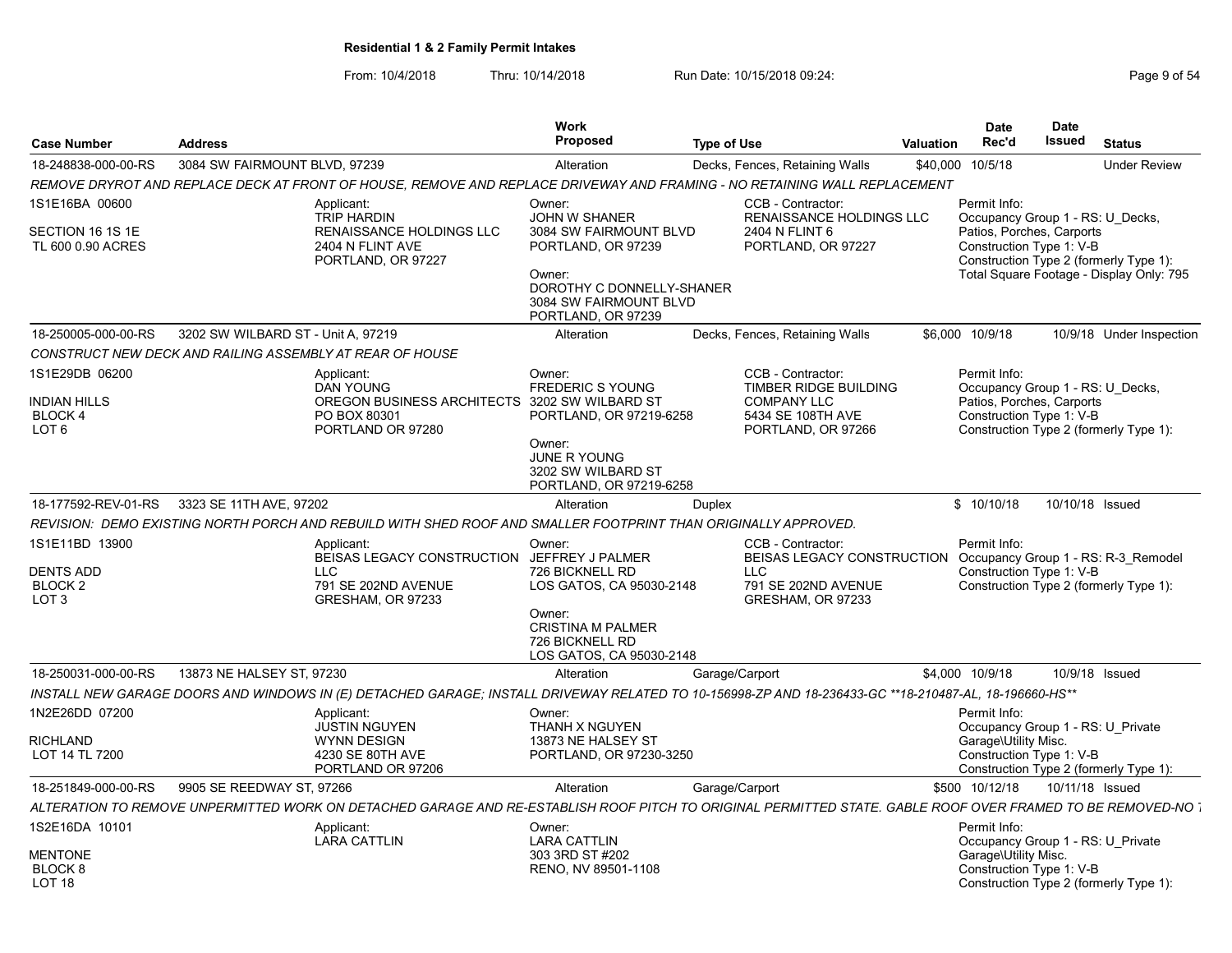# Residential 1 & 2 Family Permit Intakes

From: 10/4/2018 Thru: 10/14/2018 Run Date: 10/15/2018 09:24:

| Case Number | Address | Work Proposed | Type of Use | Valuation | Date Rec'd | Date Issued | Status |
|---|---|---|---|---|---|---|---|
| 18-248838-000-00-RS | 3084 SW FAIRMOUNT BLVD, 97239 | Alteration | Decks, Fences, Retaining Walls | $40,000 | 10/5/18 | | Under Review |

*REMOVE DRYROT AND REPLACE DECK AT FRONT OF HOUSE, REMOVE AND REPLACE DRIVEWAY AND FRAMING - NO RETAINING WALL REPLACEMENT*

1S1E16BA 00600

SECTION 16 1S 1E
TL 600 0.90 ACRES

Applicant:
TRIP HARDIN
RENAISSANCE HOLDINGS LLC
2404 N FLINT AVE
PORTLAND, OR 97227

Owner:
JOHN W SHANER
3084 SW FAIRMOUNT BLVD
PORTLAND, OR 97239

Owner:
DOROTHY C DONNELLY-SHANER
3084 SW FAIRMOUNT BLVD
PORTLAND, OR 97239

CCB - Contractor:
RENAISSANCE HOLDINGS LLC
2404 N FLINT 6
PORTLAND, OR 97227

Permit Info:
Occupancy Group 1 - RS: U_Decks, Patios, Porches, Carports
Construction Type 1: V-B
Construction Type 2 (formerly Type 1):
Total Square Footage - Display Only: 795

---

| Case Number | Address | Work Proposed | Type of Use | Valuation | Date Rec'd | Date Issued | Status |
|---|---|---|---|---|---|---|---|
| 18-250005-000-00-RS | 3202 SW WILBARD ST - Unit A, 97219 | Alteration | Decks, Fences, Retaining Walls | $6,000 | 10/9/18 | 10/9/18 | Under Inspection |

*CONSTRUCT NEW DECK AND RAILING ASSEMBLY AT REAR OF HOUSE*

1S1E29DB 06200

INDIAN HILLS
BLOCK 4
LOT 6

Applicant:
DAN YOUNG
OREGON BUSINESS ARCHITECTS
PO BOX 80301
PORTLAND OR 97280

Owner:
FREDERIC S YOUNG
3202 SW WILBARD ST
PORTLAND, OR 97219-6258

Owner:
JUNE R YOUNG
3202 SW WILBARD ST
PORTLAND, OR 97219-6258

CCB - Contractor:
TIMBER RIDGE BUILDING COMPANY LLC
5434 SE 108TH AVE
PORTLAND, OR 97266

Permit Info:
Occupancy Group 1 - RS: U_Decks, Patios, Porches, Carports
Construction Type 1: V-B
Construction Type 2 (formerly Type 1):

---

| Case Number | Address | Work Proposed | Type of Use | Valuation | Date Rec'd | Date Issued | Status |
|---|---|---|---|---|---|---|---|
| 18-177592-REV-01-RS | 3323 SE 11TH AVE, 97202 | Alteration | Duplex | $ | 10/10/18 | 10/10/18 | Issued |

*REVISION: DEMO EXISTING NORTH PORCH AND REBUILD WITH SHED ROOF AND SMALLER FOOTPRINT THAN ORIGINALLY APPROVED.*

1S1E11BD 13900

DENTS ADD
BLOCK 2
LOT 3

Applicant:
BEISAS LEGACY CONSTRUCTION LLC
791 SE 202ND AVENUE
GRESHAM, OR 97233

Owner:
JEFFREY J PALMER
726 BICKNELL RD
LOS GATOS, CA 95030-2148

Owner:
CRISTINA M PALMER
726 BICKNELL RD
LOS GATOS, CA 95030-2148

CCB - Contractor:
BEISAS LEGACY CONSTRUCTION LLC
791 SE 202ND AVENUE
GRESHAM, OR 97233

Permit Info:
Occupancy Group 1 - RS: R-3_Remodel
Construction Type 1: V-B
Construction Type 2 (formerly Type 1):

---

| Case Number | Address | Work Proposed | Type of Use | Valuation | Date Rec'd | Date Issued | Status |
|---|---|---|---|---|---|---|---|
| 18-250031-000-00-RS | 13873 NE HALSEY ST, 97230 | Alteration | Garage/Carport | $4,000 | 10/9/18 | 10/9/18 | Issued |

*INSTALL NEW GARAGE DOORS AND WINDOWS IN (E) DETACHED GARAGE; INSTALL DRIVEWAY RELATED TO 10-156998-ZP AND 18-236433-GC **18-210487-AL, 18-196660-HS***

1N2E26DD 07200

RICHLAND
LOT 14 TL 7200

Applicant:
JUSTIN NGUYEN
WYNN DESIGN
4230 SE 80TH AVE
PORTLAND OR 97206

Owner:
THANH X NGUYEN
13873 NE HALSEY ST
PORTLAND, OR 97230-3250

Permit Info:
Occupancy Group 1 - RS: U_Private Garage\Utility Misc.
Construction Type 1: V-B
Construction Type 2 (formerly Type 1):

---

| Case Number | Address | Work Proposed | Type of Use | Valuation | Date Rec'd | Date Issued | Status |
|---|---|---|---|---|---|---|---|
| 18-251849-000-00-RS | 9905 SE REEDWAY ST, 97266 | Alteration | Garage/Carport | $500 | 10/12/18 | 10/11/18 | Issued |

*ALTERATION TO REMOVE UNPERMITTED WORK ON DETACHED GARAGE AND RE-ESTABLISH ROOF PITCH TO ORIGINAL PERMITTED STATE. GABLE ROOF OVER FRAMED TO BE REMOVED-NO 1*

1S2E16DA 10101

MENTONE
BLOCK 8
LOT 18

Applicant:
LARA CATTLIN

Owner:
LARA CATTLIN
303 3RD ST #202
RENO, NV 89501-1108

Permit Info:
Occupancy Group 1 - RS: U_Private Garage\Utility Misc.
Construction Type 1: V-B
Construction Type 2 (formerly Type 1):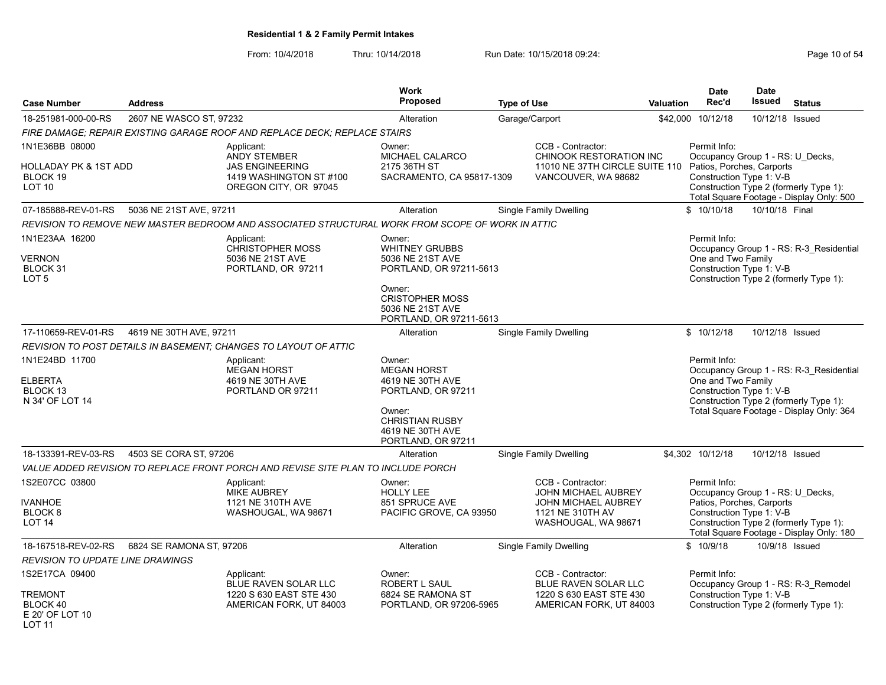**Residential 1 & 2 Family Permit Intakes**

From: 10/4/2018 Thru: 10/14/2018 Run Date: 10/15/2018 09:24:

| Case Number | Address | Work Proposed | Type of Use | Valuation | Date Rec'd | Date Issued | Status |
|---|---|---|---|---|---|---|---|
| 18-251981-000-00-RS | 2607 NE WASCO ST, 97232 | Alteration | Garage/Carport | $42,000 | 10/12/18 | 10/12/18 | Issued |
| 07-185888-REV-01-RS | 5036 NE 21ST AVE, 97211 | Alteration | Single Family Dwelling | $ | 10/10/18 | 10/10/18 | Final |
| 17-110659-REV-01-RS | 4619 NE 30TH AVE, 97211 | Alteration | Single Family Dwelling | $ | 10/12/18 | 10/12/18 | Issued |
| 18-133391-REV-03-RS | 4503 SE CORA ST, 97206 | Alteration | Single Family Dwelling | $4,302 | 10/12/18 | 10/12/18 | Issued |
| 18-167518-REV-02-RS | 6824 SE RAMONA ST, 97206 | Alteration | Single Family Dwelling | $ | 10/9/18 | 10/9/18 | Issued |

**18-251981-000-00-RS** — 2607 NE WASCO ST, 97232

*FIRE DAMAGE; REPAIR EXISTING GARAGE ROOF AND REPLACE DECK; REPLACE STAIRS*

- 1N1E36BB 08000, HOLLADAY PK & 1ST ADD, BLOCK 19, LOT 10
- Applicant: ANDY STEMBER, JAS ENGINEERING, 1419 WASHINGTON ST #100, OREGON CITY, OR 97045
- Owner: MICHAEL CALARCO, 2175 36TH ST, SACRAMENTO, CA 95817-1309
- CCB - Contractor: CHINOOK RESTORATION INC, 11010 NE 37TH CIRCLE SUITE 110, VANCOUVER, WA 98682
- Permit Info: Occupancy Group 1 - RS: U_Decks, Patios, Porches, Carports; Construction Type 1: V-B; Construction Type 2 (formerly Type 1):; Total Square Footage - Display Only: 500

**07-185888-REV-01-RS** — 5036 NE 21ST AVE, 97211

*REVISION TO REMOVE NEW MASTER BEDROOM AND ASSOCIATED STRUCTURAL WORK FROM SCOPE OF WORK IN ATTIC*

- 1N1E23AA 16200, VERNON, BLOCK 31, LOT 5
- Applicant: CHRISTOPHER MOSS, 5036 NE 21ST AVE, PORTLAND, OR 97211
- Owner: WHITNEY GRUBBS, 5036 NE 21ST AVE, PORTLAND, OR 97211-5613
- Owner: CRISTOPHER MOSS, 5036 NE 21ST AVE, PORTLAND, OR 97211-5613
- Permit Info: Occupancy Group 1 - RS: R-3_Residential One and Two Family; Construction Type 1: V-B; Construction Type 2 (formerly Type 1):

**17-110659-REV-01-RS** — 4619 NE 30TH AVE, 97211

*REVISION TO POST DETAILS IN BASEMENT; CHANGES TO LAYOUT OF ATTIC*

- 1N1E24BD 11700, ELBERTA, BLOCK 13, N 34' OF LOT 14
- Applicant: MEGAN HORST, 4619 NE 30TH AVE, PORTLAND OR 97211
- Owner: MEGAN HORST, 4619 NE 30TH AVE, PORTLAND, OR 97211
- Owner: CHRISTIAN RUSBY, 4619 NE 30TH AVE, PORTLAND, OR 97211
- Permit Info: Occupancy Group 1 - RS: R-3_Residential One and Two Family; Construction Type 1: V-B; Construction Type 2 (formerly Type 1):; Total Square Footage - Display Only: 364

**18-133391-REV-03-RS** — 4503 SE CORA ST, 97206

*VALUE ADDED REVISION TO REPLACE FRONT PORCH AND REVISE SITE PLAN TO INCLUDE PORCH*

- 1S2E07CC 03800, IVANHOE, BLOCK 8, LOT 14
- Applicant: MIKE AUBREY, 1121 NE 310TH AVE, WASHOUGAL, WA 98671
- Owner: HOLLY LEE, 851 SPRUCE AVE, PACIFIC GROVE, CA 93950
- CCB - Contractor: JOHN MICHAEL AUBREY, JOHN MICHAEL AUBREY, 1121 NE 310TH AV, WASHOUGAL, WA 98671
- Permit Info: Occupancy Group 1 - RS: U_Decks, Patios, Porches, Carports; Construction Type 1: V-B; Construction Type 2 (formerly Type 1):; Total Square Footage - Display Only: 180

**18-167518-REV-02-RS** — 6824 SE RAMONA ST, 97206

*REVISION TO UPDATE LINE DRAWINGS*

- 1S2E17CA 09400, TREMONT, BLOCK 40, E 20' OF LOT 10, LOT 11
- Applicant: BLUE RAVEN SOLAR LLC, 1220 S 630 EAST STE 430, AMERICAN FORK, UT 84003
- Owner: ROBERT L SAUL, 6824 SE RAMONA ST, PORTLAND, OR 97206-5965
- CCB - Contractor: BLUE RAVEN SOLAR LLC, 1220 S 630 EAST STE 430, AMERICAN FORK, UT 84003
- Permit Info: Occupancy Group 1 - RS: R-3_Remodel; Construction Type 1: V-B; Construction Type 2 (formerly Type 1):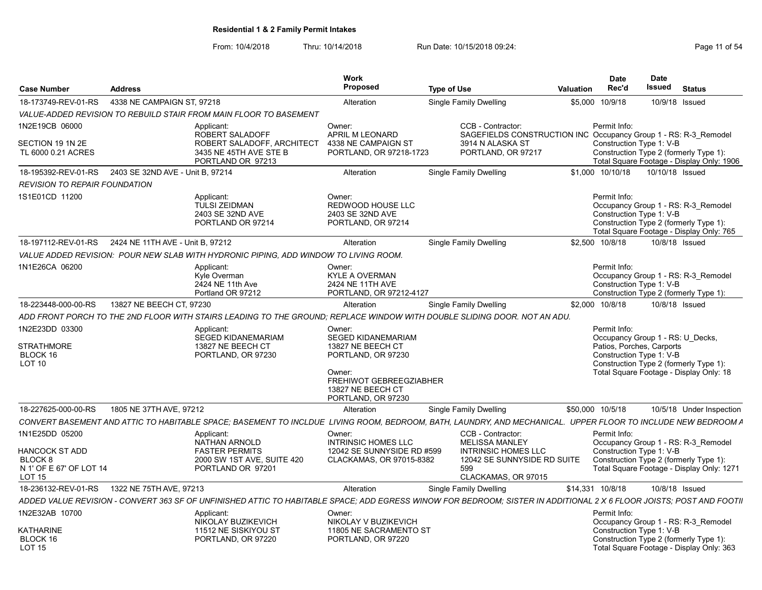# Residential 1 & 2 Family Permit Intakes

From: 10/4/2018 Thru: 10/14/2018 Run Date: 10/15/2018 09:24:

| Case Number | Address | Work Proposed | Type of Use | Valuation | Date Rec'd | Date Issued | Status |
|---|---|---|---|---|---|---|---|
| 18-173749-REV-01-RS | 4338 NE CAMPAIGN ST, 97218 | Alteration | Single Family Dwelling | $5,000 | 10/9/18 | 10/9/18 | Issued |

*VALUE-ADDED REVISION TO REBUILD STAIR FROM MAIN FLOOR TO BASEMENT*

1N2E19CB 06000
SECTION 19 1N 2E
TL 6000 0.21 ACRES

Applicant: ROBERT SALADOFF, ROBERT SALADOFF, ARCHITECT, 3435 NE 45TH AVE STE B, PORTLAND OR 97213

Owner: APRIL M LEONARD, 4338 NE CAMPAIGN ST, PORTLAND, OR 97218-1723

CCB - Contractor: SAGEFIELDS CONSTRUCTION INC, 3914 N ALASKA ST, PORTLAND, OR 97217

Permit Info: Occupancy Group 1 - RS: R-3_Remodel; Construction Type 1: V-B; Construction Type 2 (formerly Type 1):; Total Square Footage - Display Only: 1906

| Case Number | Address | Work Proposed | Type of Use | Valuation | Date Rec'd | Date Issued | Status |
|---|---|---|---|---|---|---|---|
| 18-195392-REV-01-RS | 2403 SE 32ND AVE - Unit B, 97214 | Alteration | Single Family Dwelling | $1,000 | 10/10/18 | 10/10/18 | Issued |

*REVISION TO REPAIR FOUNDATION*

1S1E01CD 11200

Applicant: TULSI ZEIDMAN, 2403 SE 32ND AVE, PORTLAND OR 97214

Owner: REDWOOD HOUSE LLC, 2403 SE 32ND AVE, PORTLAND, OR 97214

Permit Info: Occupancy Group 1 - RS: R-3_Remodel; Construction Type 1: V-B; Construction Type 2 (formerly Type 1):; Total Square Footage - Display Only: 765

| Case Number | Address | Work Proposed | Type of Use | Valuation | Date Rec'd | Date Issued | Status |
|---|---|---|---|---|---|---|---|
| 18-197112-REV-01-RS | 2424 NE 11TH AVE - Unit B, 97212 | Alteration | Single Family Dwelling | $2,500 | 10/8/18 | 10/8/18 | Issued |

*VALUE ADDED REVISION: POUR NEW SLAB WITH HYDRONIC PIPING, ADD WINDOW TO LIVING ROOM.*

1N1E26CA 06200

Applicant: Kyle Overman, 2424 NE 11th Ave, Portland OR 97212

Owner: KYLE A OVERMAN, 2424 NE 11TH AVE, PORTLAND, OR 97212-4127

Permit Info: Occupancy Group 1 - RS: R-3_Remodel; Construction Type 1: V-B; Construction Type 2 (formerly Type 1):

| Case Number | Address | Work Proposed | Type of Use | Valuation | Date Rec'd | Date Issued | Status |
|---|---|---|---|---|---|---|---|
| 18-223448-000-00-RS | 13827 NE BEECH CT, 97230 | Alteration | Single Family Dwelling | $2,000 | 10/8/18 | 10/8/18 | Issued |

*ADD FRONT PORCH TO THE 2ND FLOOR WITH STAIRS LEADING TO THE GROUND; REPLACE WINDOW WITH DOUBLE SLIDING DOOR. NOT AN ADU.*

1N2E23DD 03300
STRATHMORE
BLOCK 16
LOT 10

Applicant: SEGED KIDANEMARIAM, 13827 NE BEECH CT, PORTLAND, OR 97230

Owner: SEGED KIDANEMARIAM, 13827 NE BEECH CT, PORTLAND, OR 97230

Owner: FREHIWOT GEBREEGZIABHER, 13827 NE BEECH CT, PORTLAND, OR 97230

Permit Info: Occupancy Group 1 - RS: U_Decks, Patios, Porches, Carports; Construction Type 1: V-B; Construction Type 2 (formerly Type 1):; Total Square Footage - Display Only: 18

| Case Number | Address | Work Proposed | Type of Use | Valuation | Date Rec'd | Date Issued | Status |
|---|---|---|---|---|---|---|---|
| 18-227625-000-00-RS | 1805 NE 37TH AVE, 97212 | Alteration | Single Family Dwelling | $50,000 | 10/5/18 | 10/5/18 | Under Inspection |

*CONVERT BASEMENT AND ATTIC TO HABITABLE SPACE; BASEMENT TO INCLDUE LIVING ROOM, BEDROOM, BATH, LAUNDRY, AND MECHANICAL. UPPER FLOOR TO INCLUDE NEW BEDROOM A*

1N1E25DD 05200
HANCOCK ST ADD
BLOCK 8
N 1' OF E 67' OF LOT 14
LOT 15

Applicant: NATHAN ARNOLD, FASTER PERMITS, 2000 SW 1ST AVE, SUITE 420, PORTLAND OR 97201

Owner: INTRINSIC HOMES LLC, 12042 SE SUNNYSIDE RD #599, CLACKAMAS, OR 97015-8382

CCB - Contractor: MELISSA MANLEY, INTRINSIC HOMES LLC, 12042 SE SUNNYSIDE RD SUITE 599, CLACKAMAS, OR 97015

Permit Info: Occupancy Group 1 - RS: R-3_Remodel; Construction Type 1: V-B; Construction Type 2 (formerly Type 1):; Total Square Footage - Display Only: 1271

| Case Number | Address | Work Proposed | Type of Use | Valuation | Date Rec'd | Date Issued | Status |
|---|---|---|---|---|---|---|---|
| 18-236132-REV-01-RS | 1322 NE 75TH AVE, 97213 | Alteration | Single Family Dwelling | $14,331 | 10/8/18 | 10/8/18 | Issued |

*ADDED VALUE REVISION - CONVERT 363 SF OF UNFINISHED ATTIC TO HABITABLE SPACE; ADD EGRESS WINOW FOR BEDROOM; SISTER IN ADDITIONAL 2 X 6 FLOOR JOISTS; POST AND FOOTI*

1N2E32AB 10700
KATHARINE
BLOCK 16
LOT 15

Applicant: NIKOLAY BUZIKEVICH, 11512 NE SISKIYOU ST, PORTLAND, OR 97220

Owner: NIKOLAY V BUZIKEVICH, 11805 NE SACRAMENTO ST, PORTLAND, OR 97220

Permit Info: Occupancy Group 1 - RS: R-3_Remodel; Construction Type 1: V-B; Construction Type 2 (formerly Type 1):; Total Square Footage - Display Only: 363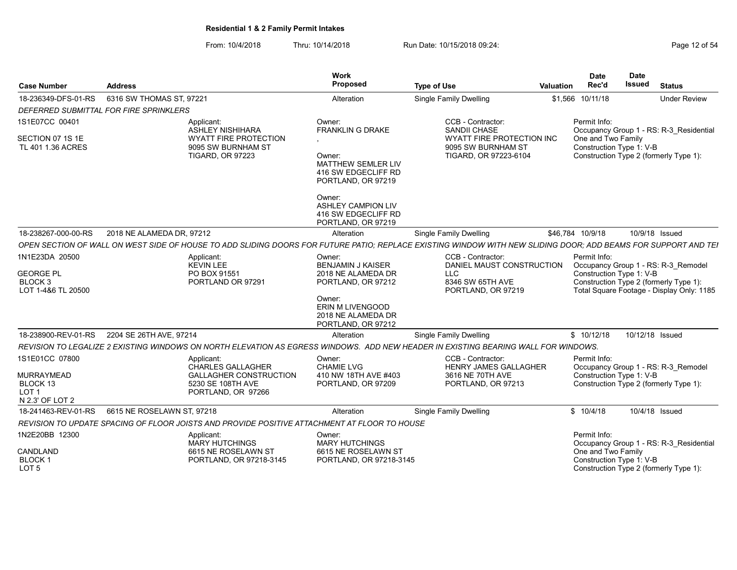**Residential 1 & 2 Family Permit Intakes**

From: 10/4/2018 Thru: 10/14/2018 Run Date: 10/15/2018 09:24:

| Case Number | Address | Work Proposed | Type of Use | Valuation | Date Rec'd | Date Issued | Status |
|---|---|---|---|---|---|---|---|
| 18-236349-DFS-01-RS | 6316 SW THOMAS ST, 97221 | Alteration | Single Family Dwelling | $1,566 | 10/11/18 | | Under Review |

*DEFERRED SUBMITTAL FOR FIRE SPRINKLERS*

1S1E07CC 00401
SECTION 07 1S 1E
TL 401 1.36 ACRES

Applicant:
ASHLEY NISHIHARA
WYATT FIRE PROTECTION
9095 SW BURNHAM ST
TIGARD, OR 97223

Owner:
FRANKLIN G DRAKE
,

Owner:
MATTHEW SEMLER LIV
416 SW EDGECLIFF RD
PORTLAND, OR 97219

Owner:
ASHLEY CAMPION LIV
416 SW EDGECLIFF RD
PORTLAND, OR 97219

CCB - Contractor:
SANDII CHASE
WYATT FIRE PROTECTION INC
9095 SW BURNHAM ST
TIGARD, OR 97223-6104

Permit Info:
Occupancy Group 1 - RS: R-3_Residential One and Two Family
Construction Type 1: V-B
Construction Type 2 (formerly Type 1):

| Case Number | Address | Work Proposed | Type of Use | Valuation | Date Rec'd | Date Issued | Status |
|---|---|---|---|---|---|---|---|
| 18-238267-000-00-RS | 2018 NE ALAMEDA DR, 97212 | Alteration | Single Family Dwelling | $46,784 | 10/9/18 | 10/9/18 | Issued |

*OPEN SECTION OF WALL ON WEST SIDE OF HOUSE TO ADD SLIDING DOORS FOR FUTURE PATIO; REPLACE EXISTING WINDOW WITH NEW SLIDING DOOR; ADD BEAMS FOR SUPPORT AND TEI*

1N1E23DA 20500
GEORGE PL
BLOCK 3
LOT 1-4&6 TL 20500

Applicant:
KEVIN LEE
PO BOX 91551
PORTLAND OR 97291

Owner:
BENJAMIN J KAISER
2018 NE ALAMEDA DR
PORTLAND, OR 97212

Owner:
ERIN M LIVENGOOD
2018 NE ALAMEDA DR
PORTLAND, OR 97212

CCB - Contractor:
DANIEL MAUST CONSTRUCTION LLC
8346 SW 65TH AVE
PORTLAND, OR 97219

Permit Info:
Occupancy Group 1 - RS: R-3_Remodel
Construction Type 1: V-B
Construction Type 2 (formerly Type 1):
Total Square Footage - Display Only: 1185

| Case Number | Address | Work Proposed | Type of Use | Valuation | Date Rec'd | Date Issued | Status |
|---|---|---|---|---|---|---|---|
| 18-238900-REV-01-RS | 2204 SE 26TH AVE, 97214 | Alteration | Single Family Dwelling | $ | 10/12/18 | 10/12/18 | Issued |

*REVISION TO LEGALIZE 2 EXISTING WINDOWS ON NORTH ELEVATION AS EGRESS WINDOWS. ADD NEW HEADER IN EXISTING BEARING WALL FOR WINDOWS.*

1S1E01CC 07800
MURRAYMEAD
BLOCK 13
LOT 1
N 2.3' OF LOT 2

Applicant:
CHARLES GALLAGHER
GALLAGHER CONSTRUCTION
5230 SE 108TH AVE
PORTLAND, OR 97266

Owner:
CHAMIE LVG
410 NW 18TH AVE #403
PORTLAND, OR 97209

CCB - Contractor:
HENRY JAMES GALLAGHER
3616 NE 70TH AVE
PORTLAND, OR 97213

Permit Info:
Occupancy Group 1 - RS: R-3_Remodel
Construction Type 1: V-B
Construction Type 2 (formerly Type 1):

| Case Number | Address | Work Proposed | Type of Use | Valuation | Date Rec'd | Date Issued | Status |
|---|---|---|---|---|---|---|---|
| 18-241463-REV-01-RS | 6615 NE ROSELAWN ST, 97218 | Alteration | Single Family Dwelling | $ | 10/4/18 | 10/4/18 | Issued |

*REVISION TO UPDATE SPACING OF FLOOR JOISTS AND PROVIDE POSITIVE ATTACHMENT AT FLOOR TO HOUSE*

1N2E20BB 12300
CANDLAND
BLOCK 1
LOT 5

Applicant:
MARY HUTCHINGS
6615 NE ROSELAWN ST
PORTLAND, OR 97218-3145

Owner:
MARY HUTCHINGS
6615 NE ROSELAWN ST
PORTLAND, OR 97218-3145

Permit Info:
Occupancy Group 1 - RS: R-3_Residential One and Two Family
Construction Type 1: V-B
Construction Type 2 (formerly Type 1):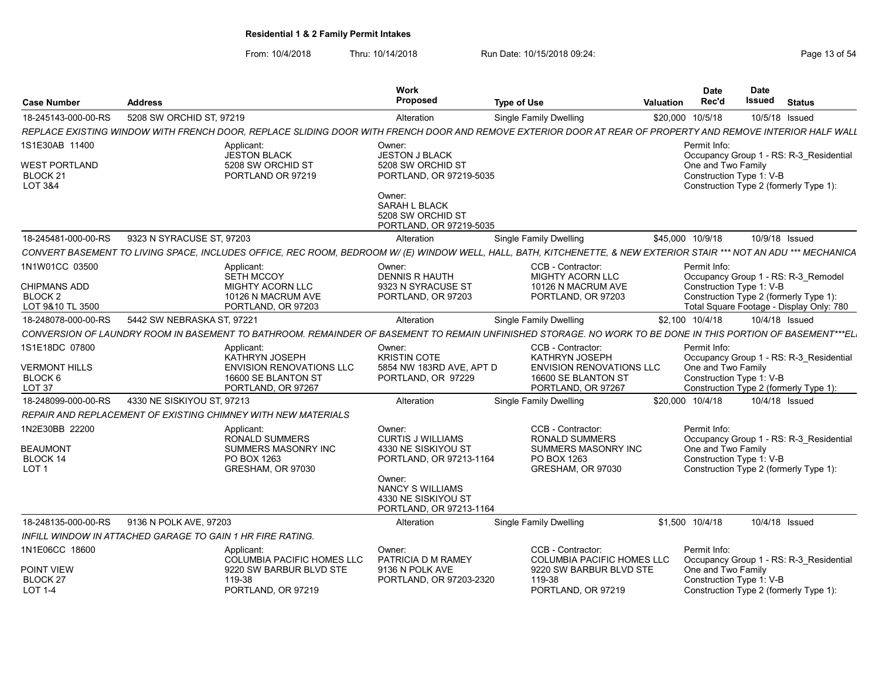**Residential 1 & 2 Family Permit Intakes**

From: 10/4/2018 Thru: 10/14/2018 Run Date: 10/15/2018 09:24:

| Case Number | Address | | Work Proposed | Type of Use | | Valuation | Date Rec'd | Date Issued | Status |
|---|---|---|---|---|---|---|---|---|---|
| 18-245143-000-00-RS | 5208 SW ORCHID ST, 97219 | | Alteration | Single Family Dwelling | | $20,000 | 10/5/18 | 10/5/18 | Issued |
| REPLACE EXISTING WINDOW WITH FRENCH DOOR, REPLACE SLIDING DOOR WITH FRENCH DOOR AND REMOVE EXTERIOR DOOR AT REAR OF PROPERTY AND REMOVE INTERIOR HALF WALL | | | | | | | | | |
| 1S1E30AB 11400<br><br>WEST PORTLAND<br>BLOCK 21<br>LOT 3&4 | | Applicant:<br>JESTON BLACK<br>5208 SW ORCHID ST<br>PORTLAND OR 97219 | Owner:<br>JESTON J BLACK<br>5208 SW ORCHID ST<br>PORTLAND, OR 97219-5035<br><br>Owner:<br>SARAH L BLACK<br>5208 SW ORCHID ST<br>PORTLAND, OR 97219-5035 | | | | Permit Info:<br>Occupancy Group 1 - RS: R-3_Residential One and Two Family<br>Construction Type 1: V-B<br>Construction Type 2 (formerly Type 1): | | |
| 18-245481-000-00-RS | 9323 N SYRACUSE ST, 97203 | | Alteration | Single Family Dwelling | | $45,000 | 10/9/18 | 10/9/18 | Issued |
| CONVERT BASEMENT TO LIVING SPACE, INCLUDES OFFICE, REC ROOM, BEDROOM W/ (E) WINDOW WELL, HALL, BATH, KITCHENETTE, & NEW EXTERIOR STAIR *** NOT AN ADU *** MECHANICA | | | | | | | | | |
| 1N1W01CC 03500<br><br>CHIPMANS ADD<br>BLOCK 2<br>LOT 9&10 TL 3500 | | Applicant:<br>SETH MCCOY<br>MIGHTY ACORN LLC<br>10126 N MACRUM AVE<br>PORTLAND, OR 97203 | Owner:<br>DENNIS R HAUTH<br>9323 N SYRACUSE ST<br>PORTLAND, OR 97203 | | CCB - Contractor:<br>MIGHTY ACORN LLC<br>10126 N MACRUM AVE<br>PORTLAND, OR 97203 | | Permit Info:<br>Occupancy Group 1 - RS: R-3_Remodel<br>Construction Type 1: V-B<br>Construction Type 2 (formerly Type 1):<br>Total Square Footage - Display Only: 780 | | |
| 18-248078-000-00-RS | 5442 SW NEBRASKA ST, 97221 | | Alteration | Single Family Dwelling | | $2,100 | 10/4/18 | 10/4/18 | Issued |
| CONVERSION OF LAUNDRY ROOM IN BASEMENT TO BATHROOM. REMAINDER OF BASEMENT TO REMAIN UNFINISHED STORAGE. NO WORK TO BE DONE IN THIS PORTION OF BASEMENT***ELI | | | | | | | | | |
| 1S1E18DC 07800<br><br>VERMONT HILLS<br>BLOCK 6<br>LOT 37 | | Applicant:<br>KATHRYN JOSEPH<br>ENVISION RENOVATIONS LLC<br>16600 SE BLANTON ST<br>PORTLAND, OR 97267 | Owner:<br>KRISTIN COTE<br>5854 NW 183RD AVE, APT D<br>PORTLAND, OR 97229 | | CCB - Contractor:<br>KATHRYN JOSEPH<br>ENVISION RENOVATIONS LLC<br>16600 SE BLANTON ST<br>PORTLAND, OR 97267 | | Permit Info:<br>Occupancy Group 1 - RS: R-3_Residential One and Two Family<br>Construction Type 1: V-B<br>Construction Type 2 (formerly Type 1): | | |
| 18-248099-000-00-RS | 4330 NE SISKIYOU ST, 97213 | | Alteration | Single Family Dwelling | | $20,000 | 10/4/18 | 10/4/18 | Issued |
| REPAIR AND REPLACEMENT OF EXISTING CHIMNEY WITH NEW MATERIALS | | | | | | | | | |
| 1N2E30BB 22200<br><br>BEAUMONT<br>BLOCK 14<br>LOT 1 | | Applicant:<br>RONALD SUMMERS<br>SUMMERS MASONRY INC<br>PO BOX 1263<br>GRESHAM, OR 97030 | Owner:<br>CURTIS J WILLIAMS<br>4330 NE SISKIYOU ST<br>PORTLAND, OR 97213-1164<br><br>Owner:<br>NANCY S WILLIAMS<br>4330 NE SISKIYOU ST<br>PORTLAND, OR 97213-1164 | | CCB - Contractor:<br>RONALD SUMMERS<br>SUMMERS MASONRY INC<br>PO BOX 1263<br>GRESHAM, OR 97030 | | Permit Info:<br>Occupancy Group 1 - RS: R-3_Residential One and Two Family<br>Construction Type 1: V-B<br>Construction Type 2 (formerly Type 1): | | |
| 18-248135-000-00-RS | 9136 N POLK AVE, 97203 | | Alteration | Single Family Dwelling | | $1,500 | 10/4/18 | 10/4/18 | Issued |
| INFILL WINDOW IN ATTACHED GARAGE TO GAIN 1 HR FIRE RATING. | | | | | | | | | |
| 1N1E06CC 18600<br><br>POINT VIEW<br>BLOCK 27<br>LOT 1-4 | | Applicant:<br>COLUMBIA PACIFIC HOMES LLC<br>9220 SW BARBUR BLVD STE 119-38<br>PORTLAND, OR 97219 | Owner:<br>PATRICIA D M RAMEY<br>9136 N POLK AVE<br>PORTLAND, OR 97203-2320 | | CCB - Contractor:<br>COLUMBIA PACIFIC HOMES LLC<br>9220 SW BARBUR BLVD STE 119-38<br>PORTLAND, OR 97219 | | Permit Info:<br>Occupancy Group 1 - RS: R-3_Residential One and Two Family<br>Construction Type 1: V-B<br>Construction Type 2 (formerly Type 1): | | |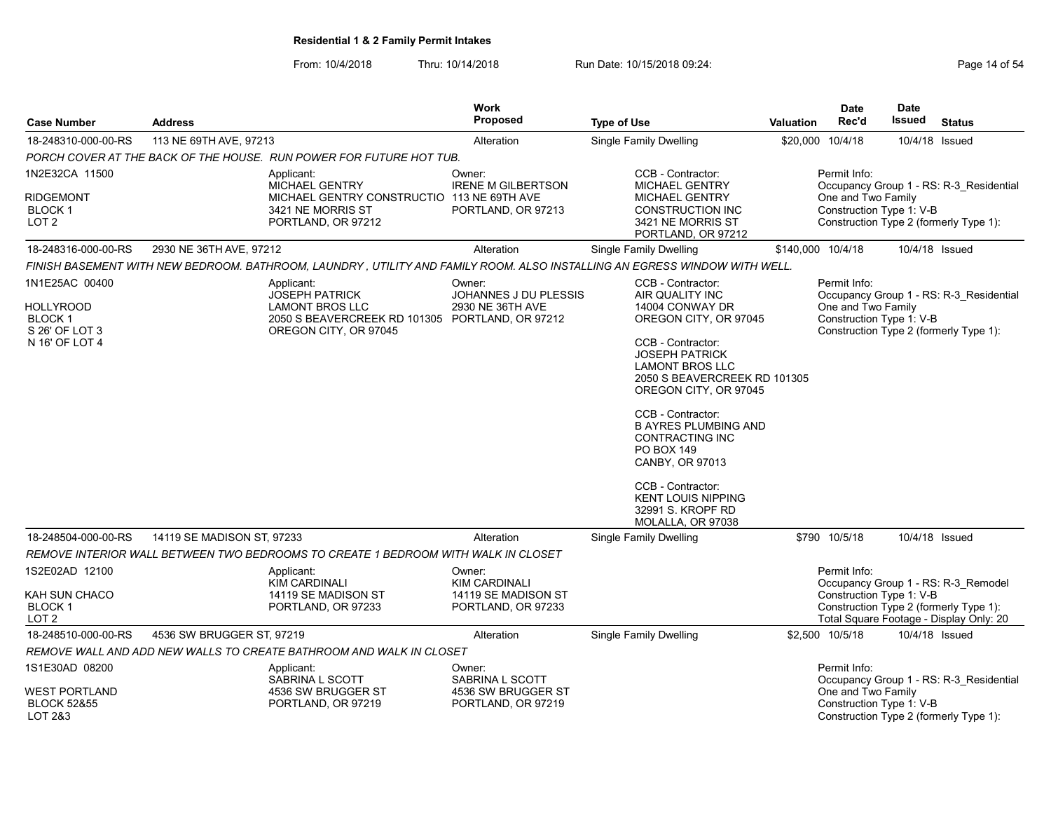# Residential 1 & 2 Family Permit Intakes

From: 10/4/2018 Thru: 10/14/2018 Run Date: 10/15/2018 09:24:

| Case Number | Address | Work Proposed | Type of Use | Valuation | Date Rec'd | Date Issued | Status |
|---|---|---|---|---|---|---|---|
| 18-248310-000-00-RS | 113 NE 69TH AVE, 97213 | Alteration | Single Family Dwelling | $20,000 | 10/4/18 | 10/4/18 | Issued |

*PORCH COVER AT THE BACK OF THE HOUSE. RUN POWER FOR FUTURE HOT TUB.*

1N2E32CA 11500
RIDGEMONT
BLOCK 1
LOT 2

Applicant:
MICHAEL GENTRY
MICHAEL GENTRY CONSTRUCTIO
3421 NE MORRIS ST
PORTLAND, OR 97212

Owner:
IRENE M GILBERTSON
113 NE 69TH AVE
PORTLAND, OR 97213

CCB - Contractor:
MICHAEL GENTRY
MICHAEL GENTRY
CONSTRUCTION INC
3421 NE MORRIS ST
PORTLAND, OR 97212

Permit Info:
Occupancy Group 1 - RS: R-3_Residential One and Two Family
Construction Type 1: V-B
Construction Type 2 (formerly Type 1):

| Case Number | Address | Work Proposed | Type of Use | Valuation | Date Rec'd | Date Issued | Status |
|---|---|---|---|---|---|---|---|
| 18-248316-000-00-RS | 2930 NE 36TH AVE, 97212 | Alteration | Single Family Dwelling | $140,000 | 10/4/18 | 10/4/18 | Issued |

*FINISH BASEMENT WITH NEW BEDROOM. BATHROOM, LAUNDRY , UTILITY AND FAMILY ROOM. ALSO INSTALLING AN EGRESS WINDOW WITH WELL.*

1N1E25AC 00400
HOLLYROOD
BLOCK 1
S 26' OF LOT 3
N 16' OF LOT 4

Applicant:
JOSEPH PATRICK
LAMONT BROS LLC
2050 S BEAVERCREEK RD 101305
OREGON CITY, OR 97045

Owner:
JOHANNES J DU PLESSIS
2930 NE 36TH AVE
PORTLAND, OR 97212

CCB - Contractor:
AIR QUALITY INC
14004 CONWAY DR
OREGON CITY, OR 97045

CCB - Contractor:
JOSEPH PATRICK
LAMONT BROS LLC
2050 S BEAVERCREEK RD 101305
OREGON CITY, OR 97045

CCB - Contractor:
B AYRES PLUMBING AND CONTRACTING INC
PO BOX 149
CANBY, OR 97013

CCB - Contractor:
KENT LOUIS NIPPING
32991 S. KROPF RD
MOLALLA, OR 97038

Permit Info:
Occupancy Group 1 - RS: R-3_Residential One and Two Family
Construction Type 1: V-B
Construction Type 2 (formerly Type 1):

| Case Number | Address | Work Proposed | Type of Use | Valuation | Date Rec'd | Date Issued | Status |
|---|---|---|---|---|---|---|---|
| 18-248504-000-00-RS | 14119 SE MADISON ST, 97233 | Alteration | Single Family Dwelling | $790 | 10/5/18 | 10/4/18 | Issued |

*REMOVE INTERIOR WALL BETWEEN TWO BEDROOMS TO CREATE 1 BEDROOM WITH WALK IN CLOSET*

1S2E02AD 12100
KAH SUN CHACO
BLOCK 1
LOT 2

Applicant:
KIM CARDINALI
14119 SE MADISON ST
PORTLAND, OR 97233

Owner:
KIM CARDINALI
14119 SE MADISON ST
PORTLAND, OR 97233

Permit Info:
Occupancy Group 1 - RS: R-3_Remodel
Construction Type 1: V-B
Construction Type 2 (formerly Type 1):
Total Square Footage - Display Only: 20

| Case Number | Address | Work Proposed | Type of Use | Valuation | Date Rec'd | Date Issued | Status |
|---|---|---|---|---|---|---|---|
| 18-248510-000-00-RS | 4536 SW BRUGGER ST, 97219 | Alteration | Single Family Dwelling | $2,500 | 10/5/18 | 10/4/18 | Issued |

*REMOVE WALL AND ADD NEW WALLS TO CREATE BATHROOM AND WALK IN CLOSET*

1S1E30AD 08200
WEST PORTLAND
BLOCK 52&55
LOT 2&3

Applicant:
SABRINA L SCOTT
4536 SW BRUGGER ST
PORTLAND, OR 97219

Owner:
SABRINA L SCOTT
4536 SW BRUGGER ST
PORTLAND, OR 97219

Permit Info:
Occupancy Group 1 - RS: R-3_Residential One and Two Family
Construction Type 1: V-B
Construction Type 2 (formerly Type 1):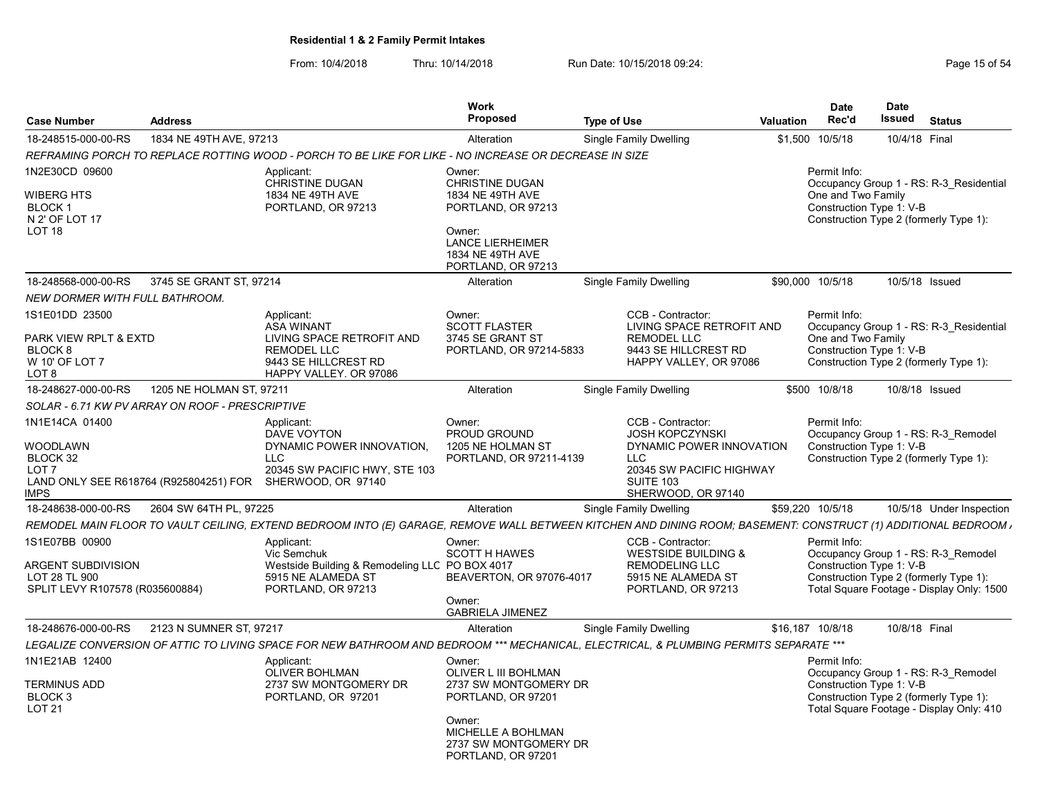**Residential 1 & 2 Family Permit Intakes**

From: 10/4/2018 Thru: 10/14/2018 Run Date: 10/15/2018 09:24:

| Case Number | Address | Work Proposed | Type of Use | Valuation | Date Rec'd | Date Issued | Status |
|---|---|---|---|---|---|---|---|
| 18-248515-000-00-RS | 1834 NE 49TH AVE, 97213 | Alteration | Single Family Dwelling | $1,500 | 10/5/18 | 10/4/18 | Final |

*REFRAMING PORCH TO REPLACE ROTTING WOOD - PORCH TO BE LIKE FOR LIKE - NO INCREASE OR DECREASE IN SIZE*

1N2E30CD 09600
WIBERG HTS
BLOCK 1
N 2' OF LOT 17
LOT 18

Applicant:
CHRISTINE DUGAN
1834 NE 49TH AVE
PORTLAND, OR 97213

Owner:
CHRISTINE DUGAN
1834 NE 49TH AVE
PORTLAND, OR 97213

Owner:
LANCE LIERHEIMER
1834 NE 49TH AVE
PORTLAND, OR 97213

Permit Info:
Occupancy Group 1 - RS: R-3_Residential One and Two Family
Construction Type 1: V-B
Construction Type 2 (formerly Type 1):

| Case Number | Address | Work Proposed | Type of Use | Valuation | Date Rec'd | Date Issued | Status |
|---|---|---|---|---|---|---|---|
| 18-248568-000-00-RS | 3745 SE GRANT ST, 97214 | Alteration | Single Family Dwelling | $90,000 | 10/5/18 | 10/5/18 | Issued |

*NEW DORMER WITH FULL BATHROOM.*

1S1E01DD 23500
PARK VIEW RPLT & EXTD
BLOCK 8
W 10' OF LOT 7
LOT 8

Applicant:
ASA WINANT
LIVING SPACE RETROFIT AND REMODEL LLC
9443 SE HILLCREST RD
HAPPY VALLEY. OR 97086

Owner:
SCOTT FLASTER
3745 SE GRANT ST
PORTLAND, OR 97214-5833

CCB - Contractor:
LIVING SPACE RETROFIT AND REMODEL LLC
9443 SE HILLCREST RD
HAPPY VALLEY, OR 97086

Permit Info:
Occupancy Group 1 - RS: R-3_Residential One and Two Family
Construction Type 1: V-B
Construction Type 2 (formerly Type 1):

| Case Number | Address | Work Proposed | Type of Use | Valuation | Date Rec'd | Date Issued | Status |
|---|---|---|---|---|---|---|---|
| 18-248627-000-00-RS | 1205 NE HOLMAN ST, 97211 | Alteration | Single Family Dwelling | $500 | 10/8/18 | 10/8/18 | Issued |

*SOLAR - 6.71 KW PV ARRAY ON ROOF - PRESCRIPTIVE*

1N1E14CA 01400
WOODLAWN
BLOCK 32
LOT 7
LAND ONLY SEE R618764 (R925804251) FOR IMPS

Applicant:
DAVE VOYTON
DYNAMIC POWER INNOVATION, LLC
20345 SW PACIFIC HWY, STE 103
SHERWOOD, OR 97140

Owner:
PROUD GROUND
1205 NE HOLMAN ST
PORTLAND, OR 97211-4139

CCB - Contractor:
JOSH KOPCZYNSKI
DYNAMIC POWER INNOVATION LLC
20345 SW PACIFIC HIGHWAY SUITE 103
SHERWOOD, OR 97140

Permit Info:
Occupancy Group 1 - RS: R-3_Remodel
Construction Type 1: V-B
Construction Type 2 (formerly Type 1):

| Case Number | Address | Work Proposed | Type of Use | Valuation | Date Rec'd | Date Issued | Status |
|---|---|---|---|---|---|---|---|
| 18-248638-000-00-RS | 2604 SW 64TH PL, 97225 | Alteration | Single Family Dwelling | $59,220 | 10/5/18 | 10/5/18 | Under Inspection |

*REMODEL MAIN FLOOR TO VAULT CEILING, EXTEND BEDROOM INTO (E) GARAGE, REMOVE WALL BETWEEN KITCHEN AND DINING ROOM; BASEMENT: CONSTRUCT (1) ADDITIONAL BEDROOM*

1S1E07BB 00900
ARGENT SUBDIVISION
LOT 28 TL 900
SPLIT LEVY R107578 (R035600884)

Applicant:
Vic Semchuk
Westside Building & Remodeling LLC
5915 NE ALAMEDA ST
PORTLAND, OR 97213

Owner:
SCOTT H HAWES
PO BOX 4017
BEAVERTON, OR 97076-4017

Owner:
GABRIELA JIMENEZ

CCB - Contractor:
WESTSIDE BUILDING & REMODELING LLC
5915 NE ALAMEDA ST
PORTLAND, OR 97213

Permit Info:
Occupancy Group 1 - RS: R-3_Remodel
Construction Type 1: V-B
Construction Type 2 (formerly Type 1):
Total Square Footage - Display Only: 1500

| Case Number | Address | Work Proposed | Type of Use | Valuation | Date Rec'd | Date Issued | Status |
|---|---|---|---|---|---|---|---|
| 18-248676-000-00-RS | 2123 N SUMNER ST, 97217 | Alteration | Single Family Dwelling | $16,187 | 10/8/18 | 10/8/18 | Final |

*LEGALIZE CONVERSION OF ATTIC TO LIVING SPACE FOR NEW BATHROOM AND BEDROOM *** MECHANICAL, ELECTRICAL, & PLUMBING PERMITS SEPARATE ****

1N1E21AB 12400
TERMINUS ADD
BLOCK 3
LOT 21

Applicant:
OLIVER BOHLMAN
2737 SW MONTGOMERY DR
PORTLAND, OR 97201

Owner:
OLIVER L III BOHLMAN
2737 SW MONTGOMERY DR
PORTLAND, OR 97201

Owner:
MICHELLE A BOHLMAN
2737 SW MONTGOMERY DR
PORTLAND, OR 97201

Permit Info:
Occupancy Group 1 - RS: R-3_Remodel
Construction Type 1: V-B
Construction Type 2 (formerly Type 1):
Total Square Footage - Display Only: 410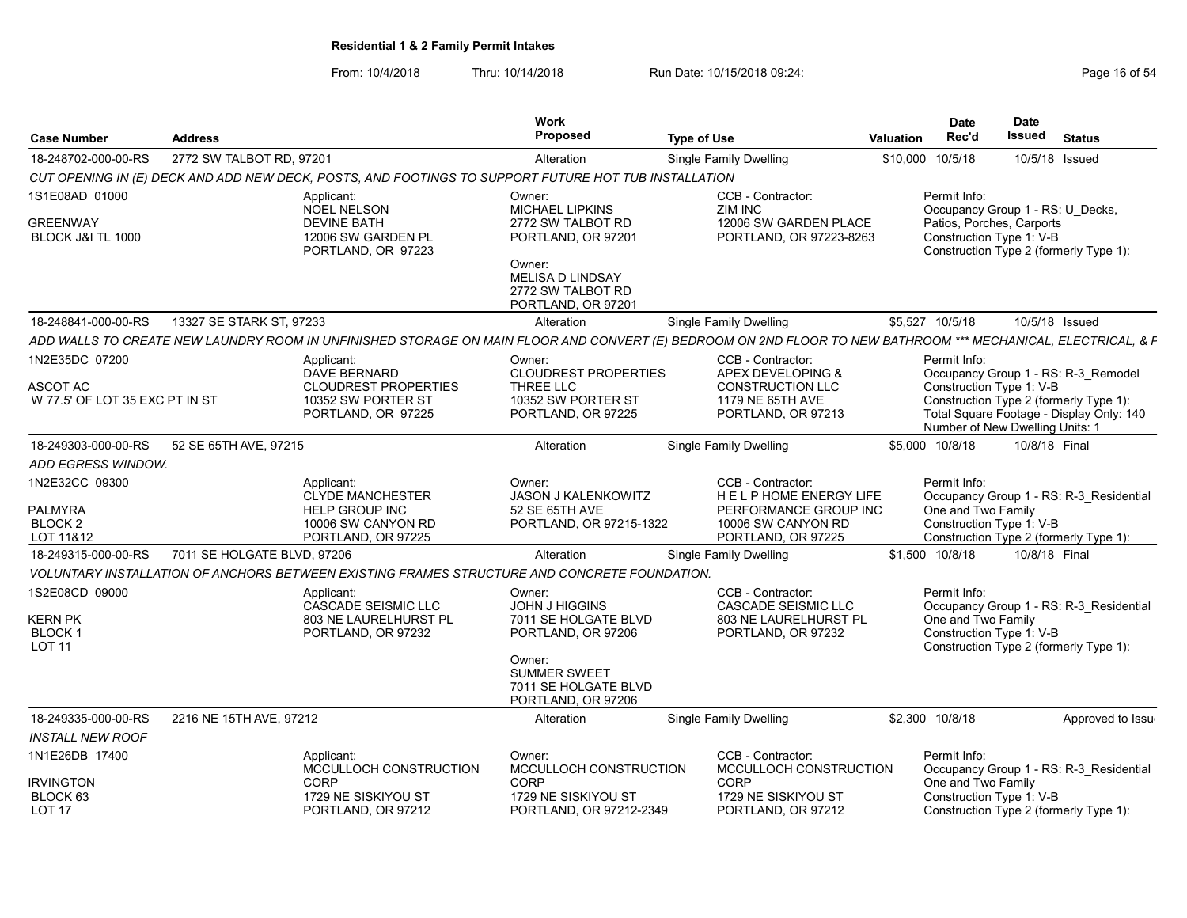# Residential 1 & 2 Family Permit Intakes

From: 10/4/2018 Thru: 10/14/2018 Run Date: 10/15/2018 09:24:

| Case Number | Address | Work Proposed | Type of Use | Valuation | Date Rec'd | Date Issued | Status |
|---|---|---|---|---|---|---|---|
| 18-248702-000-00-RS | 2772 SW TALBOT RD, 97201 | Alteration | Single Family Dwelling | $10,000 | 10/5/18 | 10/5/18 | Issued |

*CUT OPENING IN (E) DECK AND ADD NEW DECK, POSTS, AND FOOTINGS TO SUPPORT FUTURE HOT TUB INSTALLATION*

1S1E08AD 01000
GREENWAY
BLOCK J&I TL 1000

Applicant: NOEL NELSON, DEVINE BATH, 12006 SW GARDEN PL, PORTLAND, OR 97223

Owner: MICHAEL LIPKINS, 2772 SW TALBOT RD, PORTLAND, OR 97201
Owner: MELISA D LINDSAY, 2772 SW TALBOT RD, PORTLAND, OR 97201

CCB - Contractor: ZIM INC, 12006 SW GARDEN PLACE, PORTLAND, OR 97223-8263

Permit Info: Occupancy Group 1 - RS: U_Decks, Patios, Porches, Carports; Construction Type 1: V-B; Construction Type 2 (formerly Type 1):

| Case Number | Address | Work Proposed | Type of Use | Valuation | Date Rec'd | Date Issued | Status |
|---|---|---|---|---|---|---|---|
| 18-248841-000-00-RS | 13327 SE STARK ST, 97233 | Alteration | Single Family Dwelling | $5,527 | 10/5/18 | 10/5/18 | Issued |

*ADD WALLS TO CREATE NEW LAUNDRY ROOM IN UNFINISHED STORAGE ON MAIN FLOOR AND CONVERT (E) BEDROOM ON 2ND FLOOR TO NEW BATHROOM *** MECHANICAL, ELECTRICAL, & F*

1N2E35DC 07200
ASCOT AC
W 77.5' OF LOT 35 EXC PT IN ST

Applicant: DAVE BERNARD, CLOUDREST PROPERTIES, 10352 SW PORTER ST, PORTLAND, OR 97225

Owner: CLOUDREST PROPERTIES THREE LLC, 10352 SW PORTER ST, PORTLAND, OR 97225

CCB - Contractor: APEX DEVELOPING & CONSTRUCTION LLC, 1179 NE 65TH AVE, PORTLAND, OR 97213

Permit Info: Occupancy Group 1 - RS: R-3_Remodel; Construction Type 1: V-B; Construction Type 2 (formerly Type 1):; Total Square Footage - Display Only: 140; Number of New Dwelling Units: 1

| Case Number | Address | Work Proposed | Type of Use | Valuation | Date Rec'd | Date Issued | Status |
|---|---|---|---|---|---|---|---|
| 18-249303-000-00-RS | 52 SE 65TH AVE, 97215 | Alteration | Single Family Dwelling | $5,000 | 10/8/18 | 10/8/18 | Final |

*ADD EGRESS WINDOW.*

1N2E32CC 09300
PALMYRA
BLOCK 2
LOT 11&12

Applicant: CLYDE MANCHESTER, HELP GROUP INC, 10006 SW CANYON RD, PORTLAND, OR 97225

Owner: JASON J KALENKOWITZ, 52 SE 65TH AVE, PORTLAND, OR 97215-1322

CCB - Contractor: H E L P HOME ENERGY LIFE PERFORMANCE GROUP INC, 10006 SW CANYON RD, PORTLAND, OR 97225

Permit Info: Occupancy Group 1 - RS: R-3_Residential One and Two Family; Construction Type 1: V-B; Construction Type 2 (formerly Type 1):

| Case Number | Address | Work Proposed | Type of Use | Valuation | Date Rec'd | Date Issued | Status |
|---|---|---|---|---|---|---|---|
| 18-249315-000-00-RS | 7011 SE HOLGATE BLVD, 97206 | Alteration | Single Family Dwelling | $1,500 | 10/8/18 | 10/8/18 | Final |

*VOLUNTARY INSTALLATION OF ANCHORS BETWEEN EXISTING FRAMES STRUCTURE AND CONCRETE FOUNDATION.*

1S2E08CD 09000
KERN PK
BLOCK 1
LOT 11

Applicant: CASCADE SEISMIC LLC, 803 NE LAURELHURST PL, PORTLAND, OR 97232

Owner: JOHN J HIGGINS, 7011 SE HOLGATE BLVD, PORTLAND, OR 97206
Owner: SUMMER SWEET, 7011 SE HOLGATE BLVD, PORTLAND, OR 97206

CCB - Contractor: CASCADE SEISMIC LLC, 803 NE LAURELHURST PL, PORTLAND, OR 97232

Permit Info: Occupancy Group 1 - RS: R-3_Residential One and Two Family; Construction Type 1: V-B; Construction Type 2 (formerly Type 1):

| Case Number | Address | Work Proposed | Type of Use | Valuation | Date Rec'd | Date Issued | Status |
|---|---|---|---|---|---|---|---|
| 18-249335-000-00-RS | 2216 NE 15TH AVE, 97212 | Alteration | Single Family Dwelling | $2,300 | 10/8/18 | | Approved to Issue |

*INSTALL NEW ROOF*

1N1E26DB 17400
IRVINGTON
BLOCK 63
LOT 17

Applicant: MCCULLOCH CONSTRUCTION CORP, 1729 NE SISKIYOU ST, PORTLAND, OR 97212

Owner: MCCULLOCH CONSTRUCTION CORP, 1729 NE SISKIYOU ST, PORTLAND, OR 97212-2349

CCB - Contractor: MCCULLOCH CONSTRUCTION CORP, 1729 NE SISKIYOU ST, PORTLAND, OR 97212

Permit Info: Occupancy Group 1 - RS: R-3_Residential One and Two Family; Construction Type 1: V-B; Construction Type 2 (formerly Type 1):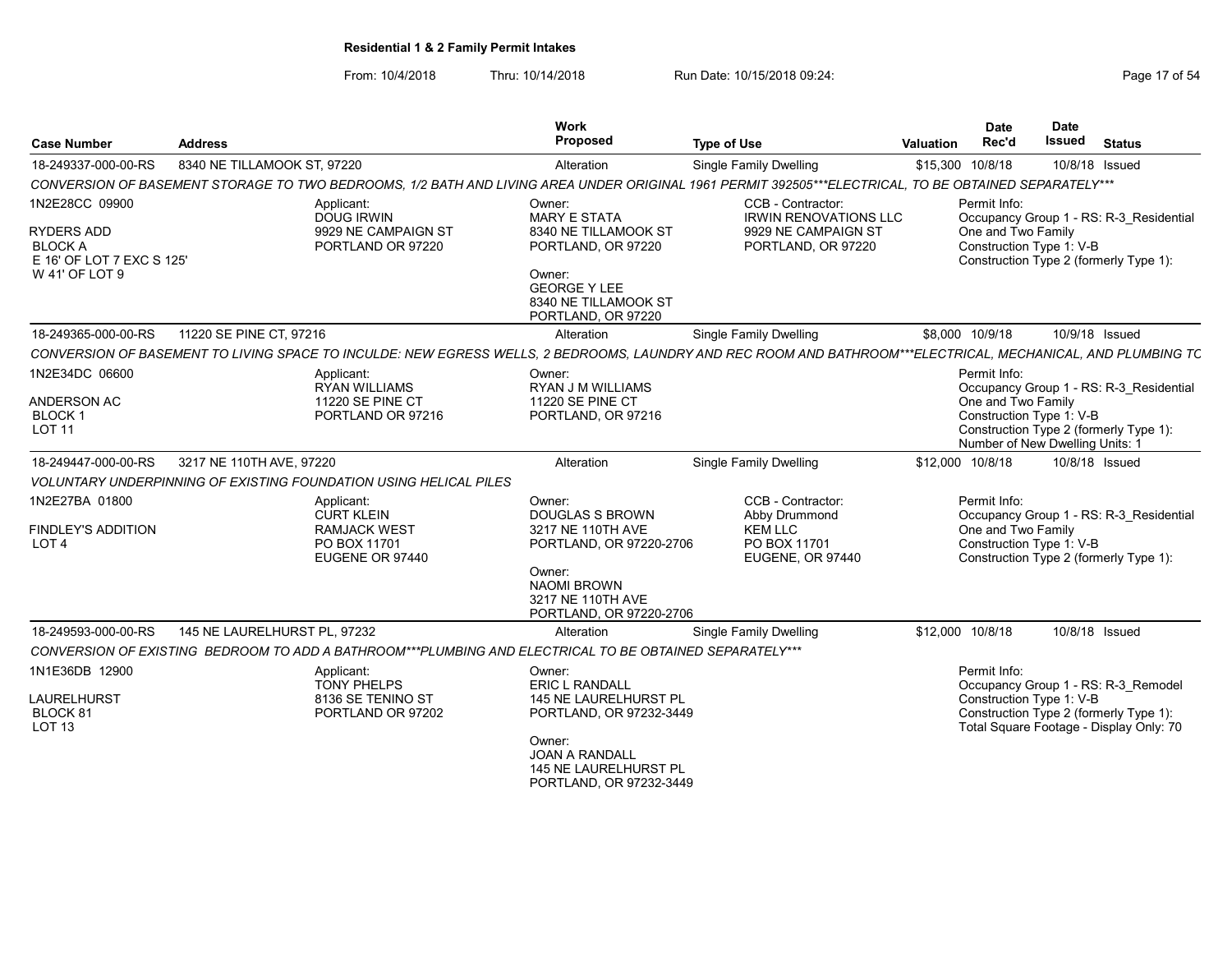**Residential 1 & 2 Family Permit Intakes**

From: 10/4/2018 Thru: 10/14/2018 Run Date: 10/15/2018 09:24:

| Case Number | Address | Work Proposed | Type of Use | Valuation | Date Rec'd | Date Issued | Status |
|---|---|---|---|---|---|---|---|
| 18-249337-000-00-RS | 8340 NE TILLAMOOK ST, 97220 | Alteration | Single Family Dwelling | $15,300 | 10/8/18 | 10/8/18 | Issued |

*CONVERSION OF BASEMENT STORAGE TO TWO BEDROOMS, 1/2 BATH AND LIVING AREA UNDER ORIGINAL 1961 PERMIT 392505***ELECTRICAL, TO BE OBTAINED SEPARATELY****

1N2E28CC 09900
RYDERS ADD
BLOCK A
E 16' OF LOT 7 EXC S 125'
W 41' OF LOT 9

Applicant:
DOUG IRWIN
9929 NE CAMPAIGN ST
PORTLAND OR 97220

Owner:
MARY E STATA
8340 NE TILLAMOOK ST
PORTLAND, OR 97220

Owner:
GEORGE Y LEE
8340 NE TILLAMOOK ST
PORTLAND, OR 97220

CCB - Contractor:
IRWIN RENOVATIONS LLC
9929 NE CAMPAIGN ST
PORTLAND, OR 97220

Permit Info:
Occupancy Group 1 - RS: R-3_Residential One and Two Family
Construction Type 1: V-B
Construction Type 2 (formerly Type 1):

| Case Number | Address | Work Proposed | Type of Use | Valuation | Date Rec'd | Date Issued | Status |
|---|---|---|---|---|---|---|---|
| 18-249365-000-00-RS | 11220 SE PINE CT, 97216 | Alteration | Single Family Dwelling | $8,000 | 10/9/18 | 10/9/18 | Issued |

*CONVERSION OF BASEMENT TO LIVING SPACE TO INCULDE: NEW EGRESS WELLS, 2 BEDROOMS, LAUNDRY AND REC ROOM AND BATHROOM***ELECTRICAL, MECHANICAL, AND PLUMBING TC*

1N2E34DC 06600
ANDERSON AC
BLOCK 1
LOT 11

Applicant:
RYAN WILLIAMS
11220 SE PINE CT
PORTLAND OR 97216

Owner:
RYAN J M WILLIAMS
11220 SE PINE CT
PORTLAND, OR 97216

Permit Info:
Occupancy Group 1 - RS: R-3_Residential One and Two Family
Construction Type 1: V-B
Construction Type 2 (formerly Type 1):
Number of New Dwelling Units: 1

| Case Number | Address | Work Proposed | Type of Use | Valuation | Date Rec'd | Date Issued | Status |
|---|---|---|---|---|---|---|---|
| 18-249447-000-00-RS | 3217 NE 110TH AVE, 97220 | Alteration | Single Family Dwelling | $12,000 | 10/8/18 | 10/8/18 | Issued |

*VOLUNTARY UNDERPINNING OF EXISTING FOUNDATION USING HELICAL PILES*

1N2E27BA 01800
FINDLEY'S ADDITION
LOT 4

Applicant:
CURT KLEIN
RAMJACK WEST
PO BOX 11701
EUGENE OR 97440

Owner:
DOUGLAS S BROWN
3217 NE 110TH AVE
PORTLAND, OR 97220-2706

Owner:
NAOMI BROWN
3217 NE 110TH AVE
PORTLAND, OR 97220-2706

CCB - Contractor:
Abby Drummond
KEM LLC
PO BOX 11701
EUGENE, OR 97440

Permit Info:
Occupancy Group 1 - RS: R-3_Residential One and Two Family
Construction Type 1: V-B
Construction Type 2 (formerly Type 1):

| Case Number | Address | Work Proposed | Type of Use | Valuation | Date Rec'd | Date Issued | Status |
|---|---|---|---|---|---|---|---|
| 18-249593-000-00-RS | 145 NE LAURELHURST PL, 97232 | Alteration | Single Family Dwelling | $12,000 | 10/8/18 | 10/8/18 | Issued |

*CONVERSION OF EXISTING BEDROOM TO ADD A BATHROOM***PLUMBING AND ELECTRICAL TO BE OBTAINED SEPARATELY****

1N1E36DB 12900
LAURELHURST
BLOCK 81
LOT 13

Applicant:
TONY PHELPS
8136 SE TENINO ST
PORTLAND OR 97202

Owner:
ERIC L RANDALL
145 NE LAURELHURST PL
PORTLAND, OR 97232-3449

Owner:
JOAN A RANDALL
145 NE LAURELHURST PL
PORTLAND, OR 97232-3449

Permit Info:
Occupancy Group 1 - RS: R-3_Remodel
Construction Type 1: V-B
Construction Type 2 (formerly Type 1):
Total Square Footage - Display Only: 70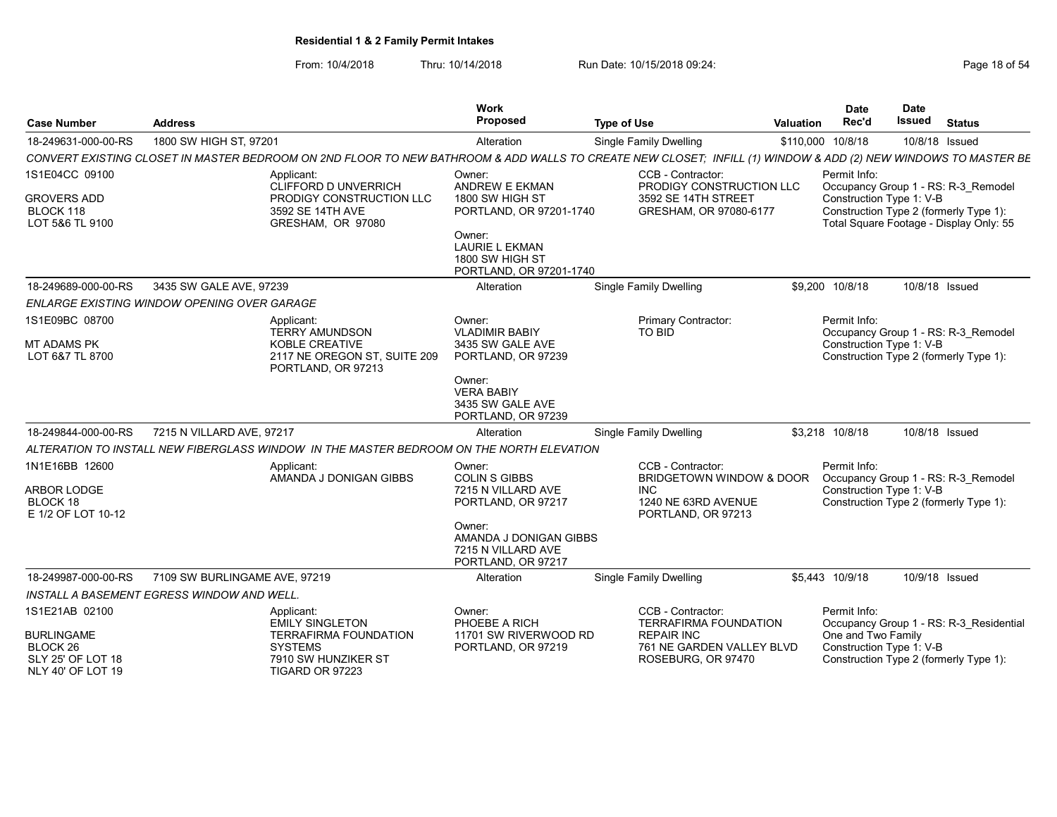**Residential 1 & 2 Family Permit Intakes**

From: 10/4/2018 Thru: 10/14/2018 Run Date: 10/15/2018 09:24:

| Case Number | Address | Work Proposed | Type of Use | Valuation | Date Rec'd | Date Issued | Status |
|---|---|---|---|---|---|---|---|
| 18-249631-000-00-RS | 1800 SW HIGH ST, 97201 | Alteration | Single Family Dwelling | $110,000 | 10/8/18 | 10/8/18 | Issued |

*CONVERT EXISTING CLOSET IN MASTER BEDROOM ON 2ND FLOOR TO NEW BATHROOM & ADD WALLS TO CREATE NEW CLOSET; INFILL (1) WINDOW & ADD (2) NEW WINDOWS TO MASTER BE*

1S1E04CC 09100
GROVERS ADD
BLOCK 118
LOT 5&6 TL 9100

Applicant:
CLIFFORD D UNVERRICH
PRODIGY CONSTRUCTION LLC
3592 SE 14TH AVE
GRESHAM, OR 97080

Owner:
ANDREW E EKMAN
1800 SW HIGH ST
PORTLAND, OR 97201-1740

Owner:
LAURIE L EKMAN
1800 SW HIGH ST
PORTLAND, OR 97201-1740

CCB - Contractor:
PRODIGY CONSTRUCTION LLC
3592 SE 14TH STREET
GRESHAM, OR 97080-6177

Permit Info:
Occupancy Group 1 - RS: R-3_Remodel
Construction Type 1: V-B
Construction Type 2 (formerly Type 1):
Total Square Footage - Display Only: 55

| Case Number | Address | Work Proposed | Type of Use | Valuation | Date Rec'd | Date Issued | Status |
|---|---|---|---|---|---|---|---|
| 18-249689-000-00-RS | 3435 SW GALE AVE, 97239 | Alteration | Single Family Dwelling | $9,200 | 10/8/18 | 10/8/18 | Issued |

*ENLARGE EXISTING WINDOW OPENING OVER GARAGE*

1S1E09BC 08700
MT ADAMS PK
LOT 6&7 TL 8700

Applicant:
TERRY AMUNDSON
KOBLE CREATIVE
2117 NE OREGON ST, SUITE 209
PORTLAND, OR 97213

Owner:
VLADIMIR BABIY
3435 SW GALE AVE
PORTLAND, OR 97239

Owner:
VERA BABIY
3435 SW GALE AVE
PORTLAND, OR 97239

Primary Contractor:
TO BID

Permit Info:
Occupancy Group 1 - RS: R-3_Remodel
Construction Type 1: V-B
Construction Type 2 (formerly Type 1):

| Case Number | Address | Work Proposed | Type of Use | Valuation | Date Rec'd | Date Issued | Status |
|---|---|---|---|---|---|---|---|
| 18-249844-000-00-RS | 7215 N VILLARD AVE, 97217 | Alteration | Single Family Dwelling | $3,218 | 10/8/18 | 10/8/18 | Issued |

*ALTERATION TO INSTALL NEW FIBERGLASS WINDOW IN THE MASTER BEDROOM ON THE NORTH ELEVATION*

1N1E16BB 12600
ARBOR LODGE
BLOCK 18
E 1/2 OF LOT 10-12

Applicant:
AMANDA J DONIGAN GIBBS

Owner:
COLIN S GIBBS
7215 N VILLARD AVE
PORTLAND, OR 97217

Owner:
AMANDA J DONIGAN GIBBS
7215 N VILLARD AVE
PORTLAND, OR 97217

CCB - Contractor:
BRIDGETOWN WINDOW & DOOR INC
1240 NE 63RD AVENUE
PORTLAND, OR 97213

Permit Info:
Occupancy Group 1 - RS: R-3_Remodel
Construction Type 1: V-B
Construction Type 2 (formerly Type 1):

| Case Number | Address | Work Proposed | Type of Use | Valuation | Date Rec'd | Date Issued | Status |
|---|---|---|---|---|---|---|---|
| 18-249987-000-00-RS | 7109 SW BURLINGAME AVE, 97219 | Alteration | Single Family Dwelling | $5,443 | 10/9/18 | 10/9/18 | Issued |

*INSTALL A BASEMENT EGRESS WINDOW AND WELL.*

1S1E21AB 02100
BURLINGAME
BLOCK 26
SLY 25' OF LOT 18
NLY 40' OF LOT 19

Applicant:
EMILY SINGLETON
TERRAFIRMA FOUNDATION SYSTEMS
7910 SW HUNZIKER ST
TIGARD OR 97223

Owner:
PHOEBE A RICH
11701 SW RIVERWOOD RD
PORTLAND, OR 97219

CCB - Contractor:
TERRAFIRMA FOUNDATION REPAIR INC
761 NE GARDEN VALLEY BLVD
ROSEBURG, OR 97470

Permit Info:
Occupancy Group 1 - RS: R-3_Residential One and Two Family
Construction Type 1: V-B
Construction Type 2 (formerly Type 1):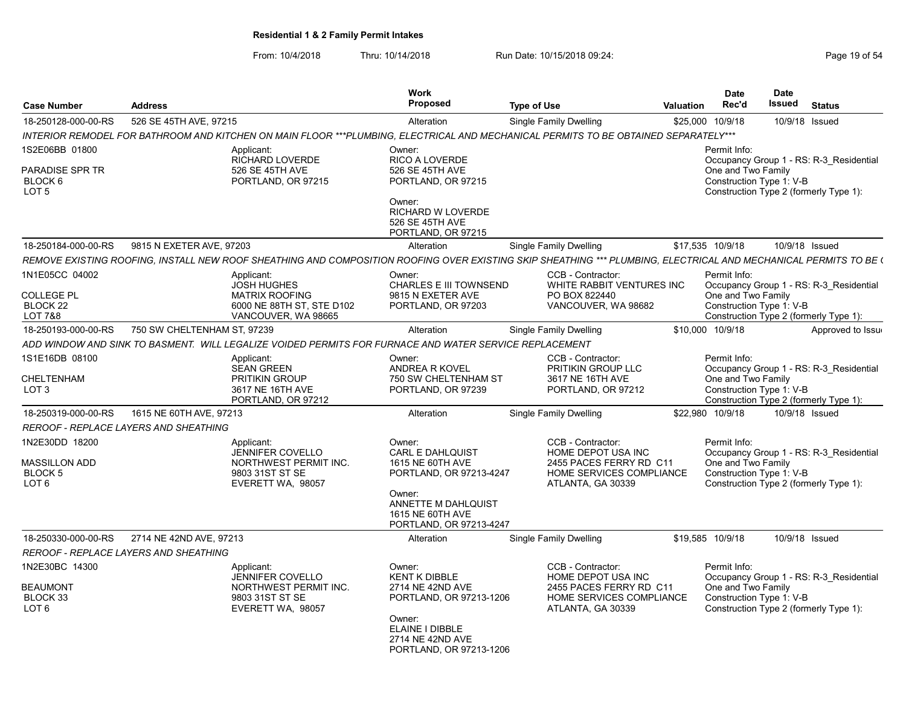**Residential 1 & 2 Family Permit Intakes**

From: 10/4/2018 Thru: 10/14/2018 Run Date: 10/15/2018 09:24:

| Case Number | Address | Work Proposed | Type of Use | Valuation | Date Rec'd | Date Issued | Status |
|---|---|---|---|---|---|---|---|
| 18-250128-000-00-RS | 526 SE 45TH AVE, 97215 | Alteration | Single Family Dwelling | $25,000 | 10/9/18 | 10/9/18 | Issued |

*INTERIOR REMODEL FOR BATHROOM AND KITCHEN ON MAIN FLOOR ***PLUMBING, ELECTRICAL AND MECHANICAL PERMITS TO BE OBTAINED SEPARATELY****

1S2E06BB 01800
PARADISE SPR TR
BLOCK 6
LOT 5

Applicant:
RICHARD LOVERDE
526 SE 45TH AVE
PORTLAND, OR 97215

Owner:
RICO A LOVERDE
526 SE 45TH AVE
PORTLAND, OR 97215

Owner:
RICHARD W LOVERDE
526 SE 45TH AVE
PORTLAND, OR 97215

Permit Info:
Occupancy Group 1 - RS: R-3_Residential One and Two Family
Construction Type 1: V-B
Construction Type 2 (formerly Type 1):

---

| Case Number | Address | Work Proposed | Type of Use | Valuation | Date Rec'd | Date Issued | Status |
|---|---|---|---|---|---|---|---|
| 18-250184-000-00-RS | 9815 N EXETER AVE, 97203 | Alteration | Single Family Dwelling | $17,535 | 10/9/18 | 10/9/18 | Issued |

*REMOVE EXISTING ROOFING, INSTALL NEW ROOF SHEATHING AND COMPOSITION ROOFING OVER EXISTING SKIP SHEATHING *** PLUMBING, ELECTRICAL AND MECHANICAL PERMITS TO BE (*

1N1E05CC 04002
COLLEGE PL
BLOCK 22
LOT 7&8

Applicant:
JOSH HUGHES
MATRIX ROOFING
6000 NE 88TH ST, STE D102
VANCOUVER, WA 98665

Owner:
CHARLES E III TOWNSEND
9815 N EXETER AVE
PORTLAND, OR 97203

CCB - Contractor:
WHITE RABBIT VENTURES INC
PO BOX 822440
VANCOUVER, WA 98682

Permit Info:
Occupancy Group 1 - RS: R-3_Residential One and Two Family
Construction Type 1: V-B
Construction Type 2 (formerly Type 1):

---

| Case Number | Address | Work Proposed | Type of Use | Valuation | Date Rec'd | Date Issued | Status |
|---|---|---|---|---|---|---|---|
| 18-250193-000-00-RS | 750 SW CHELTENHAM ST, 97239 | Alteration | Single Family Dwelling | $10,000 | 10/9/18 | | Approved to Issu |

*ADD WINDOW AND SINK TO BASMENT. WILL LEGALIZE VOIDED PERMITS FOR FURNACE AND WATER SERVICE REPLACEMENT*

1S1E16DB 08100
CHELTENHAM
LOT 3

Applicant:
SEAN GREEN
PRITIKIN GROUP
3617 NE 16TH AVE
PORTLAND, OR 97212

Owner:
ANDREA R KOVEL
750 SW CHELTENHAM ST
PORTLAND, OR 97239

CCB - Contractor:
PRITIKIN GROUP LLC
3617 NE 16TH AVE
PORTLAND, OR 97212

Permit Info:
Occupancy Group 1 - RS: R-3_Residential One and Two Family
Construction Type 1: V-B
Construction Type 2 (formerly Type 1):

---

| Case Number | Address | Work Proposed | Type of Use | Valuation | Date Rec'd | Date Issued | Status |
|---|---|---|---|---|---|---|---|
| 18-250319-000-00-RS | 1615 NE 60TH AVE, 97213 | Alteration | Single Family Dwelling | $22,980 | 10/9/18 | 10/9/18 | Issued |

*REROOF - REPLACE LAYERS AND SHEATHING*

1N2E30DD 18200
MASSILLON ADD
BLOCK 5
LOT 6

Applicant:
JENNIFER COVELLO
NORTHWEST PERMIT INC.
9803 31ST ST SE
EVERETT WA, 98057

Owner:
CARL E DAHLQUIST
1615 NE 60TH AVE
PORTLAND, OR 97213-4247

Owner:
ANNETTE M DAHLQUIST
1615 NE 60TH AVE
PORTLAND, OR 97213-4247

CCB - Contractor:
HOME DEPOT USA INC
2455 PACES FERRY RD C11
HOME SERVICES COMPLIANCE
ATLANTA, GA 30339

Permit Info:
Occupancy Group 1 - RS: R-3_Residential One and Two Family
Construction Type 1: V-B
Construction Type 2 (formerly Type 1):

---

| Case Number | Address | Work Proposed | Type of Use | Valuation | Date Rec'd | Date Issued | Status |
|---|---|---|---|---|---|---|---|
| 18-250330-000-00-RS | 2714 NE 42ND AVE, 97213 | Alteration | Single Family Dwelling | $19,585 | 10/9/18 | 10/9/18 | Issued |

*REROOF - REPLACE LAYERS AND SHEATHING*

1N2E30BC 14300
BEAUMONT
BLOCK 33
LOT 6

Applicant:
JENNIFER COVELLO
NORTHWEST PERMIT INC.
9803 31ST ST SE
EVERETT WA, 98057

Owner:
KENT K DIBBLE
2714 NE 42ND AVE
PORTLAND, OR 97213-1206

Owner:
ELAINE I DIBBLE
2714 NE 42ND AVE
PORTLAND, OR 97213-1206

CCB - Contractor:
HOME DEPOT USA INC
2455 PACES FERRY RD C11
HOME SERVICES COMPLIANCE
ATLANTA, GA 30339

Permit Info:
Occupancy Group 1 - RS: R-3_Residential One and Two Family
Construction Type 1: V-B
Construction Type 2 (formerly Type 1):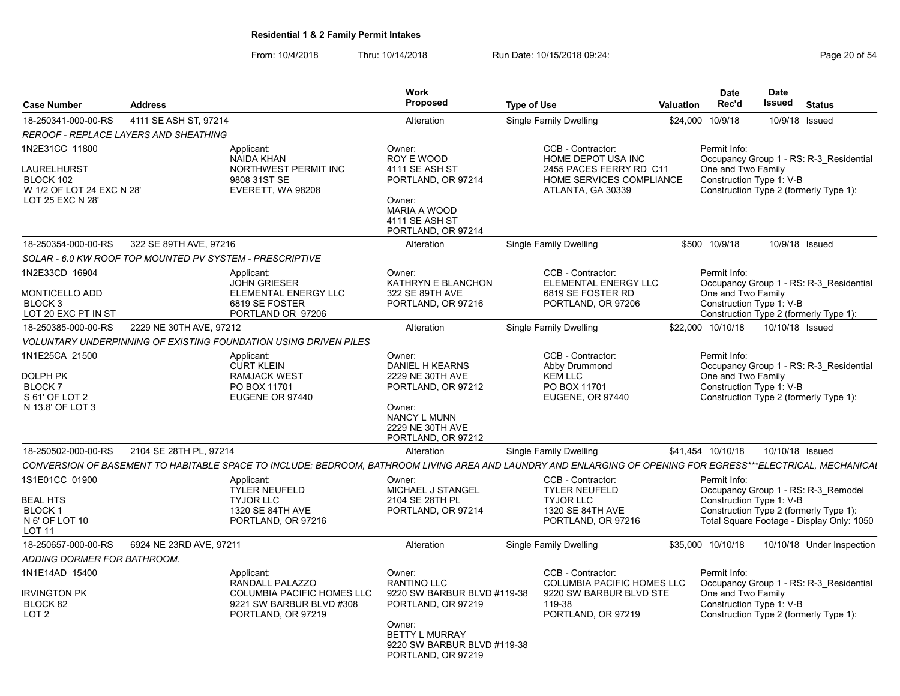## Residential 1 & 2 Family Permit Intakes

From: 10/4/2018 Thru: 10/14/2018 Run Date: 10/15/2018 09:24:

| Case Number | Address | Work Proposed | Type of Use | Valuation | Date Rec'd | Date Issued | Status |
|---|---|---|---|---|---|---|---|
| 18-250341-000-00-RS | 4111 SE ASH ST, 97214 | Alteration | Single Family Dwelling | $24,000 | 10/9/18 | 10/9/18 | Issued |

*REROOF - REPLACE LAYERS AND SHEATHING*

1N2E31CC 11800
LAURELHURST
BLOCK 102
W 1/2 OF LOT 24 EXC N 28'
LOT 25 EXC N 28'

Applicant: NAIDA KHAN, NORTHWEST PERMIT INC, 9808 31ST SE, EVERETT, WA 98208

Owner: ROY E WOOD, 4111 SE ASH ST, PORTLAND, OR 97214
Owner: MARIA A WOOD, 4111 SE ASH ST, PORTLAND, OR 97214

CCB - Contractor: HOME DEPOT USA INC, 2455 PACES FERRY RD C11, HOME SERVICES COMPLIANCE, ATLANTA, GA 30339

Permit Info: Occupancy Group 1 - RS: R-3_Residential One and Two Family; Construction Type 1: V-B; Construction Type 2 (formerly Type 1):

---

| Case Number | Address | Work Proposed | Type of Use | Valuation | Date Rec'd | Date Issued | Status |
|---|---|---|---|---|---|---|---|
| 18-250354-000-00-RS | 322 SE 89TH AVE, 97216 | Alteration | Single Family Dwelling | $500 | 10/9/18 | 10/9/18 | Issued |

*SOLAR - 6.0 KW ROOF TOP MOUNTED PV SYSTEM - PRESCRIPTIVE*

1N2E33CD 16904
MONTICELLO ADD
BLOCK 3
LOT 20 EXC PT IN ST

Applicant: JOHN GRIESER, ELEMENTAL ENERGY LLC, 6819 SE FOSTER, PORTLAND OR 97206

Owner: KATHRYN E BLANCHON, 322 SE 89TH AVE, PORTLAND, OR 97216

CCB - Contractor: ELEMENTAL ENERGY LLC, 6819 SE FOSTER RD, PORTLAND, OR 97206

Permit Info: Occupancy Group 1 - RS: R-3_Residential One and Two Family; Construction Type 1: V-B; Construction Type 2 (formerly Type 1):

---

| Case Number | Address | Work Proposed | Type of Use | Valuation | Date Rec'd | Date Issued | Status |
|---|---|---|---|---|---|---|---|
| 18-250385-000-00-RS | 2229 NE 30TH AVE, 97212 | Alteration | Single Family Dwelling | $22,000 | 10/10/18 | 10/10/18 | Issued |

*VOLUNTARY UNDERPINNING OF EXISTING FOUNDATION USING DRIVEN PILES*

1N1E25CA 21500
DOLPH PK
BLOCK 7
S 61' OF LOT 2
N 13.8' OF LOT 3

Applicant: CURT KLEIN, RAMJACK WEST, PO BOX 11701, EUGENE OR 97440

Owner: DANIEL H KEARNS, 2229 NE 30TH AVE, PORTLAND, OR 97212
Owner: NANCY L MUNN, 2229 NE 30TH AVE, PORTLAND, OR 97212

CCB - Contractor: Abby Drummond, KEM LLC, PO BOX 11701, EUGENE, OR 97440

Permit Info: Occupancy Group 1 - RS: R-3_Residential One and Two Family; Construction Type 1: V-B; Construction Type 2 (formerly Type 1):

---

| Case Number | Address | Work Proposed | Type of Use | Valuation | Date Rec'd | Date Issued | Status |
|---|---|---|---|---|---|---|---|
| 18-250502-000-00-RS | 2104 SE 28TH PL, 97214 | Alteration | Single Family Dwelling | $41,454 | 10/10/18 | 10/10/18 | Issued |

*CONVERSION OF BASEMENT TO HABITABLE SPACE TO INCLUDE: BEDROOM, BATHROOM LIVING AREA AND LAUNDRY AND ENLARGING OF OPENING FOR EGRESS***ELECTRICAL, MECHANICAL*

1S1E01CC 01900
BEAL HTS
BLOCK 1
N 6' OF LOT 10
LOT 11

Applicant: TYLER NEUFELD, TYJOR LLC, 1320 SE 84TH AVE, PORTLAND, OR 97216

Owner: MICHAEL J STANGEL, 2104 SE 28TH PL, PORTLAND, OR 97214

CCB - Contractor: TYLER NEUFELD, TYJOR LLC, 1320 SE 84TH AVE, PORTLAND, OR 97216

Permit Info: Occupancy Group 1 - RS: R-3_Remodel; Construction Type 1: V-B; Construction Type 2 (formerly Type 1):; Total Square Footage - Display Only: 1050

---

| Case Number | Address | Work Proposed | Type of Use | Valuation | Date Rec'd | Date Issued | Status |
|---|---|---|---|---|---|---|---|
| 18-250657-000-00-RS | 6924 NE 23RD AVE, 97211 | Alteration | Single Family Dwelling | $35,000 | 10/10/18 | 10/10/18 | Under Inspection |

*ADDING DORMER FOR BATHROOM.*

1N1E14AD 15400
IRVINGTON PK
BLOCK 82
LOT 2

Applicant: RANDALL PALAZZO, COLUMBIA PACIFIC HOMES LLC, 9221 SW BARBUR BLVD #308, PORTLAND, OR 97219

Owner: RANTINO LLC, 9220 SW BARBUR BLVD #119-38, PORTLAND, OR 97219
Owner: BETTY L MURRAY, 9220 SW BARBUR BLVD #119-38, PORTLAND, OR 97219

CCB - Contractor: COLUMBIA PACIFIC HOMES LLC, 9220 SW BARBUR BLVD STE 119-38, PORTLAND, OR 97219

Permit Info: Occupancy Group 1 - RS: R-3_Residential One and Two Family; Construction Type 1: V-B; Construction Type 2 (formerly Type 1):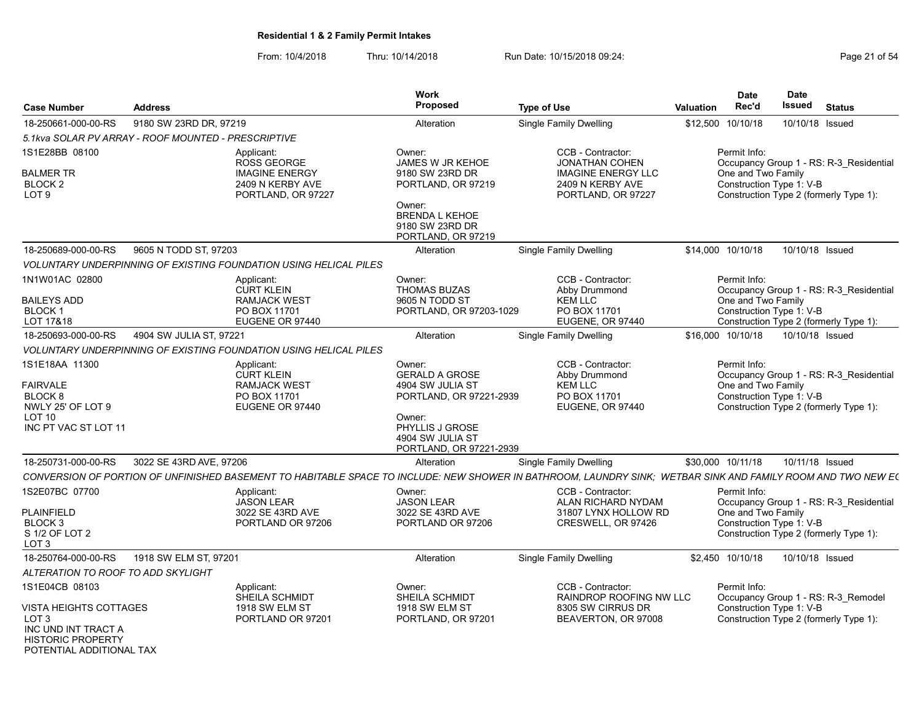# Residential 1 & 2 Family Permit Intakes

From: 10/4/2018 Thru: 10/14/2018 Run Date: 10/15/2018 09:24:

| Case Number | Address | Work Proposed | Type of Use | Valuation | Date Rec'd | Date Issued | Status |
|---|---|---|---|---|---|---|---|
| 18-250661-000-00-RS | 9180 SW 23RD DR, 97219 | Alteration | Single Family Dwelling | $12,500 | 10/10/18 | 10/10/18 | Issued |

*5.1kva SOLAR PV ARRAY - ROOF MOUNTED - PRESCRIPTIVE*

1S1E28BB 08100
BALMER TR
BLOCK 2
LOT 9

Applicant:
ROSS GEORGE
IMAGINE ENERGY
2409 N KERBY AVE
PORTLAND, OR 97227

Owner:
JAMES W JR KEHOE
9180 SW 23RD DR
PORTLAND, OR 97219

Owner:
BRENDA L KEHOE
9180 SW 23RD DR
PORTLAND, OR 97219

CCB - Contractor:
JONATHAN COHEN
IMAGINE ENERGY LLC
2409 N KERBY AVE
PORTLAND, OR 97227

Permit Info:
Occupancy Group 1 - RS: R-3_Residential One and Two Family
Construction Type 1: V-B
Construction Type 2 (formerly Type 1):

---

| Case Number | Address | Work Proposed | Type of Use | Valuation | Date Rec'd | Date Issued | Status |
|---|---|---|---|---|---|---|---|
| 18-250689-000-00-RS | 9605 N TODD ST, 97203 | Alteration | Single Family Dwelling | $14,000 | 10/10/18 | 10/10/18 | Issued |

*VOLUNTARY UNDERPINNING OF EXISTING FOUNDATION USING HELICAL PILES*

1N1W01AC 02800
BAILEYS ADD
BLOCK 1
LOT 17&18

Applicant:
CURT KLEIN
RAMJACK WEST
PO BOX 11701
EUGENE OR 97440

Owner:
THOMAS BUZAS
9605 N TODD ST
PORTLAND, OR 97203-1029

CCB - Contractor:
Abby Drummond
KEM LLC
PO BOX 11701
EUGENE, OR 97440

Permit Info:
Occupancy Group 1 - RS: R-3_Residential One and Two Family
Construction Type 1: V-B
Construction Type 2 (formerly Type 1):

---

| Case Number | Address | Work Proposed | Type of Use | Valuation | Date Rec'd | Date Issued | Status |
|---|---|---|---|---|---|---|---|
| 18-250693-000-00-RS | 4904 SW JULIA ST, 97221 | Alteration | Single Family Dwelling | $16,000 | 10/10/18 | 10/10/18 | Issued |

*VOLUNTARY UNDERPINNING OF EXISTING FOUNDATION USING HELICAL PILES*

1S1E18AA 11300
FAIRVALE
BLOCK 8
NWLY 25' OF LOT 9
LOT 10
INC PT VAC ST LOT 11

Applicant:
CURT KLEIN
RAMJACK WEST
PO BOX 11701
EUGENE OR 97440

Owner:
GERALD A GROSE
4904 SW JULIA ST
PORTLAND, OR 97221-2939

Owner:
PHYLLIS J GROSE
4904 SW JULIA ST
PORTLAND, OR 97221-2939

CCB - Contractor:
Abby Drummond
KEM LLC
PO BOX 11701
EUGENE, OR 97440

Permit Info:
Occupancy Group 1 - RS: R-3_Residential One and Two Family
Construction Type 1: V-B
Construction Type 2 (formerly Type 1):

---

| Case Number | Address | Work Proposed | Type of Use | Valuation | Date Rec'd | Date Issued | Status |
|---|---|---|---|---|---|---|---|
| 18-250731-000-00-RS | 3022 SE 43RD AVE, 97206 | Alteration | Single Family Dwelling | $30,000 | 10/11/18 | 10/11/18 | Issued |

*CONVERSION OF PORTION OF UNFINISHED BASEMENT TO HABITABLE SPACE TO INCLUDE: NEW SHOWER IN BATHROOM, LAUNDRY SINK; WETBAR SINK AND FAMILY ROOM AND TWO NEW E(*

1S2E07BC 07700
PLAINFIELD
BLOCK 3
S 1/2 OF LOT 2
LOT 3

Applicant:
JASON LEAR
3022 SE 43RD AVE
PORTLAND OR 97206

Owner:
JASON LEAR
3022 SE 43RD AVE
PORTLAND OR 97206

CCB - Contractor:
ALAN RICHARD NYDAM
31807 LYNX HOLLOW RD
CRESWELL, OR 97426

Permit Info:
Occupancy Group 1 - RS: R-3_Residential One and Two Family
Construction Type 1: V-B
Construction Type 2 (formerly Type 1):

---

| Case Number | Address | Work Proposed | Type of Use | Valuation | Date Rec'd | Date Issued | Status |
|---|---|---|---|---|---|---|---|
| 18-250764-000-00-RS | 1918 SW ELM ST, 97201 | Alteration | Single Family Dwelling | $2,450 | 10/10/18 | 10/10/18 | Issued |

*ALTERATION TO ROOF TO ADD SKYLIGHT*

1S1E04CB 08103
VISTA HEIGHTS COTTAGES
LOT 3
INC UND INT TRACT A
HISTORIC PROPERTY
POTENTIAL ADDITIONAL TAX

Applicant:
SHEILA SCHMIDT
1918 SW ELM ST
PORTLAND OR 97201

Owner:
SHEILA SCHMIDT
1918 SW ELM ST
PORTLAND, OR 97201

CCB - Contractor:
RAINDROP ROOFING NW LLC
8305 SW CIRRUS DR
BEAVERTON, OR 97008

Permit Info:
Occupancy Group 1 - RS: R-3_Remodel
Construction Type 1: V-B
Construction Type 2 (formerly Type 1):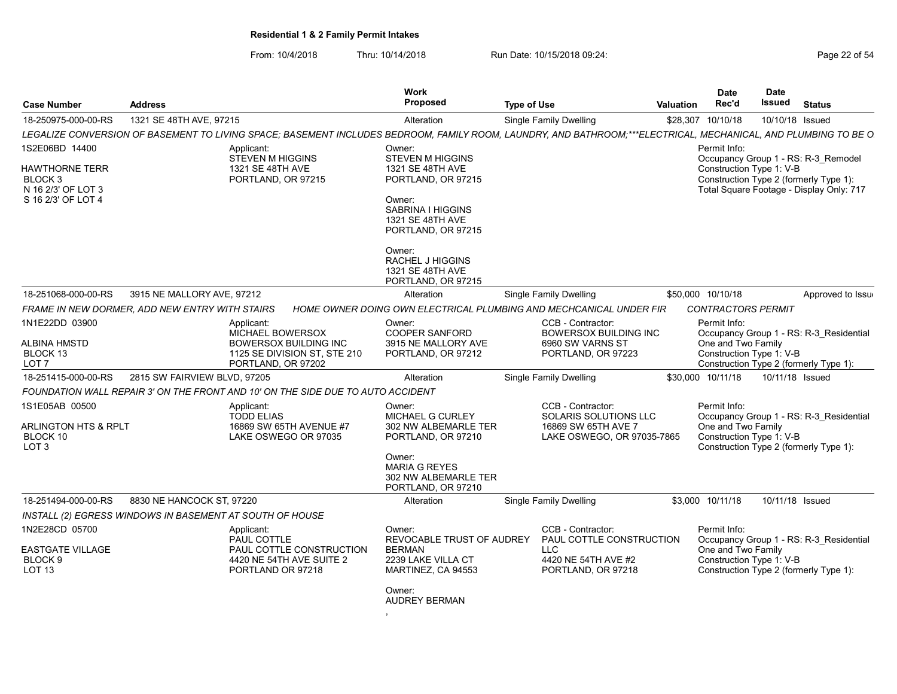**Residential 1 & 2 Family Permit Intakes**

From: 10/4/2018 Thru: 10/14/2018 Run Date: 10/15/2018 09:24:

| Case Number | Address | Work Proposed | Type of Use | Valuation | Date Rec'd | Date Issued | Status |
|---|---|---|---|---|---|---|---|
| 18-250975-000-00-RS | 1321 SE 48TH AVE, 97215 | Alteration | Single Family Dwelling | $28,307 | 10/10/18 | 10/10/18 | Issued |

LEGALIZE CONVERSION OF BASEMENT TO LIVING SPACE; BASEMENT INCLUDES BEDROOM, FAMILY ROOM, LAUNDRY, AND BATHROOM;***ELECTRICAL, MECHANICAL, AND PLUMBING TO BE O

1S2E06BD 14400

HAWTHORNE TERR
BLOCK 3
N 16 2/3' OF LOT 3
S 16 2/3' OF LOT 4

Applicant:
STEVEN M HIGGINS
1321 SE 48TH AVE
PORTLAND, OR 97215

Owner:
STEVEN M HIGGINS
1321 SE 48TH AVE
PORTLAND, OR 97215

Owner:
SABRINA I HIGGINS
1321 SE 48TH AVE
PORTLAND, OR 97215

Owner:
RACHEL J HIGGINS
1321 SE 48TH AVE
PORTLAND, OR 97215

Permit Info:
Occupancy Group 1 - RS: R-3_Remodel
Construction Type 1: V-B
Construction Type 2 (formerly Type 1):
Total Square Footage - Display Only: 717

| Case Number | Address | Work Proposed | Type of Use | Valuation | Date Rec'd | Date Issued | Status |
|---|---|---|---|---|---|---|---|
| 18-251068-000-00-RS | 3915 NE MALLORY AVE, 97212 | Alteration | Single Family Dwelling | $50,000 | 10/10/18 | | Approved to Issue |

FRAME IN NEW DORMER, ADD NEW ENTRY WITH STAIRS HOME OWNER DOING OWN ELECTRICAL PLUMBING AND MECHCANICAL UNDER FIR CONTRACTORS PERMIT

1N1E22DD 03900

ALBINA HMSTD
BLOCK 13
LOT 7

Applicant:
MICHAEL BOWERSOX
BOWERSOX BUILDING INC
1125 SE DIVISION ST, STE 210
PORTLAND, OR 97202

Owner:
COOPER SANFORD
3915 NE MALLORY AVE
PORTLAND, OR 97212

CCB - Contractor:
BOWERSOX BUILDING INC
6960 SW VARNS ST
PORTLAND, OR 97223

Permit Info:
Occupancy Group 1 - RS: R-3_Residential One and Two Family
Construction Type 1: V-B
Construction Type 2 (formerly Type 1):

| Case Number | Address | Work Proposed | Type of Use | Valuation | Date Rec'd | Date Issued | Status |
|---|---|---|---|---|---|---|---|
| 18-251415-000-00-RS | 2815 SW FAIRVIEW BLVD, 97205 | Alteration | Single Family Dwelling | $30,000 | 10/11/18 | 10/11/18 | Issued |

FOUNDATION WALL REPAIR 3' ON THE FRONT AND 10' ON THE SIDE DUE TO AUTO ACCIDENT

1S1E05AB 00500

ARLINGTON HTS & RPLT
BLOCK 10
LOT 3

Applicant:
TODD ELIAS
16869 SW 65TH AVENUE #7
LAKE OSWEGO OR 97035

Owner:
MICHAEL G CURLEY
302 NW ALBEMARLE TER
PORTLAND, OR 97210

Owner:
MARIA G REYES
302 NW ALBEMARLE TER
PORTLAND, OR 97210

CCB - Contractor:
SOLARIS SOLUTIONS LLC
16869 SW 65TH AVE 7
LAKE OSWEGO, OR 97035-7865

Permit Info:
Occupancy Group 1 - RS: R-3_Residential One and Two Family
Construction Type 1: V-B
Construction Type 2 (formerly Type 1):

| Case Number | Address | Work Proposed | Type of Use | Valuation | Date Rec'd | Date Issued | Status |
|---|---|---|---|---|---|---|---|
| 18-251494-000-00-RS | 8830 NE HANCOCK ST, 97220 | Alteration | Single Family Dwelling | $3,000 | 10/11/18 | 10/11/18 | Issued |

INSTALL (2) EGRESS WINDOWS IN BASEMENT AT SOUTH OF HOUSE

1N2E28CD 05700

EASTGATE VILLAGE
BLOCK 9
LOT 13

Applicant:
PAUL COTTLE
PAUL COTTLE CONSTRUCTION
4420 NE 54TH AVE SUITE 2
PORTLAND OR 97218

Owner:
REVOCABLE TRUST OF AUDREY BERMAN
2239 LAKE VILLA CT
MARTINEZ, CA 94553

Owner:
AUDREY BERMAN
,

CCB - Contractor:
PAUL COTTLE CONSTRUCTION LLC
4420 NE 54TH AVE #2
PORTLAND, OR 97218

Permit Info:
Occupancy Group 1 - RS: R-3_Residential One and Two Family
Construction Type 1: V-B
Construction Type 2 (formerly Type 1):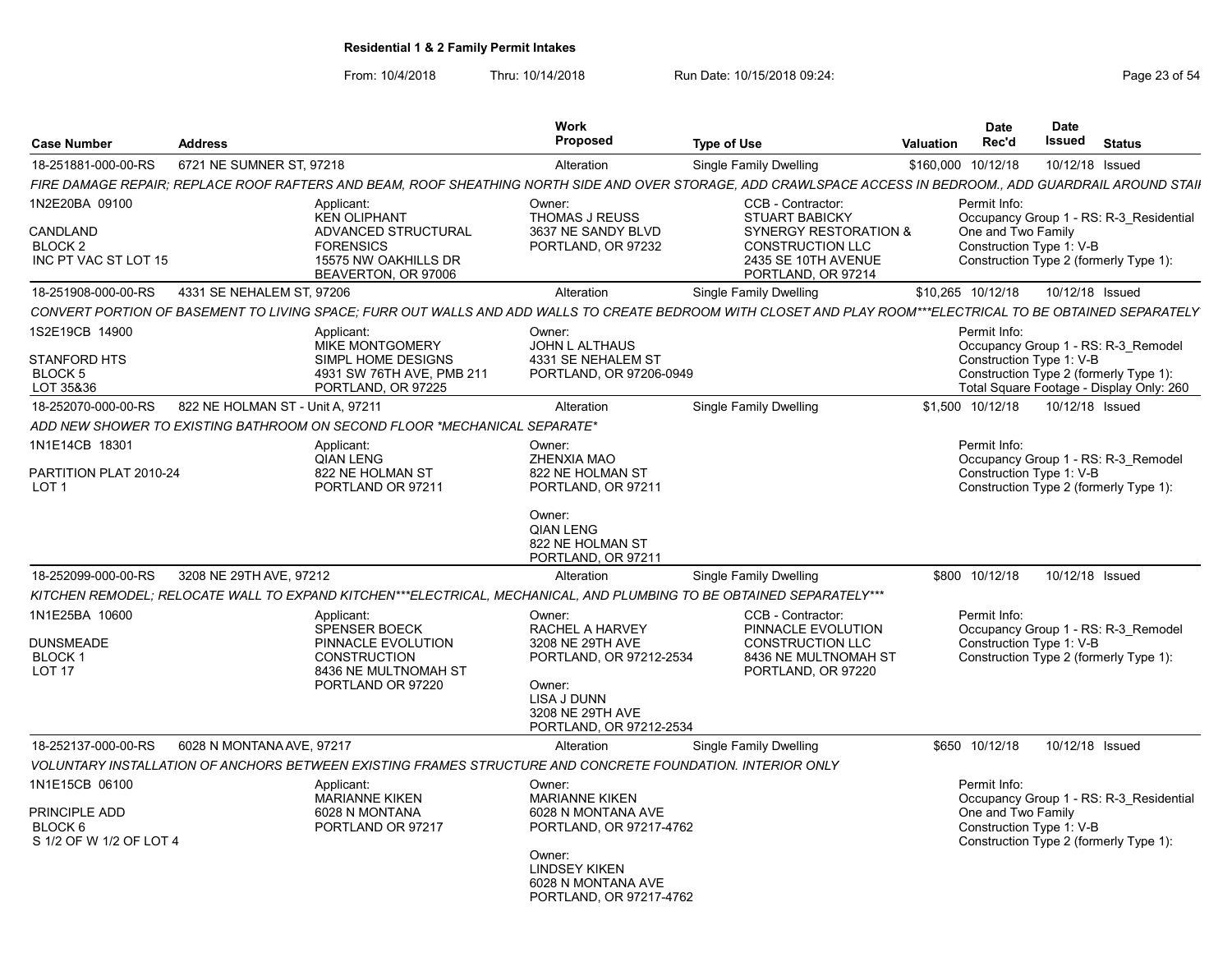## Residential 1 & 2 Family Permit Intakes

From: 10/4/2018 Thru: 10/14/2018 Run Date: 10/15/2018 09:24:

| Case Number | Address | Work Proposed | Type of Use | Valuation | Date Rec'd | Date Issued | Status |
|---|---|---|---|---|---|---|---|
| 18-251881-000-00-RS | 6721 NE SUMNER ST, 97218 | Alteration | Single Family Dwelling | $160,000 | 10/12/18 | 10/12/18 | Issued |

*FIRE DAMAGE REPAIR; REPLACE ROOF RAFTERS AND BEAM, ROOF SHEATHING NORTH SIDE AND OVER STORAGE, ADD CRAWLSPACE ACCESS IN BEDROOM., ADD GUARDRAIL AROUND STAI*

1N2E20BA 09100
CANDLAND
BLOCK 2
INC PT VAC ST LOT 15

Applicant: KEN OLIPHANT, ADVANCED STRUCTURAL FORENSICS, 15575 NW OAKHILLS DR, BEAVERTON, OR 97006

Owner: THOMAS J REUSS, 3637 NE SANDY BLVD, PORTLAND, OR 97232

CCB - Contractor: STUART BABICKY, SYNERGY RESTORATION & CONSTRUCTION LLC, 2435 SE 10TH AVENUE, PORTLAND, OR 97214

Permit Info: Occupancy Group 1 - RS: R-3_Residential One and Two Family; Construction Type 1: V-B; Construction Type 2 (formerly Type 1):

| Case Number | Address | Work Proposed | Type of Use | Valuation | Date Rec'd | Date Issued | Status |
|---|---|---|---|---|---|---|---|
| 18-251908-000-00-RS | 4331 SE NEHALEM ST, 97206 | Alteration | Single Family Dwelling | $10,265 | 10/12/18 | 10/12/18 | Issued |

*CONVERT PORTION OF BASEMENT TO LIVING SPACE; FURR OUT WALLS AND ADD WALLS TO CREATE BEDROOM WITH CLOSET AND PLAY ROOM***ELECTRICAL TO BE OBTAINED SEPARATELY*

1S2E19CB 14900
STANFORD HTS
BLOCK 5
LOT 35&36

Applicant: MIKE MONTGOMERY, SIMPL HOME DESIGNS, 4931 SW 76TH AVE, PMB 211, PORTLAND, OR 97225

Owner: JOHN L ALTHAUS, 4331 SE NEHALEM ST, PORTLAND, OR 97206-0949

Permit Info: Occupancy Group 1 - RS: R-3_Remodel; Construction Type 1: V-B; Construction Type 2 (formerly Type 1):; Total Square Footage - Display Only: 260

| Case Number | Address | Work Proposed | Type of Use | Valuation | Date Rec'd | Date Issued | Status |
|---|---|---|---|---|---|---|---|
| 18-252070-000-00-RS | 822 NE HOLMAN ST - Unit A, 97211 | Alteration | Single Family Dwelling | $1,500 | 10/12/18 | 10/12/18 | Issued |

*ADD NEW SHOWER TO EXISTING BATHROOM ON SECOND FLOOR *MECHANICAL SEPARATE**

1N1E14CB 18301
PARTITION PLAT 2010-24
LOT 1

Applicant: QIAN LENG, 822 NE HOLMAN ST, PORTLAND OR 97211

Owner: ZHENXIA MAO, 822 NE HOLMAN ST, PORTLAND, OR 97211

Owner: QIAN LENG, 822 NE HOLMAN ST, PORTLAND, OR 97211

Permit Info: Occupancy Group 1 - RS: R-3_Remodel; Construction Type 1: V-B; Construction Type 2 (formerly Type 1):

| Case Number | Address | Work Proposed | Type of Use | Valuation | Date Rec'd | Date Issued | Status |
|---|---|---|---|---|---|---|---|
| 18-252099-000-00-RS | 3208 NE 29TH AVE, 97212 | Alteration | Single Family Dwelling | $800 | 10/12/18 | 10/12/18 | Issued |

*KITCHEN REMODEL; RELOCATE WALL TO EXPAND KITCHEN***ELECTRICAL, MECHANICAL, AND PLUMBING TO BE OBTAINED SEPARATELY****

1N1E25BA 10600
DUNSMEADE
BLOCK 1
LOT 17

Applicant: SPENSER BOECK, PINNACLE EVOLUTION CONSTRUCTION, 8436 NE MULTNOMAH ST, PORTLAND OR 97220

Owner: RACHEL A HARVEY, 3208 NE 29TH AVE, PORTLAND, OR 97212-2534

Owner: LISA J DUNN, 3208 NE 29TH AVE, PORTLAND, OR 97212-2534

CCB - Contractor: PINNACLE EVOLUTION CONSTRUCTION LLC, 8436 NE MULTNOMAH ST, PORTLAND, OR 97220

Permit Info: Occupancy Group 1 - RS: R-3_Remodel; Construction Type 1: V-B; Construction Type 2 (formerly Type 1):

| Case Number | Address | Work Proposed | Type of Use | Valuation | Date Rec'd | Date Issued | Status |
|---|---|---|---|---|---|---|---|
| 18-252137-000-00-RS | 6028 N MONTANA AVE, 97217 | Alteration | Single Family Dwelling | $650 | 10/12/18 | 10/12/18 | Issued |

*VOLUNTARY INSTALLATION OF ANCHORS BETWEEN EXISTING FRAMES STRUCTURE AND CONCRETE FOUNDATION. INTERIOR ONLY*

1N1E15CB 06100
PRINCIPLE ADD
BLOCK 6
S 1/2 OF W 1/2 OF LOT 4

Applicant: MARIANNE KIKEN, 6028 N MONTANA, PORTLAND OR 97217

Owner: MARIANNE KIKEN, 6028 N MONTANA AVE, PORTLAND, OR 97217-4762

Owner: LINDSEY KIKEN, 6028 N MONTANA AVE, PORTLAND, OR 97217-4762

Permit Info: Occupancy Group 1 - RS: R-3_Residential One and Two Family; Construction Type 1: V-B; Construction Type 2 (formerly Type 1):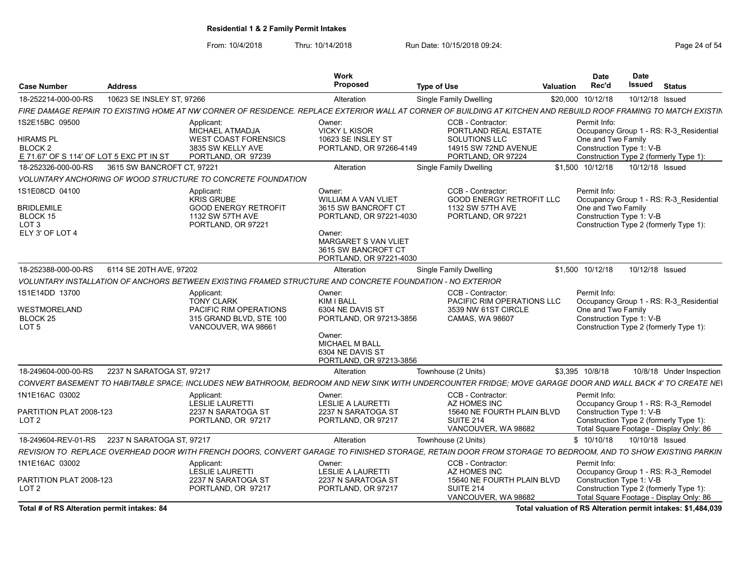# Residential 1 & 2 Family Permit Intakes

From: 10/4/2018 Thru: 10/14/2018 Run Date: 10/15/2018 09:24:

| Case Number | Address | Work Proposed | Type of Use | Valuation | Date Rec'd | Date Issued | Status |
|---|---|---|---|---|---|---|---|
| 18-252214-000-00-RS | 10623 SE INSLEY ST, 97266 | Alteration | Single Family Dwelling | $20,000 | 10/12/18 | 10/12/18 | Issued |

*FIRE DAMAGE REPAIR TO EXISTING HOME AT NW CORNER OF RESIDENCE. REPLACE EXTERIOR WALL AT CORNER OF BUILDING AT KITCHEN AND REBUILD ROOF FRAMING TO MATCH EXISTIN*

| | Applicant | Owner | CCB - Contractor | Permit Info |
|---|---|---|---|---|
| 1S2E15BC 09500<br>HIRAMS PL<br>BLOCK 2<br>E 71.67' OF S 114' OF LOT 5 EXC PT IN ST | MICHAEL ATMADJA<br>WEST COAST FORENSICS<br>3835 SW KELLY AVE<br>PORTLAND, OR 97239 | VICKY L KISOR<br>10623 SE INSLEY ST<br>PORTLAND, OR 97266-4149 | PORTLAND REAL ESTATE SOLUTIONS LLC<br>14915 SW 72ND AVENUE<br>PORTLAND, OR 97224 | Occupancy Group 1 - RS: R-3_Residential One and Two Family<br>Construction Type 1: V-B<br>Construction Type 2 (formerly Type 1): |

| Case Number | Address | Work Proposed | Type of Use | Valuation | Date Rec'd | Date Issued | Status |
|---|---|---|---|---|---|---|---|
| 18-252326-000-00-RS | 3615 SW BANCROFT CT, 97221 | Alteration | Single Family Dwelling | $1,500 | 10/12/18 | 10/12/18 | Issued |

*VOLUNTARY ANCHORING OF WOOD STRUCTURE TO CONCRETE FOUNDATION*

| | Applicant | Owner | CCB - Contractor | Permit Info |
|---|---|---|---|---|
| 1S1E08CD 04100<br>BRIDLEMILE<br>BLOCK 15<br>LOT 3<br>ELY 3' OF LOT 4 | KRIS GRUBE<br>GOOD ENERGY RETROFIT<br>1132 SW 57TH AVE<br>PORTLAND, OR 97221 | WILLIAM A VAN VLIET<br>3615 SW BANCROFT CT<br>PORTLAND, OR 97221-4030<br><br>Owner:<br>MARGARET S VAN VLIET<br>3615 SW BANCROFT CT<br>PORTLAND, OR 97221-4030 | GOOD ENERGY RETROFIT LLC<br>1132 SW 57TH AVE<br>PORTLAND, OR 97221 | Occupancy Group 1 - RS: R-3_Residential One and Two Family<br>Construction Type 1: V-B<br>Construction Type 2 (formerly Type 1): |

| Case Number | Address | Work Proposed | Type of Use | Valuation | Date Rec'd | Date Issued | Status |
|---|---|---|---|---|---|---|---|
| 18-252388-000-00-RS | 6114 SE 20TH AVE, 97202 | Alteration | Single Family Dwelling | $1,500 | 10/12/18 | 10/12/18 | Issued |

*VOLUNTARY INSTALLATION OF ANCHORS BETWEEN EXISTING FRAMED STRUCTURE AND CONCRETE FOUNDATION - NO EXTERIOR*

| | Applicant | Owner | CCB - Contractor | Permit Info |
|---|---|---|---|---|
| 1S1E14DD 13700<br>WESTMORELAND<br>BLOCK 25<br>LOT 5 | TONY CLARK<br>PACIFIC RIM OPERATIONS<br>315 GRAND BLVD, STE 100<br>VANCOUVER, WA 98661 | KIM I BALL<br>6304 NE DAVIS ST<br>PORTLAND, OR 97213-3856<br><br>Owner:<br>MICHAEL M BALL<br>6304 NE DAVIS ST<br>PORTLAND, OR 97213-3856 | PACIFIC RIM OPERATIONS LLC<br>3539 NW 61ST CIRCLE<br>CAMAS, WA 98607 | Occupancy Group 1 - RS: R-3_Residential One and Two Family<br>Construction Type 1: V-B<br>Construction Type 2 (formerly Type 1): |

| Case Number | Address | Work Proposed | Type of Use | Valuation | Date Rec'd | Date Issued | Status |
|---|---|---|---|---|---|---|---|
| 18-249604-000-00-RS | 2237 N SARATOGA ST, 97217 | Alteration | Townhouse (2 Units) | $3,395 | 10/8/18 | 10/8/18 | Under Inspection |

*CONVERT BASEMENT TO HABITABLE SPACE; INCLUDES NEW BATHROOM, BEDROOM AND NEW SINK WITH UNDERCOUNTER FRIDGE; MOVE GARAGE DOOR AND WALL BACK 4' TO CREATE NEI*

| | Applicant | Owner | CCB - Contractor | Permit Info |
|---|---|---|---|---|
| 1N1E16AC 03002<br>PARTITION PLAT 2008-123<br>LOT 2 | LESLIE LAURETTI<br>2237 N SARATOGA ST<br>PORTLAND, OR 97217 | LESLIE A LAURETTI<br>2237 N SARATOGA ST<br>PORTLAND, OR 97217 | AZ HOMES INC<br>15640 NE FOURTH PLAIN BLVD<br>SUITE 214<br>VANCOUVER, WA 98682 | Occupancy Group 1 - RS: R-3_Remodel<br>Construction Type 1: V-B<br>Construction Type 2 (formerly Type 1):<br>Total Square Footage - Display Only: 86 |

| Case Number | Address | Work Proposed | Type of Use | Valuation | Date Rec'd | Date Issued | Status |
|---|---|---|---|---|---|---|---|
| 18-249604-REV-01-RS | 2237 N SARATOGA ST, 97217 | Alteration | Townhouse (2 Units) | $ | 10/10/18 | 10/10/18 | Issued |

*REVISION TO REPLACE OVERHEAD DOOR WITH FRENCH DOORS, CONVERT GARAGE TO FINISHED STORAGE, RETAIN DOOR FROM STORAGE TO BEDROOM, AND TO SHOW EXISTING PARKIN*

| | Applicant | Owner | CCB - Contractor | Permit Info |
|---|---|---|---|---|
| 1N1E16AC 03002<br>PARTITION PLAT 2008-123<br>LOT 2 | LESLIE LAURETTI<br>2237 N SARATOGA ST<br>PORTLAND, OR 97217 | LESLIE A LAURETTI<br>2237 N SARATOGA ST<br>PORTLAND, OR 97217 | AZ HOMES INC<br>15640 NE FOURTH PLAIN BLVD<br>SUITE 214<br>VANCOUVER, WA 98682 | Occupancy Group 1 - RS: R-3_Remodel<br>Construction Type 1: V-B<br>Construction Type 2 (formerly Type 1):<br>Total Square Footage - Display Only: 86 |

**Total # of RS Alteration permit intakes: 84**

**Total valuation of RS Alteration permit intakes: $1,484,039**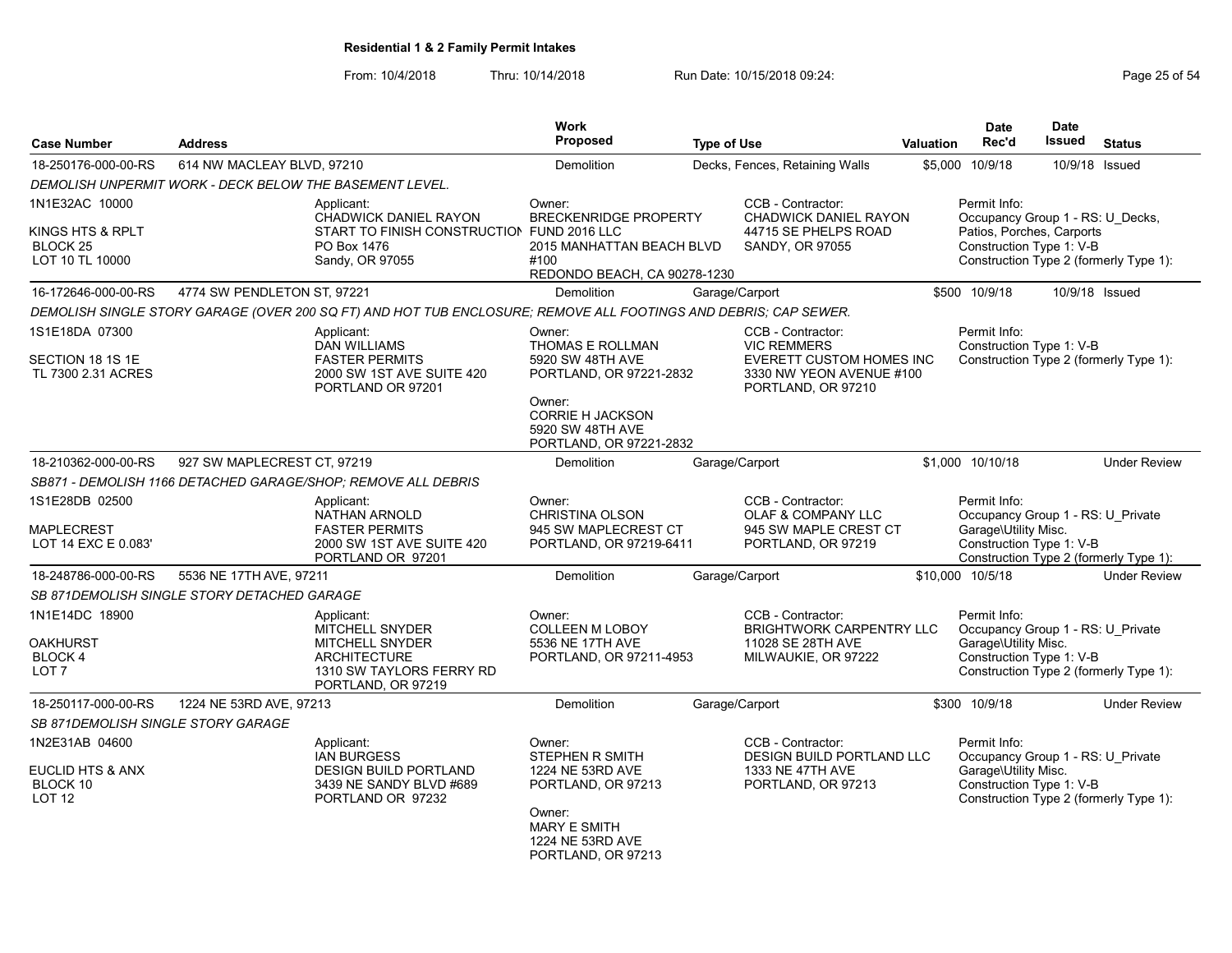# Residential 1 & 2 Family Permit Intakes

From: 10/4/2018 Thru: 10/14/2018 Run Date: 10/15/2018 09:24:

| Case Number | Address | Work Proposed | Type of Use | Valuation | Date Rec'd | Date Issued | Status |
|---|---|---|---|---|---|---|---|
| 18-250176-000-00-RS | 614 NW MACLEAY BLVD, 97210 | Demolition | Decks, Fences, Retaining Walls | $5,000 | 10/9/18 | 10/9/18 | Issued |

*DEMOLISH UNPERMIT WORK - DECK BELOW THE BASEMENT LEVEL.*

1N1E32AC 10000
KINGS HTS & RPLT
BLOCK 25
LOT 10 TL 10000

Applicant: CHADWICK DANIEL RAYON, START TO FINISH CONSTRUCTION, PO Box 1476, Sandy, OR 97055

Owner: BRECKENRIDGE PROPERTY FUND 2016 LLC, 2015 MANHATTAN BEACH BLVD #100, REDONDO BEACH, CA 90278-1230

CCB - Contractor: CHADWICK DANIEL RAYON, 44715 SE PHELPS ROAD, SANDY, OR 97055

Permit Info: Occupancy Group 1 - RS: U_Decks, Patios, Porches, Carports; Construction Type 1: V-B; Construction Type 2 (formerly Type 1):

| Case Number | Address | Work Proposed | Type of Use | Valuation | Date Rec'd | Date Issued | Status |
|---|---|---|---|---|---|---|---|
| 16-172646-000-00-RS | 4774 SW PENDLETON ST, 97221 | Demolition | Garage/Carport | $500 | 10/9/18 | 10/9/18 | Issued |

*DEMOLISH SINGLE STORY GARAGE (OVER 200 SQ FT) AND HOT TUB ENCLOSURE; REMOVE ALL FOOTINGS AND DEBRIS; CAP SEWER.*

1S1E18DA 07300
SECTION 18 1S 1E
TL 7300 2.31 ACRES

Applicant: DAN WILLIAMS, FASTER PERMITS, 2000 SW 1ST AVE SUITE 420, PORTLAND OR 97201

Owner: THOMAS E ROLLMAN, 5920 SW 48TH AVE, PORTLAND, OR 97221-2832

Owner: CORRIE H JACKSON, 5920 SW 48TH AVE, PORTLAND, OR 97221-2832

CCB - Contractor: VIC REMMERS, EVERETT CUSTOM HOMES INC, 3330 NW YEON AVENUE #100, PORTLAND, OR 97210

Permit Info: Construction Type 1: V-B; Construction Type 2 (formerly Type 1):

| Case Number | Address | Work Proposed | Type of Use | Valuation | Date Rec'd | Date Issued | Status |
|---|---|---|---|---|---|---|---|
| 18-210362-000-00-RS | 927 SW MAPLECREST CT, 97219 | Demolition | Garage/Carport | $1,000 | 10/10/18 | | Under Review |

*SB871 - DEMOLISH 1166 DETACHED GARAGE/SHOP; REMOVE ALL DEBRIS*

1S1E28DB 02500
MAPLECREST
LOT 14 EXC E 0.083'

Applicant: NATHAN ARNOLD, FASTER PERMITS, 2000 SW 1ST AVE SUITE 420, PORTLAND OR 97201

Owner: CHRISTINA OLSON, 945 SW MAPLECREST CT, PORTLAND, OR 97219-6411

CCB - Contractor: OLAF & COMPANY LLC, 945 SW MAPLE CREST CT, PORTLAND, OR 97219

Permit Info: Occupancy Group 1 - RS: U_Private Garage\Utility Misc.; Construction Type 1: V-B; Construction Type 2 (formerly Type 1):

| Case Number | Address | Work Proposed | Type of Use | Valuation | Date Rec'd | Date Issued | Status |
|---|---|---|---|---|---|---|---|
| 18-248786-000-00-RS | 5536 NE 17TH AVE, 97211 | Demolition | Garage/Carport | $10,000 | 10/5/18 | | Under Review |

*SB 871DEMOLISH SINGLE STORY DETACHED GARAGE*

1N1E14DC 18900
OAKHURST
BLOCK 4
LOT 7

Applicant: MITCHELL SNYDER, MITCHELL SNYDER ARCHITECTURE, 1310 SW TAYLORS FERRY RD, PORTLAND, OR 97219

Owner: COLLEEN M LOBOY, 5536 NE 17TH AVE, PORTLAND, OR 97211-4953

CCB - Contractor: BRIGHTWORK CARPENTRY LLC, 11028 SE 28TH AVE, MILWAUKIE, OR 97222

Permit Info: Occupancy Group 1 - RS: U_Private Garage\Utility Misc.; Construction Type 1: V-B; Construction Type 2 (formerly Type 1):

| Case Number | Address | Work Proposed | Type of Use | Valuation | Date Rec'd | Date Issued | Status |
|---|---|---|---|---|---|---|---|
| 18-250117-000-00-RS | 1224 NE 53RD AVE, 97213 | Demolition | Garage/Carport | $300 | 10/9/18 | | Under Review |

*SB 871DEMOLISH SINGLE STORY GARAGE*

1N2E31AB 04600
EUCLID HTS & ANX
BLOCK 10
LOT 12

Applicant: IAN BURGESS, DESIGN BUILD PORTLAND, 3439 NE SANDY BLVD #689, PORTLAND OR 97232

Owner: STEPHEN R SMITH, 1224 NE 53RD AVE, PORTLAND, OR 97213

Owner: MARY E SMITH, 1224 NE 53RD AVE, PORTLAND, OR 97213

CCB - Contractor: DESIGN BUILD PORTLAND LLC, 1333 NE 47TH AVE, PORTLAND, OR 97213

Permit Info: Occupancy Group 1 - RS: U_Private Garage\Utility Misc.; Construction Type 1: V-B; Construction Type 2 (formerly Type 1):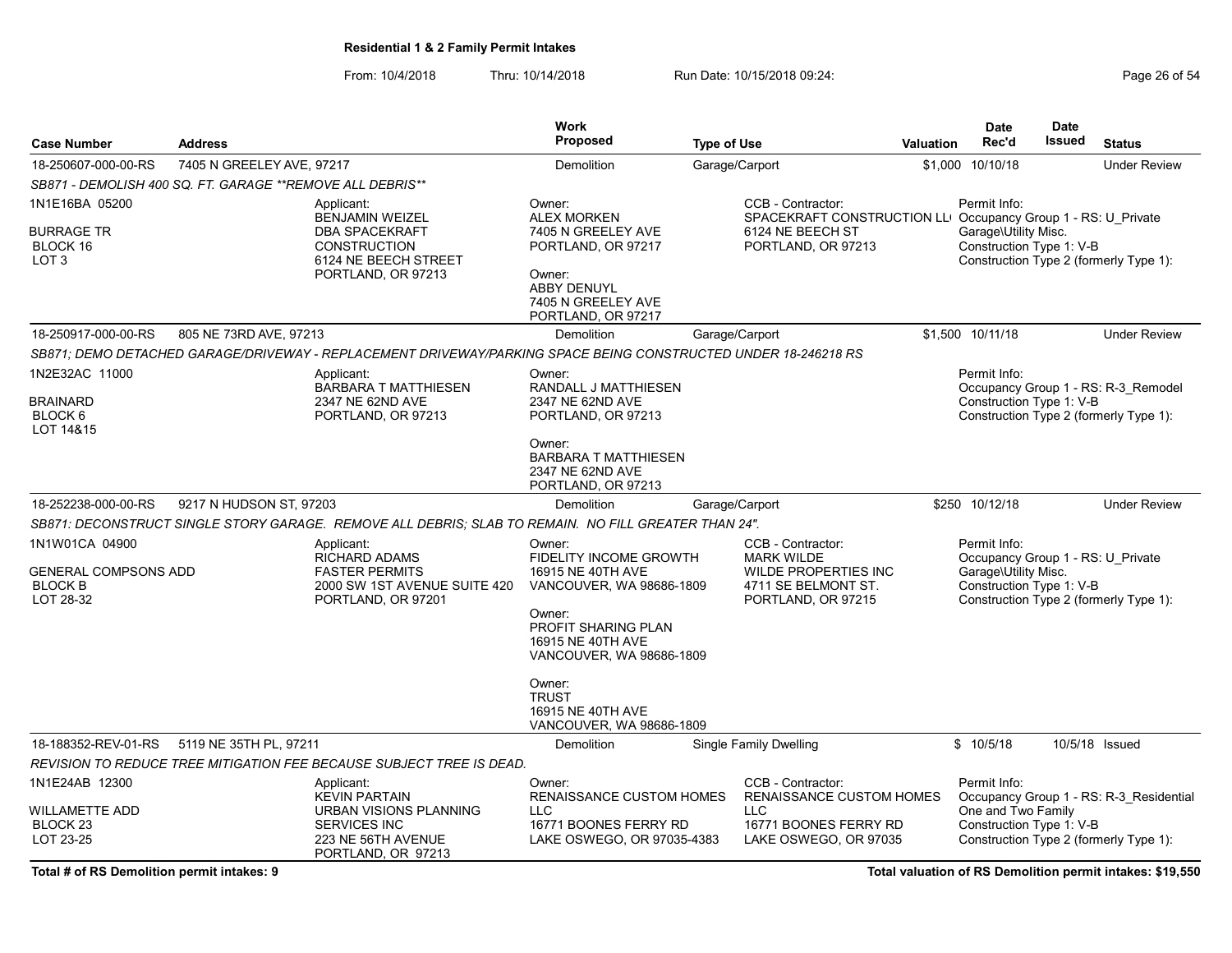**Residential 1 & 2 Family Permit Intakes**

From: 10/4/2018 Thru: 10/14/2018 Run Date: 10/15/2018 09:24:

| Case Number | Address | Work Proposed | Type of Use | Valuation | Date Rec'd | Date Issued | Status |
|---|---|---|---|---|---|---|---|
| 18-250607-000-00-RS | 7405 N GREELEY AVE, 97217 | Demolition | Garage/Carport | $1,000 | 10/10/18 | | Under Review |

*SB871 - DEMOLISH 400 SQ. FT. GARAGE **REMOVE ALL DEBRIS***

1N1E16BA 05200
BURRAGE TR
BLOCK 16
LOT 3

Applicant:
BENJAMIN WEIZEL
DBA SPACEKRAFT CONSTRUCTION
6124 NE BEECH STREET
PORTLAND, OR 97213

Owner:
ALEX MORKEN
7405 N GREELEY AVE
PORTLAND, OR 97217

Owner:
ABBY DENUYL
7405 N GREELEY AVE
PORTLAND, OR 97217

CCB - Contractor:
SPACEKRAFT CONSTRUCTION LL(
6124 NE BEECH ST
PORTLAND, OR 97213

Permit Info:
Occupancy Group 1 - RS: U_Private Garage\Utility Misc.
Construction Type 1: V-B
Construction Type 2 (formerly Type 1):

| Case Number | Address | Work Proposed | Type of Use | Valuation | Date Rec'd | Date Issued | Status |
|---|---|---|---|---|---|---|---|
| 18-250917-000-00-RS | 805 NE 73RD AVE, 97213 | Demolition | Garage/Carport | $1,500 | 10/11/18 | | Under Review |

*SB871; DEMO DETACHED GARAGE/DRIVEWAY - REPLACEMENT DRIVEWAY/PARKING SPACE BEING CONSTRUCTED UNDER 18-246218 RS*

1N2E32AC 11000
BRAINARD
BLOCK 6
LOT 14&15

Applicant:
BARBARA T MATTHIESEN
2347 NE 62ND AVE
PORTLAND, OR 97213

Owner:
RANDALL J MATTHIESEN
2347 NE 62ND AVE
PORTLAND, OR 97213

Owner:
BARBARA T MATTHIESEN
2347 NE 62ND AVE
PORTLAND, OR 97213

Permit Info:
Occupancy Group 1 - RS: R-3_Remodel
Construction Type 1: V-B
Construction Type 2 (formerly Type 1):

| Case Number | Address | Work Proposed | Type of Use | Valuation | Date Rec'd | Date Issued | Status |
|---|---|---|---|---|---|---|---|
| 18-252238-000-00-RS | 9217 N HUDSON ST, 97203 | Demolition | Garage/Carport | $250 | 10/12/18 | | Under Review |

*SB871: DECONSTRUCT SINGLE STORY GARAGE. REMOVE ALL DEBRIS; SLAB TO REMAIN. NO FILL GREATER THAN 24".*

1N1W01CA 04900
GENERAL COMPSONS ADD
BLOCK B
LOT 28-32

Applicant:
RICHARD ADAMS
FASTER PERMITS
2000 SW 1ST AVENUE SUITE 420
PORTLAND, OR 97201

Owner:
FIDELITY INCOME GROWTH
16915 NE 40TH AVE
VANCOUVER, WA 98686-1809

Owner:
PROFIT SHARING PLAN
16915 NE 40TH AVE
VANCOUVER, WA 98686-1809

Owner:
TRUST
16915 NE 40TH AVE
VANCOUVER, WA 98686-1809

CCB - Contractor:
MARK WILDE
WILDE PROPERTIES INC
4711 SE BELMONT ST.
PORTLAND, OR 97215

Permit Info:
Occupancy Group 1 - RS: U_Private Garage\Utility Misc.
Construction Type 1: V-B
Construction Type 2 (formerly Type 1):

| Case Number | Address | Work Proposed | Type of Use | Valuation | Date Rec'd | Date Issued | Status |
|---|---|---|---|---|---|---|---|
| 18-188352-REV-01-RS | 5119 NE 35TH PL, 97211 | Demolition | Single Family Dwelling | $ | 10/5/18 | 10/5/18 | Issued |

*REVISION TO REDUCE TREE MITIGATION FEE BECAUSE SUBJECT TREE IS DEAD.*

1N1E24AB 12300
WILLAMETTE ADD
BLOCK 23
LOT 23-25

Applicant:
KEVIN PARTAIN
URBAN VISIONS PLANNING SERVICES INC
223 NE 56TH AVENUE
PORTLAND, OR 97213

Owner:
RENAISSANCE CUSTOM HOMES LLC
16771 BOONES FERRY RD
LAKE OSWEGO, OR 97035-4383

CCB - Contractor:
RENAISSANCE CUSTOM HOMES LLC
16771 BOONES FERRY RD
LAKE OSWEGO, OR 97035

Permit Info:
Occupancy Group 1 - RS: R-3_Residential One and Two Family
Construction Type 1: V-B
Construction Type 2 (formerly Type 1):

**Total # of RS Demolition permit intakes: 9**

**Total valuation of RS Demolition permit intakes: $19,550**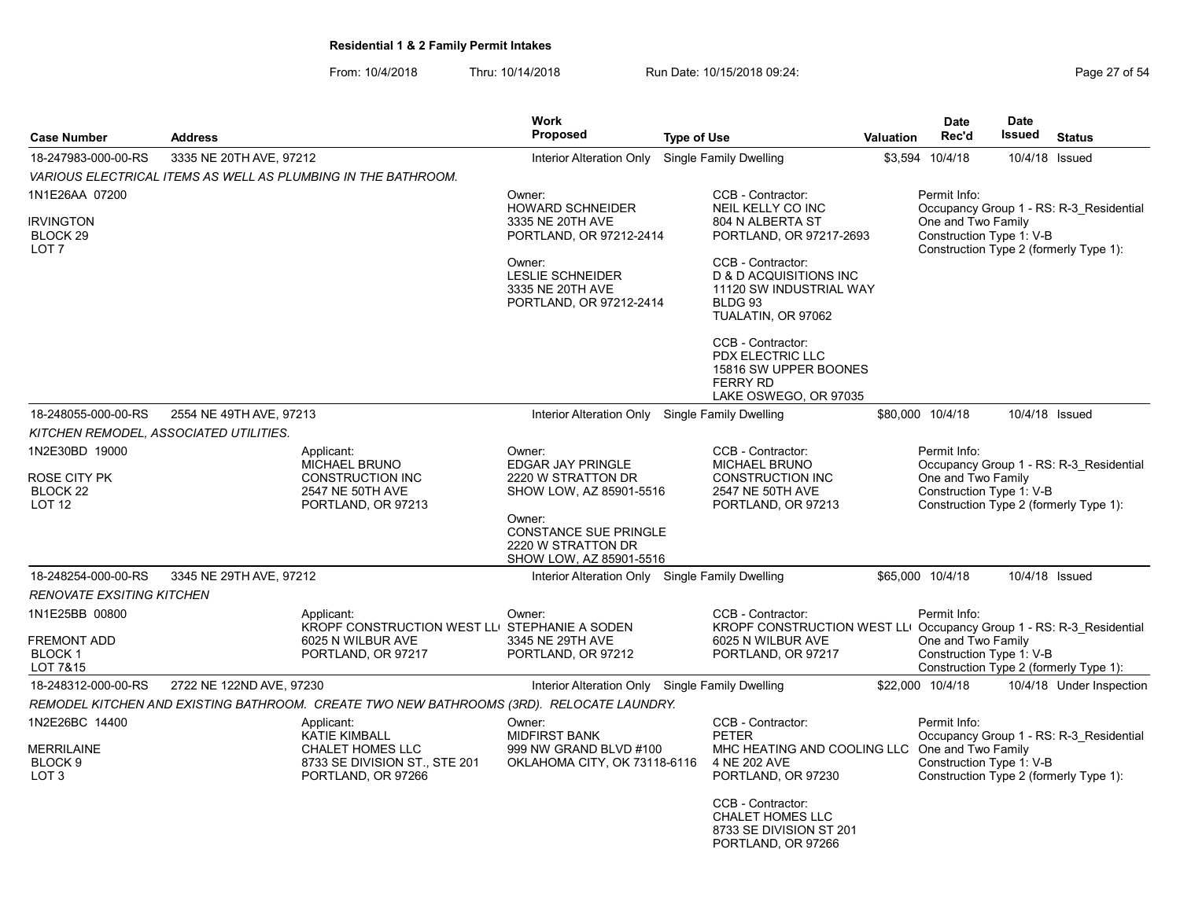**Residential 1 & 2 Family Permit Intakes**

From: 10/4/2018 Thru: 10/14/2018 Run Date: 10/15/2018 09:24:

| Case Number | Address | Work Proposed | Type of Use | Valuation | Date Rec'd | Date Issued | Status |
|---|---|---|---|---|---|---|---|
| 18-247983-000-00-RS | 3335 NE 20TH AVE, 97212 | Interior Alteration Only | Single Family Dwelling | $3,594 | 10/4/18 | 10/4/18 | Issued |

*VARIOUS ELECTRICAL ITEMS AS WELL AS PLUMBING IN THE BATHROOM.*

1N1E26AA 07200

IRVINGTON
BLOCK 29
LOT 7

Owner:
HOWARD SCHNEIDER
3335 NE 20TH AVE
PORTLAND, OR 97212-2414

Owner:
LESLIE SCHNEIDER
3335 NE 20TH AVE
PORTLAND, OR 97212-2414

CCB - Contractor:
NEIL KELLY CO INC
804 N ALBERTA ST
PORTLAND, OR 97217-2693

CCB - Contractor:
D & D ACQUISITIONS INC
11120 SW INDUSTRIAL WAY
BLDG 93
TUALATIN, OR 97062

CCB - Contractor:
PDX ELECTRIC LLC
15816 SW UPPER BOONES FERRY RD
LAKE OSWEGO, OR 97035

Permit Info:
Occupancy Group 1 - RS: R-3_Residential One and Two Family
Construction Type 1: V-B
Construction Type 2 (formerly Type 1):

---

| Case Number | Address | Work Proposed | Type of Use | Valuation | Date Rec'd | Date Issued | Status |
|---|---|---|---|---|---|---|---|
| 18-248055-000-00-RS | 2554 NE 49TH AVE, 97213 | Interior Alteration Only | Single Family Dwelling | $80,000 | 10/4/18 | 10/4/18 | Issued |

*KITCHEN REMODEL, ASSOCIATED UTILITIES.*

1N2E30BD 19000

ROSE CITY PK
BLOCK 22
LOT 12

Applicant:
MICHAEL BRUNO CONSTRUCTION INC
2547 NE 50TH AVE
PORTLAND, OR 97213

Owner:
EDGAR JAY PRINGLE
2220 W STRATTON DR
SHOW LOW, AZ 85901-5516

Owner:
CONSTANCE SUE PRINGLE
2220 W STRATTON DR
SHOW LOW, AZ 85901-5516

CCB - Contractor:
MICHAEL BRUNO CONSTRUCTION INC
2547 NE 50TH AVE
PORTLAND, OR 97213

Permit Info:
Occupancy Group 1 - RS: R-3_Residential One and Two Family
Construction Type 1: V-B
Construction Type 2 (formerly Type 1):

---

| Case Number | Address | Work Proposed | Type of Use | Valuation | Date Rec'd | Date Issued | Status |
|---|---|---|---|---|---|---|---|
| 18-248254-000-00-RS | 3345 NE 29TH AVE, 97212 | Interior Alteration Only | Single Family Dwelling | $65,000 | 10/4/18 | 10/4/18 | Issued |

*RENOVATE EXSITING KITCHEN*

1N1E25BB 00800

FREMONT ADD
BLOCK 1
LOT 7&15

Applicant:
KROPF CONSTRUCTION WEST LLC
6025 N WILBUR AVE
PORTLAND, OR 97217

Owner:
STEPHANIE A SODEN
3345 NE 29TH AVE
PORTLAND, OR 97212

CCB - Contractor:
KROPF CONSTRUCTION WEST LLC
6025 N WILBUR AVE
PORTLAND, OR 97217

Permit Info:
Occupancy Group 1 - RS: R-3_Residential One and Two Family
Construction Type 1: V-B
Construction Type 2 (formerly Type 1):

---

| Case Number | Address | Work Proposed | Type of Use | Valuation | Date Rec'd | Date Issued | Status |
|---|---|---|---|---|---|---|---|
| 18-248312-000-00-RS | 2722 NE 122ND AVE, 97230 | Interior Alteration Only | Single Family Dwelling | $22,000 | 10/4/18 | 10/4/18 | Under Inspection |

*REMODEL KITCHEN AND EXISTING BATHROOM. CREATE TWO NEW BATHROOMS (3RD). RELOCATE LAUNDRY.*

1N2E26BC 14400

MERRILAINE
BLOCK 9
LOT 3

Applicant:
KATIE KIMBALL
CHALET HOMES LLC
8733 SE DIVISION ST., STE 201
PORTLAND, OR 97266

Owner:
MIDFIRST BANK
999 NW GRAND BLVD #100
OKLAHOMA CITY, OK 73118-6116

CCB - Contractor:
PETER
MHC HEATING AND COOLING LLC
4 NE 202 AVE
PORTLAND, OR 97230

CCB - Contractor:
CHALET HOMES LLC
8733 SE DIVISION ST 201
PORTLAND, OR 97266

Permit Info:
Occupancy Group 1 - RS: R-3_Residential One and Two Family
Construction Type 1: V-B
Construction Type 2 (formerly Type 1):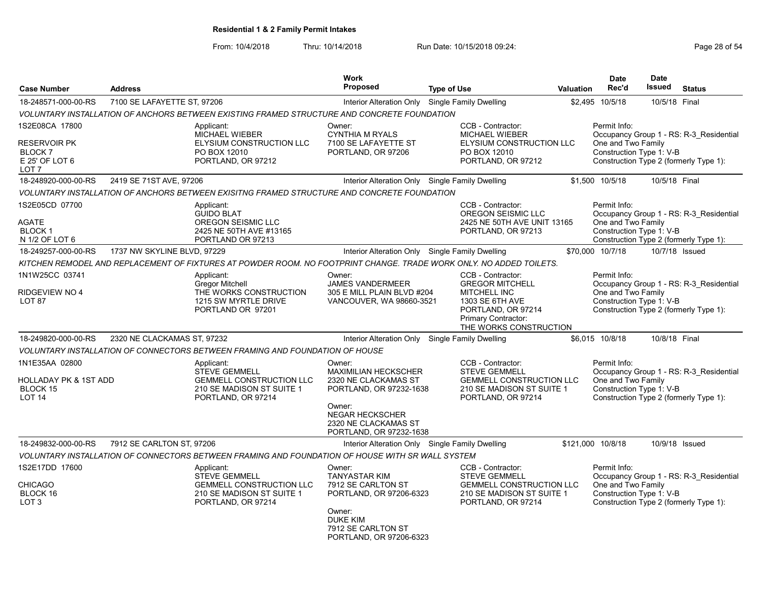## Residential 1 & 2 Family Permit Intakes

From: 10/4/2018 Thru: 10/14/2018 Run Date: 10/15/2018 09:24:

| Case Number | Address | Work Proposed | Type of Use | Valuation | Date Rec'd | Date Issued | Status |
|---|---|---|---|---|---|---|---|
| 18-248571-000-00-RS | 7100 SE LAFAYETTE ST, 97206 | Interior Alteration Only | Single Family Dwelling | $2,495 | 10/5/18 | 10/5/18 | Final |

*VOLUNTARY INSTALLATION OF ANCHORS BETWEEN EXISTING FRAMED STRUCTURE AND CONCRETE FOUNDATION*

1S2E08CA 17800
RESERVOIR PK
BLOCK 7
E 25' OF LOT 6
LOT 7

Applicant: MICHAEL WIEBER, ELYSIUM CONSTRUCTION LLC, PO BOX 12010, PORTLAND, OR 97212

Owner: CYNTHIA M RYALS, 7100 SE LAFAYETTE ST, PORTLAND, OR 97206

CCB - Contractor: MICHAEL WIEBER, ELYSIUM CONSTRUCTION LLC, PO BOX 12010, PORTLAND, OR 97212

Permit Info: Occupancy Group 1 - RS: R-3_Residential One and Two Family; Construction Type 1: V-B; Construction Type 2 (formerly Type 1):

| Case Number | Address | Work Proposed | Type of Use | Valuation | Date Rec'd | Date Issued | Status |
|---|---|---|---|---|---|---|---|
| 18-248920-000-00-RS | 2419 SE 71ST AVE, 97206 | Interior Alteration Only | Single Family Dwelling | $1,500 | 10/5/18 | 10/5/18 | Final |

*VOLUNTARY INSTALLATION OF ANCHORS BETWEEN EXISITNG FRAMED STRUCTURE AND CONCRETE FOUNDATION*

1S2E05CD 07700
AGATE
BLOCK 1
N 1/2 OF LOT 6

Applicant: GUIDO BLAT, OREGON SEISMIC LLC, 2425 NE 50TH AVE #13165, PORTLAND OR 97213

CCB - Contractor: OREGON SEISMIC LLC, 2425 NE 50TH AVE UNIT 13165, PORTLAND, OR 97213

Permit Info: Occupancy Group 1 - RS: R-3_Residential One and Two Family; Construction Type 1: V-B; Construction Type 2 (formerly Type 1):

| Case Number | Address | Work Proposed | Type of Use | Valuation | Date Rec'd | Date Issued | Status |
|---|---|---|---|---|---|---|---|
| 18-249257-000-00-RS | 1737 NW SKYLINE BLVD, 97229 | Interior Alteration Only | Single Family Dwelling | $70,000 | 10/7/18 | 10/7/18 | Issued |

*KITCHEN REMODEL AND REPLACEMENT OF FIXTURES AT POWDER ROOM. NO FOOTPRINT CHANGE. TRADE WORK ONLY. NO ADDED TOILETS.*

1N1W25CC 03741
RIDGEVIEW NO 4
LOT 87

Applicant: Gregor Mitchell, THE WORKS CONSTRUCTION, 1215 SW MYRTLE DRIVE, PORTLAND OR 97201

Owner: JAMES VANDERMEER, 305 E MILL PLAIN BLVD #204, VANCOUVER, WA 98660-3521

CCB - Contractor: GREGOR MITCHELL, MITCHELL INC, 1303 SE 6TH AVE, PORTLAND, OR 97214; Primary Contractor: THE WORKS CONSTRUCTION

Permit Info: Occupancy Group 1 - RS: R-3_Residential One and Two Family; Construction Type 1: V-B; Construction Type 2 (formerly Type 1):

| Case Number | Address | Work Proposed | Type of Use | Valuation | Date Rec'd | Date Issued | Status |
|---|---|---|---|---|---|---|---|
| 18-249820-000-00-RS | 2320 NE CLACKAMAS ST, 97232 | Interior Alteration Only | Single Family Dwelling | $6,015 | 10/8/18 | 10/8/18 | Final |

*VOLUNTARY INSTALLATION OF CONNECTORS BETWEEN FRAMING AND FOUNDATION OF HOUSE*

1N1E35AA 02800
HOLLADAY PK & 1ST ADD
BLOCK 15
LOT 14

Applicant: STEVE GEMMELL, GEMMELL CONSTRUCTION LLC, 210 SE MADISON ST SUITE 1, PORTLAND, OR 97214

Owner: MAXIMILIAN HECKSCHER, 2320 NE CLACKAMAS ST, PORTLAND, OR 97232-1638

Owner: NEGAR HECKSCHER, 2320 NE CLACKAMAS ST, PORTLAND, OR 97232-1638

CCB - Contractor: STEVE GEMMELL, GEMMELL CONSTRUCTION LLC, 210 SE MADISON ST SUITE 1, PORTLAND, OR 97214

Permit Info: Occupancy Group 1 - RS: R-3_Residential One and Two Family; Construction Type 1: V-B; Construction Type 2 (formerly Type 1):

| Case Number | Address | Work Proposed | Type of Use | Valuation | Date Rec'd | Date Issued | Status |
|---|---|---|---|---|---|---|---|
| 18-249832-000-00-RS | 7912 SE CARLTON ST, 97206 | Interior Alteration Only | Single Family Dwelling | $121,000 | 10/8/18 | 10/9/18 | Issued |

*VOLUNTARY INSTALLATION OF CONNECTORS BETWEEN FRAMING AND FOUNDATION OF HOUSE WITH SR WALL SYSTEM*

1S2E17DD 17600
CHICAGO
BLOCK 16
LOT 3

Applicant: STEVE GEMMELL, GEMMELL CONSTRUCTION LLC, 210 SE MADISON ST SUITE 1, PORTLAND, OR 97214

Owner: TANYASTAR KIM, 7912 SE CARLTON ST, PORTLAND, OR 97206-6323

Owner: DUKE KIM, 7912 SE CARLTON ST, PORTLAND, OR 97206-6323

CCB - Contractor: STEVE GEMMELL, GEMMELL CONSTRUCTION LLC, 210 SE MADISON ST SUITE 1, PORTLAND, OR 97214

Permit Info: Occupancy Group 1 - RS: R-3_Residential One and Two Family; Construction Type 1: V-B; Construction Type 2 (formerly Type 1):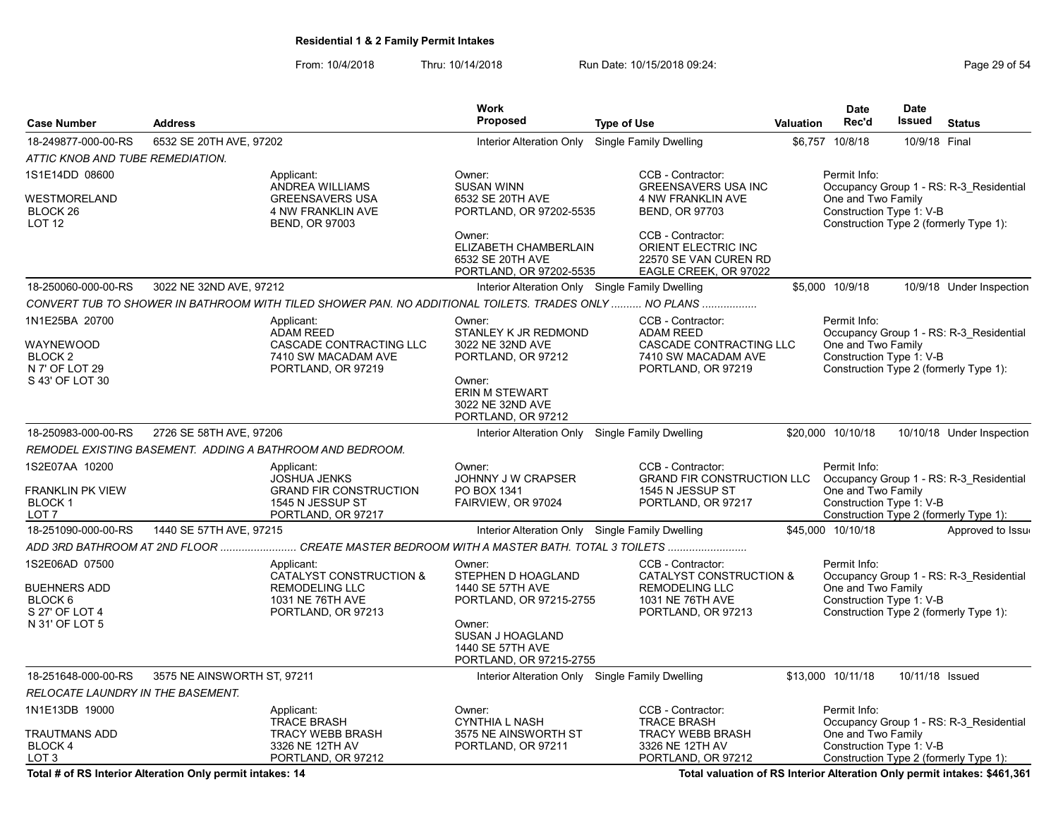## Residential 1 & 2 Family Permit Intakes

From: 10/4/2018 Thru: 10/14/2018 Run Date: 10/15/2018 09:24:

| Case Number | Address | Work Proposed | Type of Use | Valuation | Date Rec'd | Date Issued | Status |
|---|---|---|---|---|---|---|---|
| 18-249877-000-00-RS | 6532 SE 20TH AVE, 97202 | Interior Alteration Only | Single Family Dwelling | $6,757 | 10/8/18 | 10/9/18 | Final |

*ATTIC KNOB AND TUBE REMEDIATION.*

- 1S1E14DD 08600 — WESTMORELAND, BLOCK 26, LOT 12
- Applicant: ANDREA WILLIAMS, GREENSAVERS USA, 4 NW FRANKLIN AVE, BEND, OR 97003
- Owner: SUSAN WINN, 6532 SE 20TH AVE, PORTLAND, OR 97202-5535
- Owner: ELIZABETH CHAMBERLAIN, 6532 SE 20TH AVE, PORTLAND, OR 97202-5535
- CCB - Contractor: GREENSAVERS USA INC, 4 NW FRANKLIN AVE, BEND, OR 97703
- CCB - Contractor: ORIENT ELECTRIC INC, 22570 SE VAN CUREN RD, EAGLE CREEK, OR 97022
- Permit Info: Occupancy Group 1 - RS: R-3_Residential One and Two Family; Construction Type 1: V-B; Construction Type 2 (formerly Type 1):

| Case Number | Address | Work Proposed | Type of Use | Valuation | Date Rec'd | Date Issued | Status |
|---|---|---|---|---|---|---|---|
| 18-250060-000-00-RS | 3022 NE 32ND AVE, 97212 | Interior Alteration Only | Single Family Dwelling | $5,000 | 10/9/18 | 10/9/18 | Under Inspection |

*CONVERT TUB TO SHOWER IN BATHROOM WITH TILED SHOWER PAN. NO ADDITIONAL TOILETS. TRADES ONLY .......... NO PLANS ..................*

- 1N1E25BA 20700 — WAYNEWOOD, BLOCK 2, N 7' OF LOT 29, S 43' OF LOT 30
- Applicant: ADAM REED, CASCADE CONTRACTING LLC, 7410 SW MACADAM AVE, PORTLAND, OR 97219
- Owner: STANLEY K JR REDMOND, 3022 NE 32ND AVE, PORTLAND, OR 97212
- Owner: ERIN M STEWART, 3022 NE 32ND AVE, PORTLAND, OR 97212
- CCB - Contractor: ADAM REED, CASCADE CONTRACTING LLC, 7410 SW MACADAM AVE, PORTLAND, OR 97219
- Permit Info: Occupancy Group 1 - RS: R-3_Residential One and Two Family; Construction Type 1: V-B; Construction Type 2 (formerly Type 1):

| Case Number | Address | Work Proposed | Type of Use | Valuation | Date Rec'd | Date Issued | Status |
|---|---|---|---|---|---|---|---|
| 18-250983-000-00-RS | 2726 SE 58TH AVE, 97206 | Interior Alteration Only | Single Family Dwelling | $20,000 | 10/10/18 | 10/10/18 | Under Inspection |

*REMODEL EXISTING BASEMENT. ADDING A BATHROOM AND BEDROOM.*

- 1S2E07AA 10200 — FRANKLIN PK VIEW, BLOCK 1, LOT 7
- Applicant: JOSHUA JENKS, GRAND FIR CONSTRUCTION, 1545 N JESSUP ST, PORTLAND, OR 97217
- Owner: JOHNNY J W CRASPER, PO BOX 1341, FAIRVIEW, OR 97024
- CCB - Contractor: GRAND FIR CONSTRUCTION LLC, 1545 N JESSUP ST, PORTLAND, OR 97217
- Permit Info: Occupancy Group 1 - RS: R-3_Residential One and Two Family; Construction Type 1: V-B; Construction Type 2 (formerly Type 1):

| Case Number | Address | Work Proposed | Type of Use | Valuation | Date Rec'd | Date Issued | Status |
|---|---|---|---|---|---|---|---|
| 18-251090-000-00-RS | 1440 SE 57TH AVE, 97215 | Interior Alteration Only | Single Family Dwelling | $45,000 | 10/10/18 | | Approved to Issue |

*ADD 3RD BATHROOM AT 2ND FLOOR ......................... CREATE MASTER BEDROOM WITH A MASTER BATH. TOTAL 3 TOILETS ..........................*

- 1S2E06AD 07500 — BUEHNERS ADD, BLOCK 6, S 27' OF LOT 4, N 31' OF LOT 5
- Applicant: CATALYST CONSTRUCTION & REMODELING LLC, 1031 NE 76TH AVE, PORTLAND, OR 97213
- Owner: STEPHEN D HOAGLAND, 1440 SE 57TH AVE, PORTLAND, OR 97215-2755
- Owner: SUSAN J HOAGLAND, 1440 SE 57TH AVE, PORTLAND, OR 97215-2755
- CCB - Contractor: CATALYST CONSTRUCTION & REMODELING LLC, 1031 NE 76TH AVE, PORTLAND, OR 97213
- Permit Info: Occupancy Group 1 - RS: R-3_Residential One and Two Family; Construction Type 1: V-B; Construction Type 2 (formerly Type 1):

| Case Number | Address | Work Proposed | Type of Use | Valuation | Date Rec'd | Date Issued | Status |
|---|---|---|---|---|---|---|---|
| 18-251648-000-00-RS | 3575 NE AINSWORTH ST, 97211 | Interior Alteration Only | Single Family Dwelling | $13,000 | 10/11/18 | 10/11/18 | Issued |

*RELOCATE LAUNDRY IN THE BASEMENT.*

- 1N1E13DB 19000 — TRAUTMANS ADD, BLOCK 4, LOT 3
- Applicant: TRACE BRASH, TRACY WEBB BRASH, 3326 NE 12TH AV, PORTLAND, OR 97212
- Owner: CYNTHIA L NASH, 3575 NE AINSWORTH ST, PORTLAND, OR 97211
- CCB - Contractor: TRACE BRASH, TRACY WEBB BRASH, 3326 NE 12TH AV, PORTLAND, OR 97212
- Permit Info: Occupancy Group 1 - RS: R-3_Residential One and Two Family; Construction Type 1: V-B; Construction Type 2 (formerly Type 1):

**Total # of RS Interior Alteration Only permit intakes: 14**

**Total valuation of RS Interior Alteration Only permit intakes: $461,361**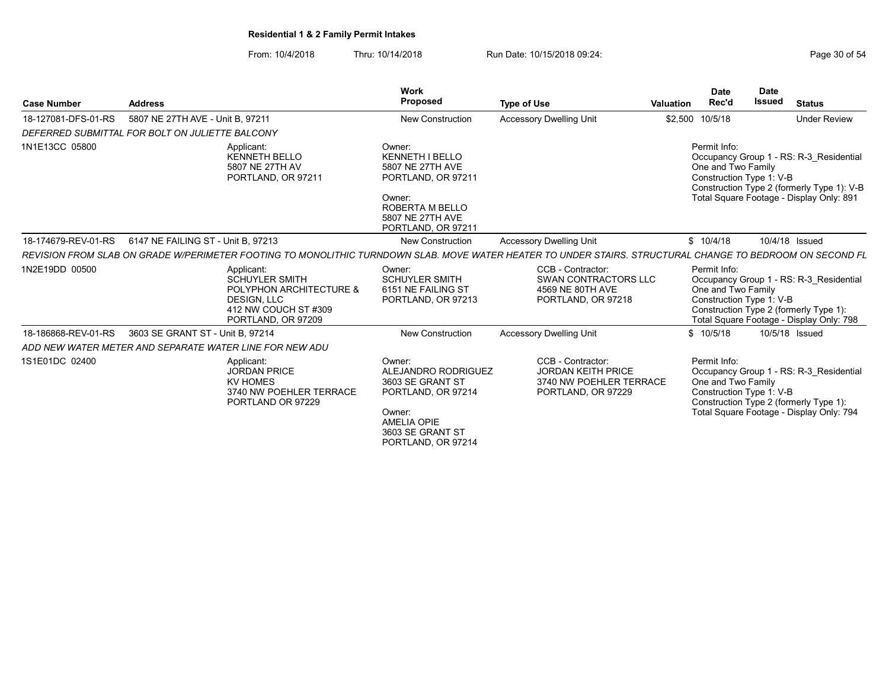**Residential 1 & 2 Family Permit Intakes**

From: 10/4/2018 Thru: 10/14/2018 Run Date: 10/15/2018 09:24:

| Case Number | Address | Work Proposed | Type of Use | Valuation | Date Rec'd | Date Issued | Status |
|---|---|---|---|---|---|---|---|
| 18-127081-DFS-01-RS | 5807 NE 27TH AVE - Unit B, 97211 | New Construction | Accessory Dwelling Unit | $2,500 | 10/5/18 | | Under Review |
| *DEFERRED SUBMITTAL FOR BOLT ON JULIETTE BALCONY* | | | | | | | |
| 1N1E13CC 05800 | Applicant: KENNETH BELLO 5807 NE 27TH AV PORTLAND, OR 97211 | Owner: KENNETH I BELLO 5807 NE 27TH AVE PORTLAND, OR 97211<br>Owner: ROBERTA M BELLO 5807 NE 27TH AVE PORTLAND, OR 97211 | | | Permit Info: Occupancy Group 1 - RS: R-3_Residential One and Two Family Construction Type 1: V-B Construction Type 2 (formerly Type 1): V-B Total Square Footage - Display Only: 891 | | |
| 18-174679-REV-01-RS | 6147 NE FAILING ST - Unit B, 97213 | New Construction | Accessory Dwelling Unit | $ | 10/4/18 | 10/4/18 | Issued |
| *REVISION FROM SLAB ON GRADE W/PERIMETER FOOTING TO MONOLITHIC TURNDOWN SLAB. MOVE WATER HEATER TO UNDER STAIRS. STRUCTURAL CHANGE TO BEDROOM ON SECOND FL* | | | | | | | |
| 1N2E19DD 00500 | Applicant: SCHUYLER SMITH POLYPHON ARCHITECTURE & DESIGN, LLC 412 NW COUCH ST #309 PORTLAND, OR 97209 | Owner: SCHUYLER SMITH 6151 NE FAILING ST PORTLAND, OR 97213 | CCB - Contractor: SWAN CONTRACTORS LLC 4569 NE 80TH AVE PORTLAND, OR 97218 | | Permit Info: Occupancy Group 1 - RS: R-3_Residential One and Two Family Construction Type 1: V-B Construction Type 2 (formerly Type 1): Total Square Footage - Display Only: 798 | | |
| 18-186868-REV-01-RS | 3603 SE GRANT ST - Unit B, 97214 | New Construction | Accessory Dwelling Unit | $ | 10/5/18 | 10/5/18 | Issued |
| *ADD NEW WATER METER AND SEPARATE WATER LINE FOR NEW ADU* | | | | | | | |
| 1S1E01DC 02400 | Applicant: JORDAN PRICE KV HOMES 3740 NW POEHLER TERRACE PORTLAND OR 97229 | Owner: ALEJANDRO RODRIGUEZ 3603 SE GRANT ST PORTLAND, OR 97214<br>Owner: AMELIA OPIE 3603 SE GRANT ST PORTLAND, OR 97214 | CCB - Contractor: JORDAN KEITH PRICE 3740 NW POEHLER TERRACE PORTLAND, OR 97229 | | Permit Info: Occupancy Group 1 - RS: R-3_Residential One and Two Family Construction Type 1: V-B Construction Type 2 (formerly Type 1): Total Square Footage - Display Only: 794 | | |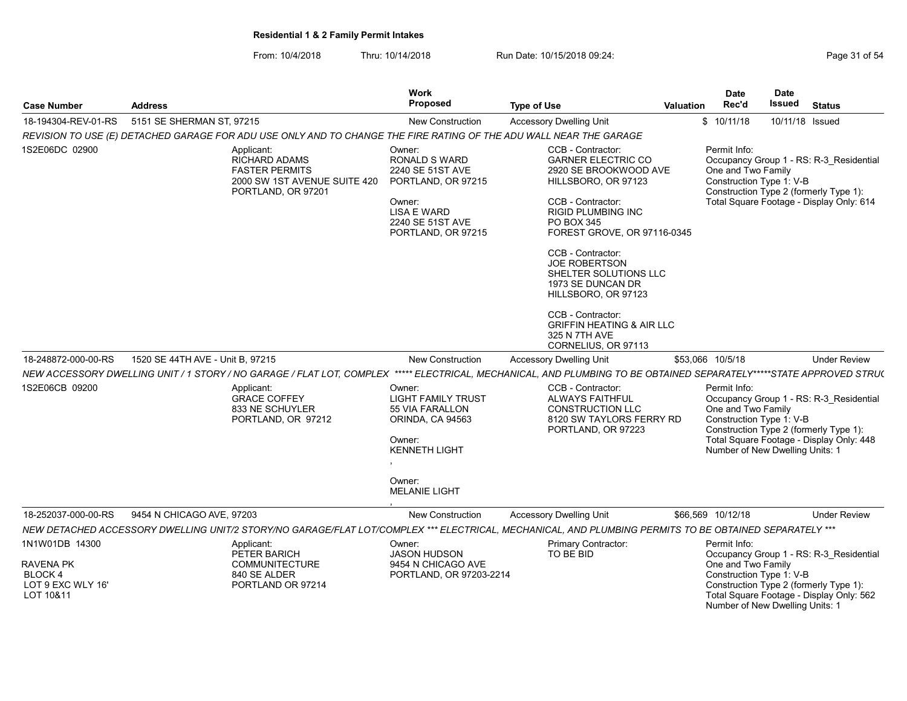**Residential 1 & 2 Family Permit Intakes**

From: 10/4/2018 Thru: 10/14/2018 Run Date: 10/15/2018 09:24:

| Case Number | Address | Work Proposed | Type of Use | Valuation | Date Rec'd | Date Issued | Status |
|---|---|---|---|---|---|---|---|
| 18-194304-REV-01-RS | 5151 SE SHERMAN ST, 97215 | New Construction | Accessory Dwelling Unit | $ | 10/11/18 | 10/11/18 | Issued |

*REVISION TO USE (E) DETACHED GARAGE FOR ADU USE ONLY AND TO CHANGE THE FIRE RATING OF THE ADU WALL NEAR THE GARAGE*

1S2E06DC 02900

Applicant:
RICHARD ADAMS
FASTER PERMITS
2000 SW 1ST AVENUE SUITE 420
PORTLAND, OR 97201

Owner:
RONALD S WARD
2240 SE 51ST AVE
PORTLAND, OR 97215

Owner:
LISA E WARD
2240 SE 51ST AVE
PORTLAND, OR 97215

CCB - Contractor:
GARNER ELECTRIC CO
2920 SE BROOKWOOD AVE
HILLSBORO, OR 97123

CCB - Contractor:
RIGID PLUMBING INC
PO BOX 345
FOREST GROVE, OR 97116-0345

CCB - Contractor:
JOE ROBERTSON
SHELTER SOLUTIONS LLC
1973 SE DUNCAN DR
HILLSBORO, OR 97123

CCB - Contractor:
GRIFFIN HEATING & AIR LLC
325 N 7TH AVE
CORNELIUS, OR 97113

Permit Info:
Occupancy Group 1 - RS: R-3_Residential One and Two Family
Construction Type 1: V-B
Construction Type 2 (formerly Type 1):
Total Square Footage - Display Only: 614

| Case Number | Address | Work Proposed | Type of Use | Valuation | Date Rec'd | Date Issued | Status |
|---|---|---|---|---|---|---|---|
| 18-248872-000-00-RS | 1520 SE 44TH AVE - Unit B, 97215 | New Construction | Accessory Dwelling Unit | $53,066 | 10/5/18 | | Under Review |

*NEW ACCESSORY DWELLING UNIT / 1 STORY / NO GARAGE / FLAT LOT, COMPLEX ***** ELECTRICAL, MECHANICAL, AND PLUMBING TO BE OBTAINED SEPARATELY*****STATE APPROVED STRUC*

1S2E06CB 09200

Applicant:
GRACE COFFEY
833 NE SCHUYLER
PORTLAND, OR 97212

Owner:
LIGHT FAMILY TRUST
55 VIA FARALLON
ORINDA, CA 94563

Owner:
KENNETH LIGHT
,

Owner:
MELANIE LIGHT
,

CCB - Contractor:
ALWAYS FAITHFUL CONSTRUCTION LLC
8120 SW TAYLORS FERRY RD
PORTLAND, OR 97223

Permit Info:
Occupancy Group 1 - RS: R-3_Residential One and Two Family
Construction Type 1: V-B
Construction Type 2 (formerly Type 1):
Total Square Footage - Display Only: 448
Number of New Dwelling Units: 1

| Case Number | Address | Work Proposed | Type of Use | Valuation | Date Rec'd | Date Issued | Status |
|---|---|---|---|---|---|---|---|
| 18-252037-000-00-RS | 9454 N CHICAGO AVE, 97203 | New Construction | Accessory Dwelling Unit | $66,569 | 10/12/18 | | Under Review |

*NEW DETACHED ACCESSORY DWELLING UNIT/2 STORY/NO GARAGE/FLAT LOT/COMPLEX *** ELECTRICAL, MECHANICAL, AND PLUMBING PERMITS TO BE OBTAINED SEPARATELY ****

1N1W01DB 14300

RAVENA PK
BLOCK 4
LOT 9 EXC WLY 16'
LOT 10&11

Applicant:
PETER BARICH
COMMUNITECTURE
840 SE ALDER
PORTLAND OR 97214

Owner:
JASON HUDSON
9454 N CHICAGO AVE
PORTLAND, OR 97203-2214

Primary Contractor:
TO BE BID

Permit Info:
Occupancy Group 1 - RS: R-3_Residential One and Two Family
Construction Type 1: V-B
Construction Type 2 (formerly Type 1):
Total Square Footage - Display Only: 562
Number of New Dwelling Units: 1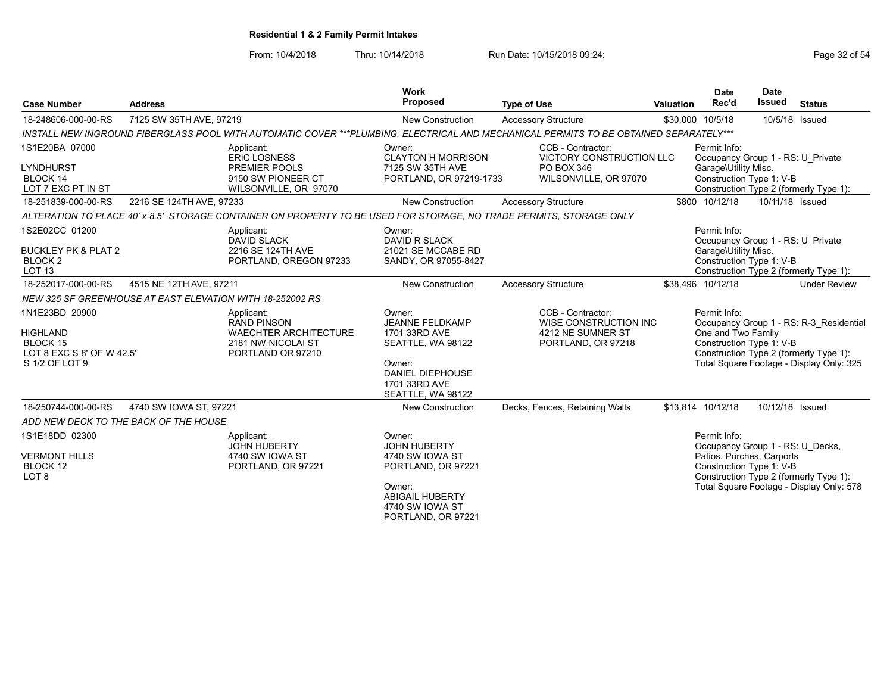**Residential 1 & 2 Family Permit Intakes**

From: 10/4/2018 Thru: 10/14/2018 Run Date: 10/15/2018 09:24:

| Case Number | Address | Work Proposed | Type of Use | Valuation | Date Rec'd | Date Issued | Status |
|---|---|---|---|---|---|---|---|
| 18-248606-000-00-RS | 7125 SW 35TH AVE, 97219 | New Construction | Accessory Structure | $30,000 | 10/5/18 | 10/5/18 | Issued |

INSTALL NEW INGROUND FIBERGLASS POOL WITH AUTOMATIC COVER ***PLUMBING, ELECTRICAL AND MECHANICAL PERMITS TO BE OBTAINED SEPARATELY***

1S1E20BA 07000
LYNDHURST
BLOCK 14
LOT 7 EXC PT IN ST

Applicant:
ERIC LOSNESS
PREMIER POOLS
9150 SW PIONEER CT
WILSONVILLE, OR 97070

Owner:
CLAYTON H MORRISON
7125 SW 35TH AVE
PORTLAND, OR 97219-1733

CCB - Contractor:
VICTORY CONSTRUCTION LLC
PO BOX 346
WILSONVILLE, OR 97070

Permit Info:
Occupancy Group 1 - RS: U_Private Garage\Utility Misc.
Construction Type 1: V-B
Construction Type 2 (formerly Type 1):

| Case Number | Address | Work Proposed | Type of Use | Valuation | Date Rec'd | Date Issued | Status |
|---|---|---|---|---|---|---|---|
| 18-251839-000-00-RS | 2216 SE 124TH AVE, 97233 | New Construction | Accessory Structure | $800 | 10/12/18 | 10/11/18 | Issued |

ALTERATION TO PLACE 40' x 8.5' STORAGE CONTAINER ON PROPERTY TO BE USED FOR STORAGE, NO TRADE PERMITS, STORAGE ONLY

1S2E02CC 01200
BUCKLEY PK & PLAT 2
BLOCK 2
LOT 13

Applicant:
DAVID SLACK
2216 SE 124TH AVE
PORTLAND, OREGON 97233

Owner:
DAVID R SLACK
21021 SE MCCABE RD
SANDY, OR 97055-8427

Permit Info:
Occupancy Group 1 - RS: U_Private Garage\Utility Misc.
Construction Type 1: V-B
Construction Type 2 (formerly Type 1):

| Case Number | Address | Work Proposed | Type of Use | Valuation | Date Rec'd | Date Issued | Status |
|---|---|---|---|---|---|---|---|
| 18-252017-000-00-RS | 4515 NE 12TH AVE, 97211 | New Construction | Accessory Structure | $38,496 | 10/12/18 | | Under Review |

NEW 325 SF GREENHOUSE AT EAST ELEVATION WITH 18-252002 RS

1N1E23BD 20900
HIGHLAND
BLOCK 15
LOT 8 EXC S 8' OF W 42.5'
S 1/2 OF LOT 9

Applicant:
RAND PINSON
WAECHTER ARCHITECTURE
2181 NW NICOLAI ST
PORTLAND OR 97210

Owner:
JEANNE FELDKAMP
1701 33RD AVE
SEATTLE, WA 98122

Owner:
DANIEL DIEPHOUSE
1701 33RD AVE
SEATTLE, WA 98122

CCB - Contractor:
WISE CONSTRUCTION INC
4212 NE SUMNER ST
PORTLAND, OR 97218

Permit Info:
Occupancy Group 1 - RS: R-3_Residential One and Two Family
Construction Type 1: V-B
Construction Type 2 (formerly Type 1):
Total Square Footage - Display Only: 325

| Case Number | Address | Work Proposed | Type of Use | Valuation | Date Rec'd | Date Issued | Status |
|---|---|---|---|---|---|---|---|
| 18-250744-000-00-RS | 4740 SW IOWA ST, 97221 | New Construction | Decks, Fences, Retaining Walls | $13,814 | 10/12/18 | 10/12/18 | Issued |

ADD NEW DECK TO THE BACK OF THE HOUSE

1S1E18DD 02300
VERMONT HILLS
BLOCK 12
LOT 8

Applicant:
JOHN HUBERTY
4740 SW IOWA ST
PORTLAND, OR 97221

Owner:
JOHN HUBERTY
4740 SW IOWA ST
PORTLAND, OR 97221

Owner:
ABIGAIL HUBERTY
4740 SW IOWA ST
PORTLAND, OR 97221

Permit Info:
Occupancy Group 1 - RS: U_Decks, Patios, Porches, Carports
Construction Type 1: V-B
Construction Type 2 (formerly Type 1):
Total Square Footage - Display Only: 578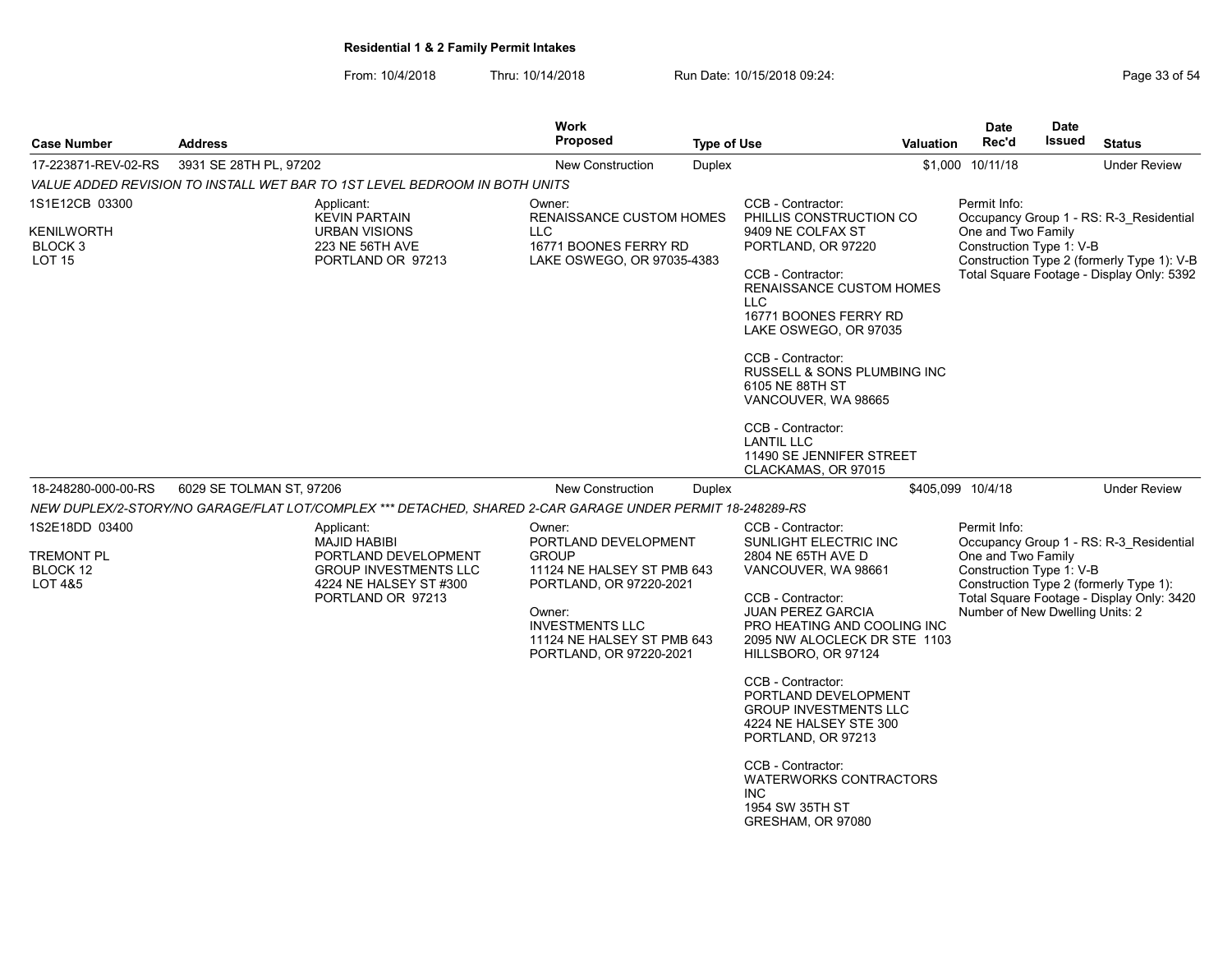**Residential 1 & 2 Family Permit Intakes**

From: 10/4/2018 Thru: 10/14/2018 Run Date: 10/15/2018 09:24:

| Case Number | Address | Work Proposed | Type of Use | Valuation | Date Rec'd | Date Issued | Status |
|---|---|---|---|---|---|---|---|
| 17-223871-REV-02-RS | 3931 SE 28TH PL, 97202 | New Construction | Duplex | $1,000 | 10/11/18 | | Under Review |

VALUE ADDED REVISION TO INSTALL WET BAR TO 1ST LEVEL BEDROOM IN BOTH UNITS

1S1E12CB 03300

KENILWORTH
BLOCK 3
LOT 15

Applicant:
KEVIN PARTAIN
URBAN VISIONS
223 NE 56TH AVE
PORTLAND OR 97213

Owner:
RENAISSANCE CUSTOM HOMES LLC
16771 BOONES FERRY RD
LAKE OSWEGO, OR 97035-4383

CCB - Contractor:
PHILLIS CONSTRUCTION CO
9409 NE COLFAX ST
PORTLAND, OR 97220

CCB - Contractor:
RENAISSANCE CUSTOM HOMES LLC
16771 BOONES FERRY RD
LAKE OSWEGO, OR 97035

CCB - Contractor:
RUSSELL & SONS PLUMBING INC
6105 NE 88TH ST
VANCOUVER, WA 98665

CCB - Contractor:
LANTIL LLC
11490 SE JENNIFER STREET
CLACKAMAS, OR 97015

Permit Info:
Occupancy Group 1 - RS: R-3_Residential One and Two Family
Construction Type 1: V-B
Construction Type 2 (formerly Type 1): V-B
Total Square Footage - Display Only: 5392

| Case Number | Address | Work Proposed | Type of Use | Valuation | Date Rec'd | Date Issued | Status |
|---|---|---|---|---|---|---|---|
| 18-248280-000-00-RS | 6029 SE TOLMAN ST, 97206 | New Construction | Duplex | $405,099 | 10/4/18 | | Under Review |

NEW DUPLEX/2-STORY/NO GARAGE/FLAT LOT/COMPLEX *** DETACHED, SHARED 2-CAR GARAGE UNDER PERMIT 18-248289-RS

1S2E18DD 03400

TREMONT PL
BLOCK 12
LOT 4&5

Applicant:
MAJID HABIBI
PORTLAND DEVELOPMENT GROUP INVESTMENTS LLC
4224 NE HALSEY ST #300
PORTLAND OR 97213

Owner:
PORTLAND DEVELOPMENT GROUP
11124 NE HALSEY ST PMB 643
PORTLAND, OR 97220-2021

Owner:
INVESTMENTS LLC
11124 NE HALSEY ST PMB 643
PORTLAND, OR 97220-2021

CCB - Contractor:
SUNLIGHT ELECTRIC INC
2804 NE 65TH AVE D
VANCOUVER, WA 98661

CCB - Contractor:
JUAN PEREZ GARCIA
PRO HEATING AND COOLING INC
2095 NW ALOCLECK DR STE 1103
HILLSBORO, OR 97124

CCB - Contractor:
PORTLAND DEVELOPMENT GROUP INVESTMENTS LLC
4224 NE HALSEY STE 300
PORTLAND, OR 97213

CCB - Contractor:
WATERWORKS CONTRACTORS INC
1954 SW 35TH ST
GRESHAM, OR 97080

Permit Info:
Occupancy Group 1 - RS: R-3_Residential One and Two Family
Construction Type 1: V-B
Construction Type 2 (formerly Type 1):
Total Square Footage - Display Only: 3420
Number of New Dwelling Units: 2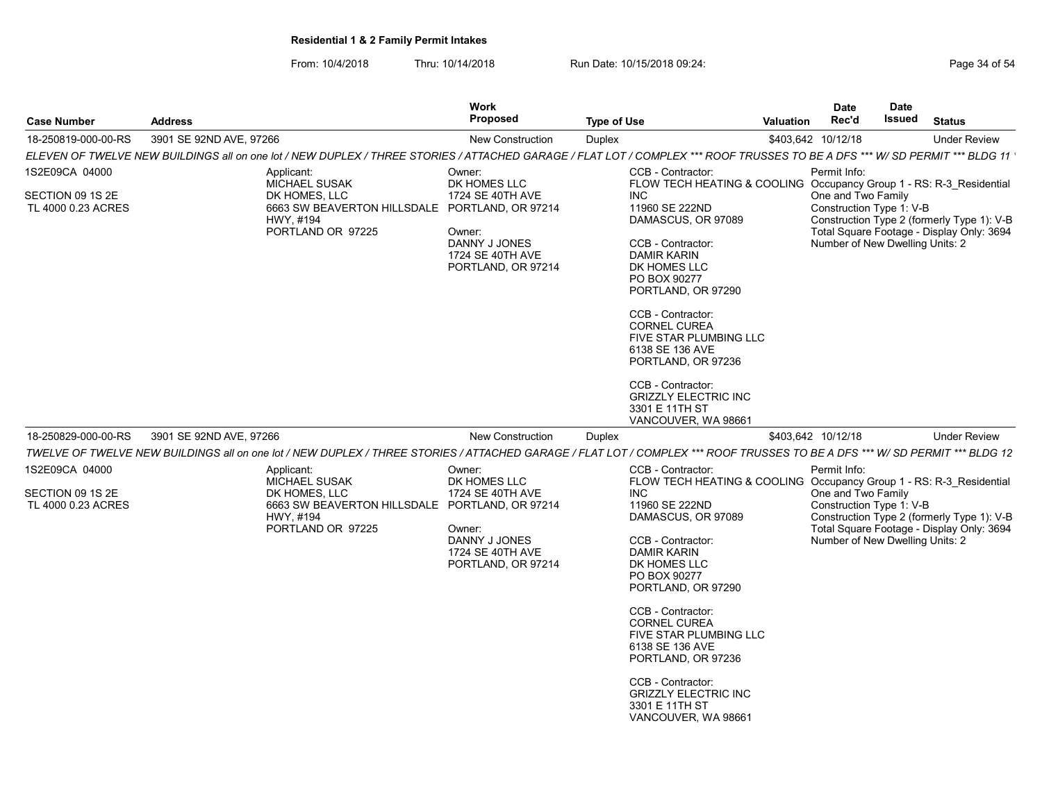**Residential 1 & 2 Family Permit Intakes**

From: 10/4/2018 Thru: 10/14/2018 Run Date: 10/15/2018 09:24:

| Case Number | Address | Work Proposed | Type of Use | Valuation | Date Rec'd | Date Issued | Status |
|---|---|---|---|---|---|---|---|
| 18-250819-000-00-RS | 3901 SE 92ND AVE, 97266 | New Construction | Duplex | $403,642 | 10/12/18 | | Under Review |

*ELEVEN OF TWELVE NEW BUILDINGS all on one lot / NEW DUPLEX / THREE STORIES / ATTACHED GARAGE / FLAT LOT / COMPLEX \*\*\* ROOF TRUSSES TO BE A DFS \*\*\* W/ SD PERMIT \*\*\* BLDG 11*

1S2E09CA 04000
SECTION 09 1S 2E
TL 4000 0.23 ACRES

Applicant:
MICHAEL SUSAK
DK HOMES, LLC
6663 SW BEAVERTON HILLSDALE HWY, #194
PORTLAND OR 97225

Owner:
DK HOMES LLC
1724 SE 40TH AVE
PORTLAND, OR 97214

Owner:
DANNY J JONES
1724 SE 40TH AVE
PORTLAND, OR 97214

CCB - Contractor:
FLOW TECH HEATING & COOLING INC
11960 SE 222ND
DAMASCUS, OR 97089

CCB - Contractor:
DAMIR KARIN
DK HOMES LLC
PO BOX 90277
PORTLAND, OR 97290

CCB - Contractor:
CORNEL CUREA
FIVE STAR PLUMBING LLC
6138 SE 136 AVE
PORTLAND, OR 97236

CCB - Contractor:
GRIZZLY ELECTRIC INC
3301 E 11TH ST
VANCOUVER, WA 98661

Permit Info:
Occupancy Group 1 - RS: R-3_Residential One and Two Family
Construction Type 1: V-B
Construction Type 2 (formerly Type 1): V-B
Total Square Footage - Display Only: 3694
Number of New Dwelling Units: 2

| Case Number | Address | Work Proposed | Type of Use | Valuation | Date Rec'd | Date Issued | Status |
|---|---|---|---|---|---|---|---|
| 18-250829-000-00-RS | 3901 SE 92ND AVE, 97266 | New Construction | Duplex | $403,642 | 10/12/18 | | Under Review |

*TWELVE OF TWELVE NEW BUILDINGS all on one lot / NEW DUPLEX / THREE STORIES / ATTACHED GARAGE / FLAT LOT / COMPLEX \*\*\* ROOF TRUSSES TO BE A DFS \*\*\* W/ SD PERMIT \*\*\* BLDG 12*

1S2E09CA 04000
SECTION 09 1S 2E
TL 4000 0.23 ACRES

Applicant:
MICHAEL SUSAK
DK HOMES, LLC
6663 SW BEAVERTON HILLSDALE HWY, #194
PORTLAND OR 97225

Owner:
DK HOMES LLC
1724 SE 40TH AVE
PORTLAND, OR 97214

Owner:
DANNY J JONES
1724 SE 40TH AVE
PORTLAND, OR 97214

CCB - Contractor:
FLOW TECH HEATING & COOLING INC
11960 SE 222ND
DAMASCUS, OR 97089

CCB - Contractor:
DAMIR KARIN
DK HOMES LLC
PO BOX 90277
PORTLAND, OR 97290

CCB - Contractor:
CORNEL CUREA
FIVE STAR PLUMBING LLC
6138 SE 136 AVE
PORTLAND, OR 97236

CCB - Contractor:
GRIZZLY ELECTRIC INC
3301 E 11TH ST
VANCOUVER, WA 98661

Permit Info:
Occupancy Group 1 - RS: R-3_Residential One and Two Family
Construction Type 1: V-B
Construction Type 2 (formerly Type 1): V-B
Total Square Footage - Display Only: 3694
Number of New Dwelling Units: 2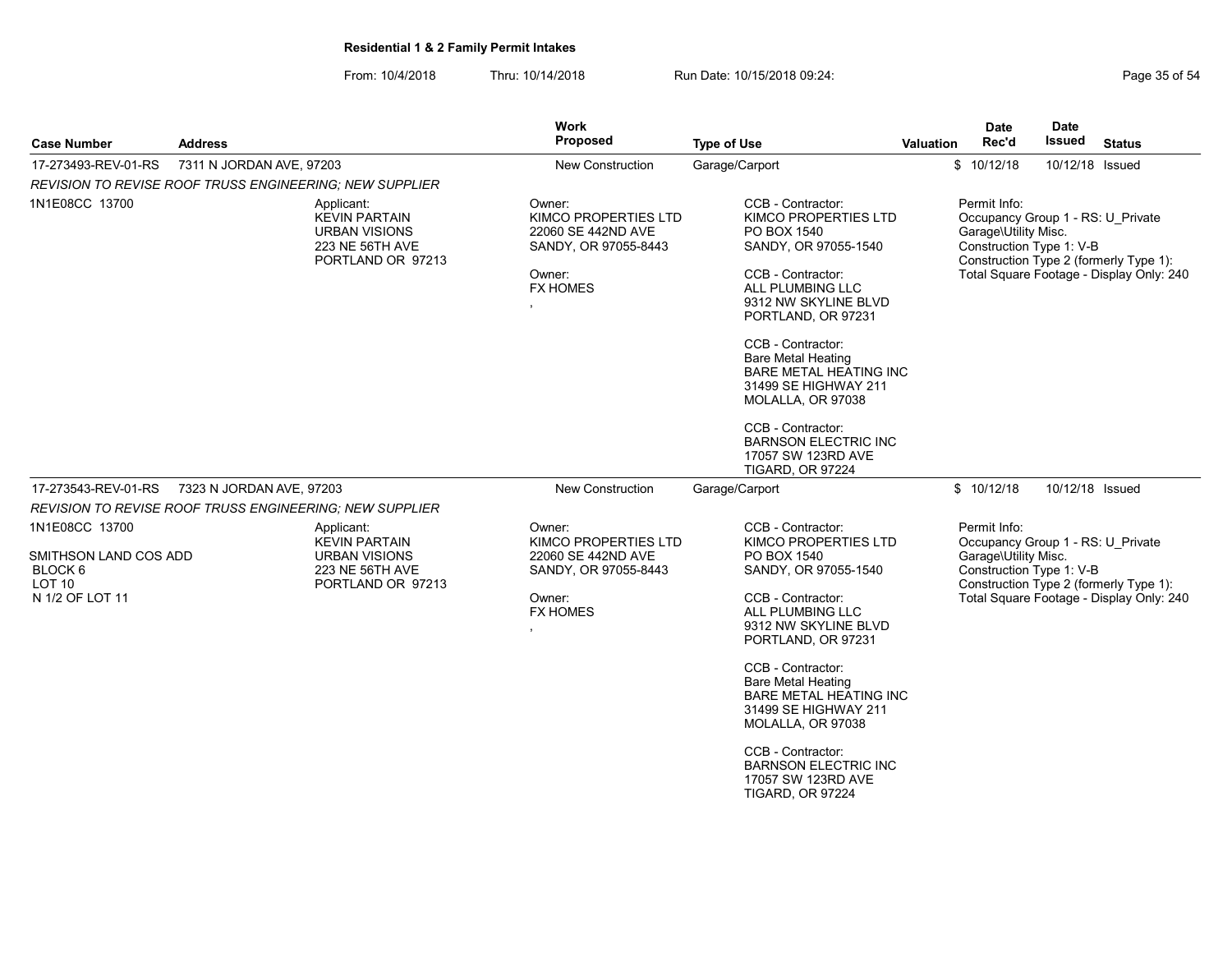**Residential 1 & 2 Family Permit Intakes**

From: 10/4/2018 Thru: 10/14/2018 Run Date: 10/15/2018 09:24:

| Case Number | Address | Work Proposed | Type of Use | Valuation | Date Rec'd | Date Issued | Status |
|---|---|---|---|---|---|---|---|
| 17-273493-REV-01-RS | 7311 N JORDAN AVE, 97203 | New Construction | Garage/Carport | $ | 10/12/18 | 10/12/18 | Issued |

*REVISION TO REVISE ROOF TRUSS ENGINEERING; NEW SUPPLIER*

1N1E08CC 13700

Applicant:
KEVIN PARTAIN
URBAN VISIONS
223 NE 56TH AVE
PORTLAND OR 97213

Owner:
KIMCO PROPERTIES LTD
22060 SE 442ND AVE
SANDY, OR 97055-8443

Owner:
FX HOMES
,

CCB - Contractor:
KIMCO PROPERTIES LTD
PO BOX 1540
SANDY, OR 97055-1540

CCB - Contractor:
ALL PLUMBING LLC
9312 NW SKYLINE BLVD
PORTLAND, OR 97231

CCB - Contractor:
Bare Metal Heating
BARE METAL HEATING INC
31499 SE HIGHWAY 211
MOLALLA, OR 97038

CCB - Contractor:
BARNSON ELECTRIC INC
17057 SW 123RD AVE
TIGARD, OR 97224

Permit Info:
Occupancy Group 1 - RS: U_Private Garage\Utility Misc.
Construction Type 1: V-B
Construction Type 2 (formerly Type 1):
Total Square Footage - Display Only: 240

| Case Number | Address | Work Proposed | Type of Use | Valuation | Date Rec'd | Date Issued | Status |
|---|---|---|---|---|---|---|---|
| 17-273543-REV-01-RS | 7323 N JORDAN AVE, 97203 | New Construction | Garage/Carport | $ | 10/12/18 | 10/12/18 | Issued |

*REVISION TO REVISE ROOF TRUSS ENGINEERING; NEW SUPPLIER*

1N1E08CC 13700

SMITHSON LAND COS ADD
BLOCK 6
LOT 10
N 1/2 OF LOT 11

Applicant:
KEVIN PARTAIN
URBAN VISIONS
223 NE 56TH AVE
PORTLAND OR 97213

Owner:
KIMCO PROPERTIES LTD
22060 SE 442ND AVE
SANDY, OR 97055-8443

Owner:
FX HOMES
,

CCB - Contractor:
KIMCO PROPERTIES LTD
PO BOX 1540
SANDY, OR 97055-1540

CCB - Contractor:
ALL PLUMBING LLC
9312 NW SKYLINE BLVD
PORTLAND, OR 97231

CCB - Contractor:
Bare Metal Heating
BARE METAL HEATING INC
31499 SE HIGHWAY 211
MOLALLA, OR 97038

CCB - Contractor:
BARNSON ELECTRIC INC
17057 SW 123RD AVE
TIGARD, OR 97224

Permit Info:
Occupancy Group 1 - RS: U_Private Garage\Utility Misc.
Construction Type 1: V-B
Construction Type 2 (formerly Type 1):
Total Square Footage - Display Only: 240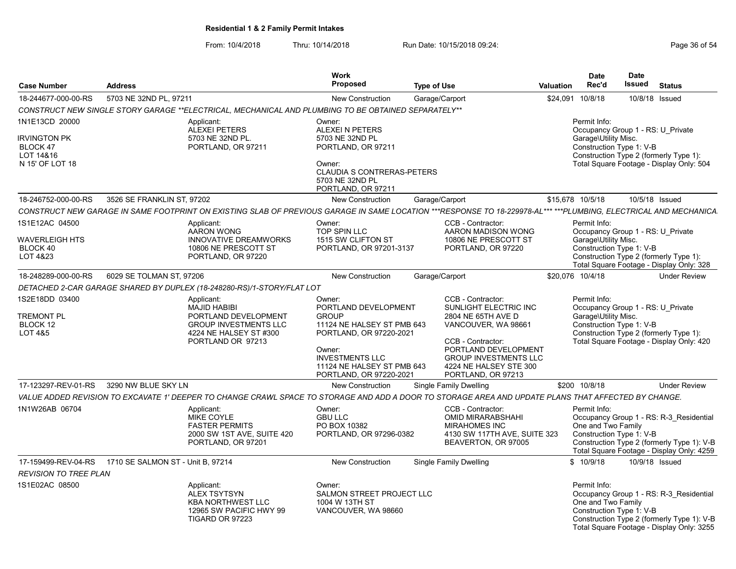# Residential 1 & 2 Family Permit Intakes

From: 10/4/2018 Thru: 10/14/2018 Run Date: 10/15/2018 09:24:

| Case Number | Address | Work Proposed | Type of Use | Valuation | Date Rec'd | Date Issued | Status |
|---|---|---|---|---|---|---|---|
| 18-244677-000-00-RS | 5703 NE 32ND PL, 97211 | New Construction | Garage/Carport | $24,091 | 10/8/18 | 10/8/18 | Issued |

*CONSTRUCT NEW SINGLE STORY GARAGE **ELECTRICAL, MECHANICAL AND PLUMBING TO BE OBTAINED SEPARATELY***

1N1E13CD 20000
IRVINGTON PK
BLOCK 47
LOT 14&16
N 15' OF LOT 18

Applicant:
ALEXEI PETERS
5703 NE 32ND PL.
PORTLAND, OR 97211

Owner:
ALEXEI N PETERS
5703 NE 32ND PL
PORTLAND, OR 97211

Owner:
CLAUDIA S CONTRERAS-PETERS
5703 NE 32ND PL
PORTLAND, OR 97211

Permit Info:
Occupancy Group 1 - RS: U_Private Garage\Utility Misc.
Construction Type 1: V-B
Construction Type 2 (formerly Type 1):
Total Square Footage - Display Only: 504

---

| Case Number | Address | Work Proposed | Type of Use | Valuation | Date Rec'd | Date Issued | Status |
|---|---|---|---|---|---|---|---|
| 18-246752-000-00-RS | 3526 SE FRANKLIN ST, 97202 | New Construction | Garage/Carport | $15,678 | 10/5/18 | 10/5/18 | Issued |

*CONSTRUCT NEW GARAGE IN SAME FOOTPRINT ON EXISTING SLAB OF PREVIOUS GARAGE IN SAME LOCATION ***RESPONSE TO 18-229978-AL*** ***PLUMBING, ELECTRICAL AND MECHANICA*

1S1E12AC 04500
WAVERLEIGH HTS
BLOCK 40
LOT 4&23

Applicant:
AARON WONG
INNOVATIVE DREAMWORKS
10806 NE PRESCOTT ST
PORTLAND, OR 97220

Owner:
TOP SPIN LLC
1515 SW CLIFTON ST
PORTLAND, OR 97201-3137

CCB - Contractor:
AARON MADISON WONG
10806 NE PRESCOTT ST
PORTLAND, OR 97220

Permit Info:
Occupancy Group 1 - RS: U_Private Garage\Utility Misc.
Construction Type 1: V-B
Construction Type 2 (formerly Type 1):
Total Square Footage - Display Only: 328

---

| Case Number | Address | Work Proposed | Type of Use | Valuation | Date Rec'd | Date Issued | Status |
|---|---|---|---|---|---|---|---|
| 18-248289-000-00-RS | 6029 SE TOLMAN ST, 97206 | New Construction | Garage/Carport | $20,076 | 10/4/18 | | Under Review |

*DETACHED 2-CAR GARAGE SHARED BY DUPLEX (18-248280-RS)/1-STORY/FLAT LOT*

1S2E18DD 03400
TREMONT PL
BLOCK 12
LOT 4&5

Applicant:
MAJID HABIBI
PORTLAND DEVELOPMENT GROUP INVESTMENTS LLC
4224 NE HALSEY ST #300
PORTLAND OR 97213

Owner:
PORTLAND DEVELOPMENT GROUP
11124 NE HALSEY ST PMB 643
PORTLAND, OR 97220-2021

Owner:
INVESTMENTS LLC
11124 NE HALSEY ST PMB 643
PORTLAND, OR 97220-2021

CCB - Contractor:
SUNLIGHT ELECTRIC INC
2804 NE 65TH AVE D
VANCOUVER, WA 98661

CCB - Contractor:
PORTLAND DEVELOPMENT GROUP INVESTMENTS LLC
4224 NE HALSEY STE 300
PORTLAND, OR 97213

Permit Info:
Occupancy Group 1 - RS: U_Private Garage\Utility Misc.
Construction Type 1: V-B
Construction Type 2 (formerly Type 1):
Total Square Footage - Display Only: 420

---

| Case Number | Address | Work Proposed | Type of Use | Valuation | Date Rec'd | Date Issued | Status |
|---|---|---|---|---|---|---|---|
| 17-123297-REV-01-RS | 3290 NW BLUE SKY LN | New Construction | Single Family Dwelling | $200 | 10/8/18 | | Under Review |

*VALUE ADDED REVISION TO EXCAVATE 1' DEEPER TO CHANGE CRAWL SPACE TO STORAGE AND ADD A DOOR TO STORAGE AREA AND UPDATE PLANS THAT AFFECTED BY CHANGE.*

1N1W26AB 06704

Applicant:
MIKE COYLE
FASTER PERMITS
2000 SW 1ST AVE, SUITE 420
PORTLAND, OR 97201

Owner:
GBU LLC
PO BOX 10382
PORTLAND, OR 97296-0382

CCB - Contractor:
OMID MIRARABSHAHI
MIRAHOMES INC
4130 SW 117TH AVE, SUITE 323
BEAVERTON, OR 97005

Permit Info:
Occupancy Group 1 - RS: R-3_Residential One and Two Family
Construction Type 1: V-B
Construction Type 2 (formerly Type 1): V-B
Total Square Footage - Display Only: 4259

---

| Case Number | Address | Work Proposed | Type of Use | Valuation | Date Rec'd | Date Issued | Status |
|---|---|---|---|---|---|---|---|
| 17-159499-REV-04-RS | 1710 SE SALMON ST - Unit B, 97214 | New Construction | Single Family Dwelling | $ | 10/9/18 | 10/9/18 | Issued |

*REVISION TO TREE PLAN*

1S1E02AC 08500

Applicant:
ALEX TSYTSYN
KBA NORTHWEST LLC
12965 SW PACIFIC HWY 99
TIGARD OR 97223

Owner:
SALMON STREET PROJECT LLC
1004 W 13TH ST
VANCOUVER, WA 98660

Permit Info:
Occupancy Group 1 - RS: R-3_Residential One and Two Family
Construction Type 1: V-B
Construction Type 2 (formerly Type 1): V-B
Total Square Footage - Display Only: 3255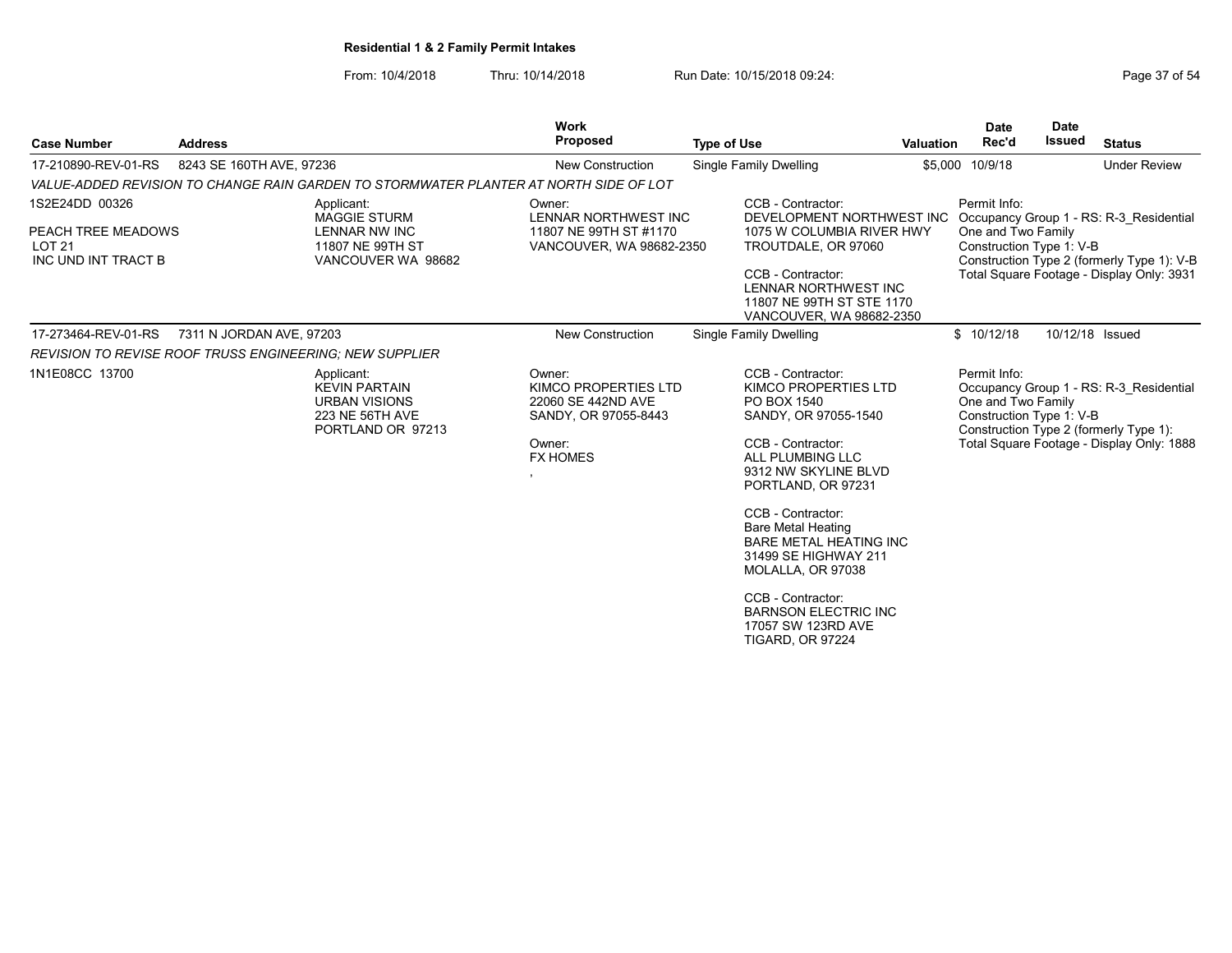## Residential 1 & 2 Family Permit Intakes

From: 10/4/2018 Thru: 10/14/2018 Run Date: 10/15/2018 09:24:

| Case Number | Address | Work Proposed | Type of Use | Valuation | Date Rec'd | Date Issued | Status |
|---|---|---|---|---|---|---|---|
| 17-210890-REV-01-RS | 8243 SE 160TH AVE, 97236 | New Construction | Single Family Dwelling | $5,000 | 10/9/18 | | Under Review |

*VALUE-ADDED REVISION TO CHANGE RAIN GARDEN TO STORMWATER PLANTER AT NORTH SIDE OF LOT*

1S2E24DD 00326

PEACH TREE MEADOWS
LOT 21
INC UND INT TRACT B

Applicant:
MAGGIE STURM
LENNAR NW INC
11807 NE 99TH ST
VANCOUVER WA 98682

Owner:
LENNAR NORTHWEST INC
11807 NE 99TH ST #1170
VANCOUVER, WA 98682-2350

CCB - Contractor:
DEVELOPMENT NORTHWEST INC
1075 W COLUMBIA RIVER HWY
TROUTDALE, OR 97060

CCB - Contractor:
LENNAR NORTHWEST INC
11807 NE 99TH ST STE 1170
VANCOUVER, WA 98682-2350

Permit Info:
Occupancy Group 1 - RS: R-3_Residential One and Two Family
Construction Type 1: V-B
Construction Type 2 (formerly Type 1): V-B
Total Square Footage - Display Only: 3931

| Case Number | Address | Work Proposed | Type of Use | Valuation | Date Rec'd | Date Issued | Status |
|---|---|---|---|---|---|---|---|
| 17-273464-REV-01-RS | 7311 N JORDAN AVE, 97203 | New Construction | Single Family Dwelling | $ | 10/12/18 | 10/12/18 | Issued |

*REVISION TO REVISE ROOF TRUSS ENGINEERING; NEW SUPPLIER*

1N1E08CC 13700

Applicant:
KEVIN PARTAIN
URBAN VISIONS
223 NE 56TH AVE
PORTLAND OR 97213

Owner:
KIMCO PROPERTIES LTD
22060 SE 442ND AVE
SANDY, OR 97055-8443

Owner:
FX HOMES
,

CCB - Contractor:
KIMCO PROPERTIES LTD
PO BOX 1540
SANDY, OR 97055-1540

CCB - Contractor:
ALL PLUMBING LLC
9312 NW SKYLINE BLVD
PORTLAND, OR 97231

CCB - Contractor:
Bare Metal Heating
BARE METAL HEATING INC
31499 SE HIGHWAY 211
MOLALLA, OR 97038

CCB - Contractor:
BARNSON ELECTRIC INC
17057 SW 123RD AVE
TIGARD, OR 97224

Permit Info:
Occupancy Group 1 - RS: R-3_Residential One and Two Family
Construction Type 1: V-B
Construction Type 2 (formerly Type 1):
Total Square Footage - Display Only: 1888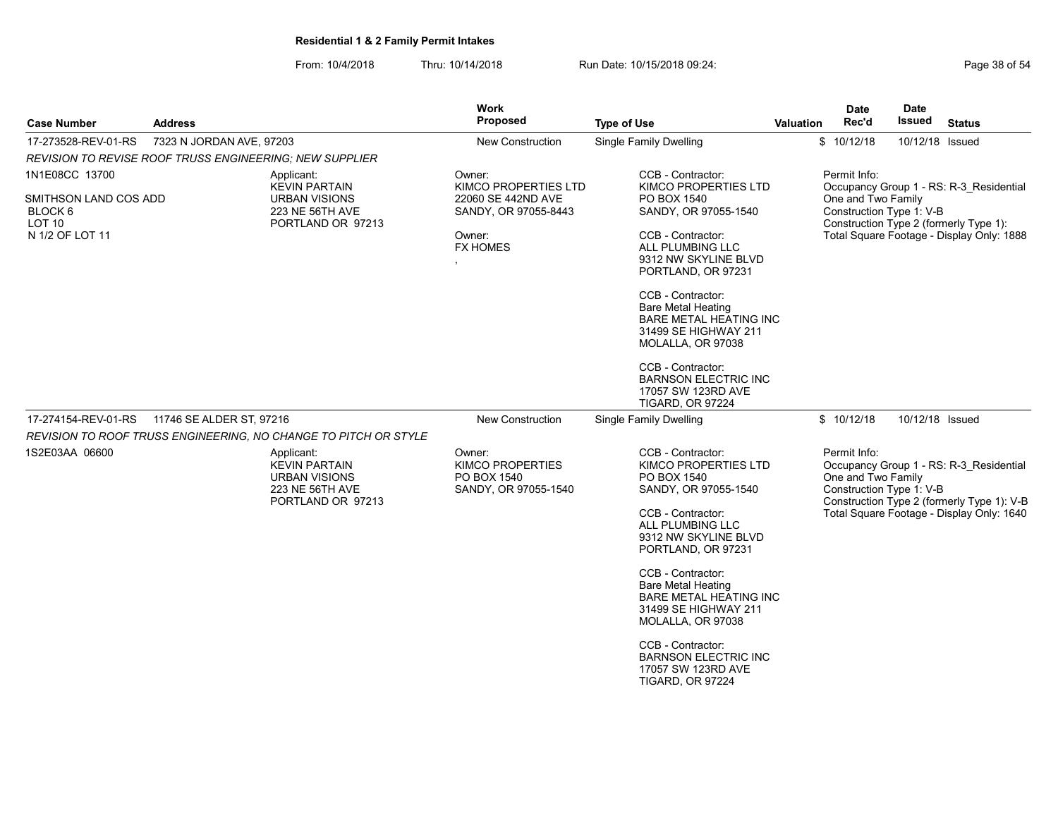**Residential 1 & 2 Family Permit Intakes**

From: 10/4/2018 Thru: 10/14/2018 Run Date: 10/15/2018 09:24:

| Case Number | Address | Work Proposed | Type of Use | Valuation | Date Rec'd | Date Issued | Status |
|---|---|---|---|---|---|---|---|
| 17-273528-REV-01-RS | 7323 N JORDAN AVE, 97203 | New Construction | Single Family Dwelling | $ | 10/12/18 | 10/12/18 | Issued |

*REVISION TO REVISE ROOF TRUSS ENGINEERING; NEW SUPPLIER*

1N1E08CC 13700

SMITHSON LAND COS ADD
BLOCK 6
LOT 10
N 1/2 OF LOT 11

Applicant:
KEVIN PARTAIN
URBAN VISIONS
223 NE 56TH AVE
PORTLAND OR 97213

Owner:
KIMCO PROPERTIES LTD
22060 SE 442ND AVE
SANDY, OR 97055-8443

Owner:
FX HOMES
,

CCB - Contractor:
KIMCO PROPERTIES LTD
PO BOX 1540
SANDY, OR 97055-1540

CCB - Contractor:
ALL PLUMBING LLC
9312 NW SKYLINE BLVD
PORTLAND, OR 97231

CCB - Contractor:
Bare Metal Heating
BARE METAL HEATING INC
31499 SE HIGHWAY 211
MOLALLA, OR 97038

CCB - Contractor:
BARNSON ELECTRIC INC
17057 SW 123RD AVE
TIGARD, OR 97224

Permit Info:
Occupancy Group 1 - RS: R-3_Residential One and Two Family
Construction Type 1: V-B
Construction Type 2 (formerly Type 1):
Total Square Footage - Display Only: 1888

| Case Number | Address | Work Proposed | Type of Use | Valuation | Date Rec'd | Date Issued | Status |
|---|---|---|---|---|---|---|---|
| 17-274154-REV-01-RS | 11746 SE ALDER ST, 97216 | New Construction | Single Family Dwelling | $ | 10/12/18 | 10/12/18 | Issued |

*REVISION TO ROOF TRUSS ENGINEERING, NO CHANGE TO PITCH OR STYLE*

1S2E03AA 06600

Applicant:
KEVIN PARTAIN
URBAN VISIONS
223 NE 56TH AVE
PORTLAND OR 97213

Owner:
KIMCO PROPERTIES
PO BOX 1540
SANDY, OR 97055-1540

CCB - Contractor:
KIMCO PROPERTIES LTD
PO BOX 1540
SANDY, OR 97055-1540

CCB - Contractor:
ALL PLUMBING LLC
9312 NW SKYLINE BLVD
PORTLAND, OR 97231

CCB - Contractor:
Bare Metal Heating
BARE METAL HEATING INC
31499 SE HIGHWAY 211
MOLALLA, OR 97038

CCB - Contractor:
BARNSON ELECTRIC INC
17057 SW 123RD AVE
TIGARD, OR 97224

Permit Info:
Occupancy Group 1 - RS: R-3_Residential One and Two Family
Construction Type 1: V-B
Construction Type 2 (formerly Type 1): V-B
Total Square Footage - Display Only: 1640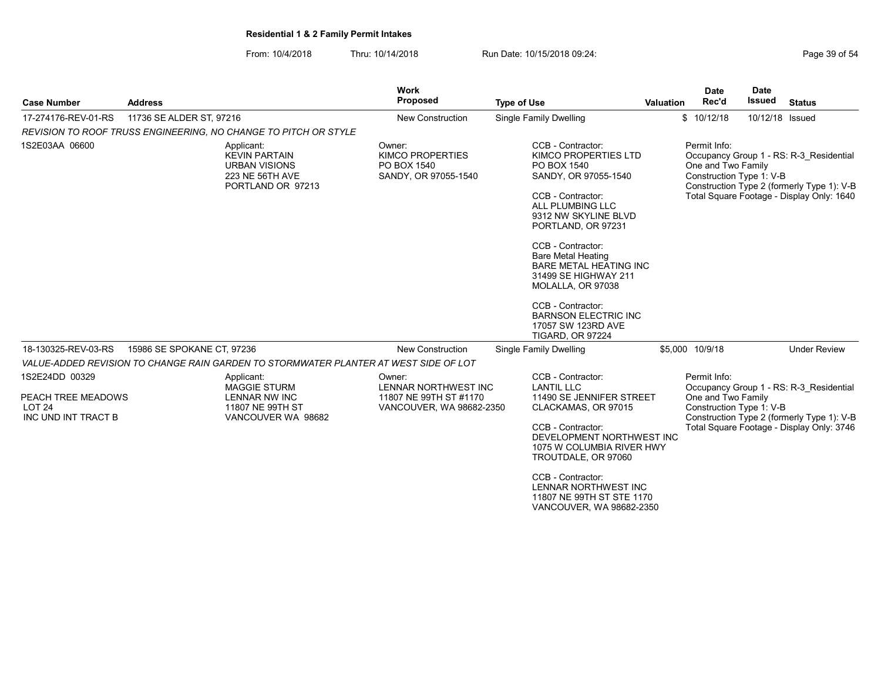**Residential 1 & 2 Family Permit Intakes**

From: 10/4/2018 Thru: 10/14/2018 Run Date: 10/15/2018 09:24:

| Case Number | Address | Work Proposed | Type of Use | Valuation | Date Rec'd | Date Issued | Status |
|---|---|---|---|---|---|---|---|
| 17-274176-REV-01-RS | 11736 SE ALDER ST, 97216 | New Construction | Single Family Dwelling | $ | 10/12/18 | 10/12/18 | Issued |

*REVISION TO ROOF TRUSS ENGINEERING, NO CHANGE TO PITCH OR STYLE*

1S2E03AA 06600

Applicant:
KEVIN PARTAIN
URBAN VISIONS
223 NE 56TH AVE
PORTLAND OR 97213

Owner:
KIMCO PROPERTIES
PO BOX 1540
SANDY, OR 97055-1540

CCB - Contractor:
KIMCO PROPERTIES LTD
PO BOX 1540
SANDY, OR 97055-1540

CCB - Contractor:
ALL PLUMBING LLC
9312 NW SKYLINE BLVD
PORTLAND, OR 97231

CCB - Contractor:
Bare Metal Heating
BARE METAL HEATING INC
31499 SE HIGHWAY 211
MOLALLA, OR 97038

CCB - Contractor:
BARNSON ELECTRIC INC
17057 SW 123RD AVE
TIGARD, OR 97224

Permit Info:
Occupancy Group 1 - RS: R-3_Residential One and Two Family
Construction Type 1: V-B
Construction Type 2 (formerly Type 1): V-B
Total Square Footage - Display Only: 1640

| Case Number | Address | Work Proposed | Type of Use | Valuation | Date Rec'd | Date Issued | Status |
|---|---|---|---|---|---|---|---|
| 18-130325-REV-03-RS | 15986 SE SPOKANE CT, 97236 | New Construction | Single Family Dwelling | $5,000 | 10/9/18 | | Under Review |

*VALUE-ADDED REVISION TO CHANGE RAIN GARDEN TO STORMWATER PLANTER AT WEST SIDE OF LOT*

1S2E24DD 00329

PEACH TREE MEADOWS
LOT 24
INC UND INT TRACT B

Applicant:
MAGGIE STURM
LENNAR NW INC
11807 NE 99TH ST
VANCOUVER WA 98682

Owner:
LENNAR NORTHWEST INC
11807 NE 99TH ST #1170
VANCOUVER, WA 98682-2350

CCB - Contractor:
LANTIL LLC
11490 SE JENNIFER STREET
CLACKAMAS, OR 97015

CCB - Contractor:
DEVELOPMENT NORTHWEST INC
1075 W COLUMBIA RIVER HWY
TROUTDALE, OR 97060

CCB - Contractor:
LENNAR NORTHWEST INC
11807 NE 99TH ST STE 1170
VANCOUVER, WA 98682-2350

Permit Info:
Occupancy Group 1 - RS: R-3_Residential One and Two Family
Construction Type 1: V-B
Construction Type 2 (formerly Type 1): V-B
Total Square Footage - Display Only: 3746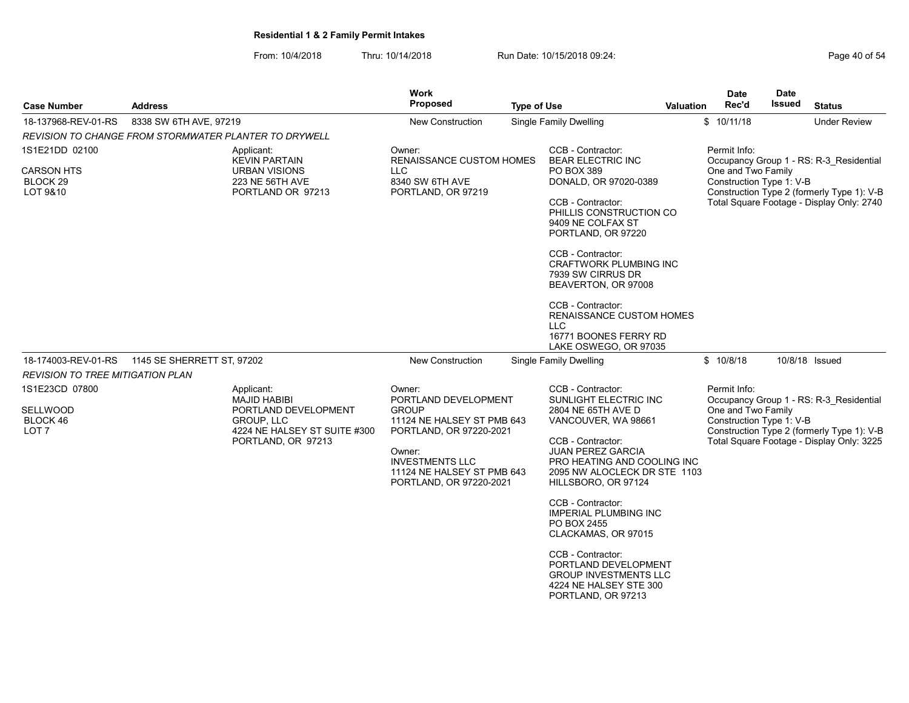## Residential 1 & 2 Family Permit Intakes

From: 10/4/2018 Thru: 10/14/2018 Run Date: 10/15/2018 09:24:

| Case Number | Address | Work Proposed | Type of Use | Valuation | Date Rec'd | Date Issued | Status |
|---|---|---|---|---|---|---|---|
| 18-137968-REV-01-RS | 8338 SW 6TH AVE, 97219 | New Construction | Single Family Dwelling | $ | 10/11/18 | | Under Review |

*REVISION TO CHANGE FROM STORMWATER PLANTER TO DRYWELL*

1S1E21DD 02100

CARSON HTS
BLOCK 29
LOT 9&10

Applicant:
KEVIN PARTAIN
URBAN VISIONS
223 NE 56TH AVE
PORTLAND OR 97213

Owner:
RENAISSANCE CUSTOM HOMES LLC
8340 SW 6TH AVE
PORTLAND, OR 97219

CCB - Contractor:
BEAR ELECTRIC INC
PO BOX 389
DONALD, OR 97020-0389

CCB - Contractor:
PHILLIS CONSTRUCTION CO
9409 NE COLFAX ST
PORTLAND, OR 97220

CCB - Contractor:
CRAFTWORK PLUMBING INC
7939 SW CIRRUS DR
BEAVERTON, OR 97008

CCB - Contractor:
RENAISSANCE CUSTOM HOMES LLC
16771 BOONES FERRY RD
LAKE OSWEGO, OR 97035

Permit Info:
Occupancy Group 1 - RS: R-3_Residential One and Two Family
Construction Type 1: V-B
Construction Type 2 (formerly Type 1): V-B
Total Square Footage - Display Only: 2740

| Case Number | Address | Work Proposed | Type of Use | Valuation | Date Rec'd | Date Issued | Status |
|---|---|---|---|---|---|---|---|
| 18-174003-REV-01-RS | 1145 SE SHERRETT ST, 97202 | New Construction | Single Family Dwelling | $ | 10/8/18 | 10/8/18 | Issued |

*REVISION TO TREE MITIGATION PLAN*

1S1E23CD 07800

SELLWOOD
BLOCK 46
LOT 7

Applicant:
MAJID HABIBI
PORTLAND DEVELOPMENT GROUP, LLC
4224 NE HALSEY ST SUITE #300
PORTLAND, OR 97213

Owner:
PORTLAND DEVELOPMENT GROUP
11124 NE HALSEY ST PMB 643
PORTLAND, OR 97220-2021

Owner:
INVESTMENTS LLC
11124 NE HALSEY ST PMB 643
PORTLAND, OR 97220-2021

CCB - Contractor:
SUNLIGHT ELECTRIC INC
2804 NE 65TH AVE D
VANCOUVER, WA 98661

CCB - Contractor:
JUAN PEREZ GARCIA
PRO HEATING AND COOLING INC
2095 NW ALOCLECK DR STE 1103
HILLSBORO, OR 97124

CCB - Contractor:
IMPERIAL PLUMBING INC
PO BOX 2455
CLACKAMAS, OR 97015

CCB - Contractor:
PORTLAND DEVELOPMENT GROUP INVESTMENTS LLC
4224 NE HALSEY STE 300
PORTLAND, OR 97213

Permit Info:
Occupancy Group 1 - RS: R-3_Residential One and Two Family
Construction Type 1: V-B
Construction Type 2 (formerly Type 1): V-B
Total Square Footage - Display Only: 3225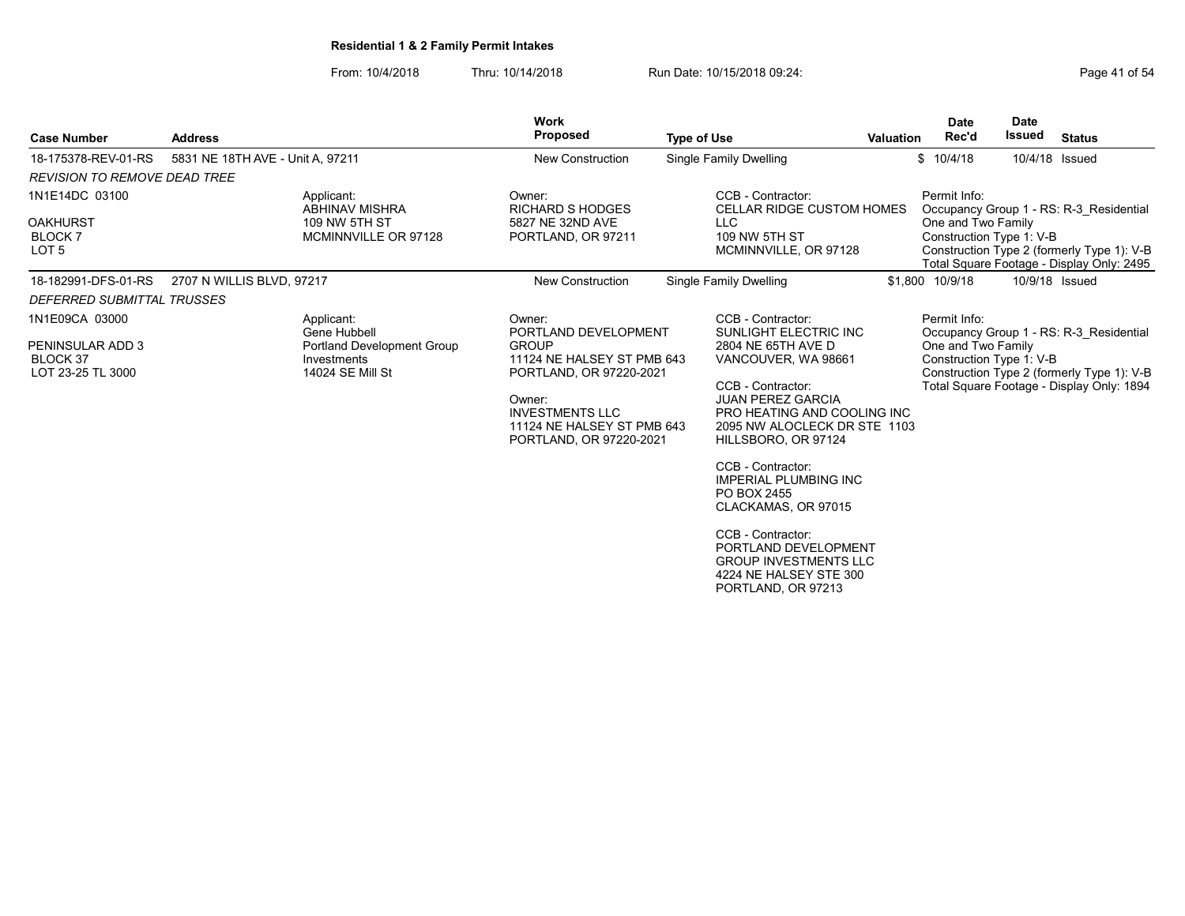**Residential 1 & 2 Family Permit Intakes**

From: 10/4/2018 Thru: 10/14/2018 Run Date: 10/15/2018 09:24:

| Case Number | Address | Work Proposed | Type of Use | Valuation | Date Rec'd | Date Issued | Status |
|---|---|---|---|---|---|---|---|
| 18-175378-REV-01-RS | 5831 NE 18TH AVE - Unit A, 97211 | New Construction | Single Family Dwelling | $ | 10/4/18 | 10/4/18 | Issued |

*REVISION TO REMOVE DEAD TREE*

1N1E14DC 03100
OAKHURST
BLOCK 7
LOT 5

Applicant:
ABHINAV MISHRA
109 NW 5TH ST
MCMINNVILLE OR 97128

Owner:
RICHARD S HODGES
5827 NE 32ND AVE
PORTLAND, OR 97211

CCB - Contractor:
CELLAR RIDGE CUSTOM HOMES LLC
109 NW 5TH ST
MCMINNVILLE, OR 97128

Permit Info:
Occupancy Group 1 - RS: R-3_Residential One and Two Family
Construction Type 1: V-B
Construction Type 2 (formerly Type 1): V-B
Total Square Footage - Display Only: 2495

| Case Number | Address | Work Proposed | Type of Use | Valuation | Date Rec'd | Date Issued | Status |
|---|---|---|---|---|---|---|---|
| 18-182991-DFS-01-RS | 2707 N WILLIS BLVD, 97217 | New Construction | Single Family Dwelling | $1,800 | 10/9/18 | 10/9/18 | Issued |

*DEFERRED SUBMITTAL TRUSSES*

1N1E09CA 03000
PENINSULAR ADD 3
BLOCK 37
LOT 23-25 TL 3000

Applicant:
Gene Hubbell
Portland Development Group Investments
14024 SE Mill St

Owner:
PORTLAND DEVELOPMENT GROUP
11124 NE HALSEY ST PMB 643
PORTLAND, OR 97220-2021

Owner:
INVESTMENTS LLC
11124 NE HALSEY ST PMB 643
PORTLAND, OR 97220-2021

CCB - Contractor:
SUNLIGHT ELECTRIC INC
2804 NE 65TH AVE D
VANCOUVER, WA 98661

CCB - Contractor:
JUAN PEREZ GARCIA
PRO HEATING AND COOLING INC
2095 NW ALOCLECK DR STE 1103
HILLSBORO, OR 97124

CCB - Contractor:
IMPERIAL PLUMBING INC
PO BOX 2455
CLACKAMAS, OR 97015

CCB - Contractor:
PORTLAND DEVELOPMENT GROUP INVESTMENTS LLC
4224 NE HALSEY STE 300
PORTLAND, OR 97213

Permit Info:
Occupancy Group 1 - RS: R-3_Residential One and Two Family
Construction Type 1: V-B
Construction Type 2 (formerly Type 1): V-B
Total Square Footage - Display Only: 1894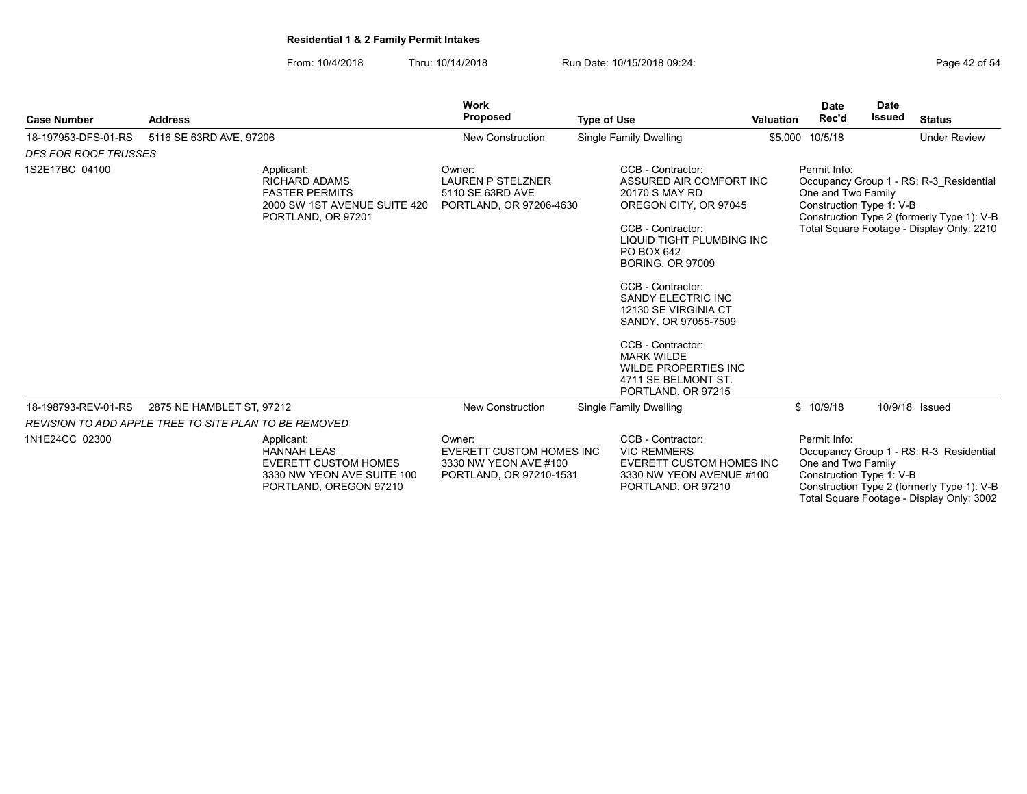**Residential 1 & 2 Family Permit Intakes**

From: 10/4/2018 Thru: 10/14/2018 Run Date: 10/15/2018 09:24:

| Case Number | Address | Work Proposed | Type of Use | Valuation | Date Rec'd | Date Issued | Status |
|---|---|---|---|---|---|---|---|
| 18-197953-DFS-01-RS | 5116 SE 63RD AVE, 97206 | New Construction | Single Family Dwelling | $5,000 | 10/5/18 | | Under Review |

*DFS FOR ROOF TRUSSES*

1S2E17BC 04100

Applicant:
RICHARD ADAMS
FASTER PERMITS
2000 SW 1ST AVENUE SUITE 420
PORTLAND, OR 97201

Owner:
LAUREN P STELZNER
5110 SE 63RD AVE
PORTLAND, OR 97206-4630

CCB - Contractor:
ASSURED AIR COMFORT INC
20170 S MAY RD
OREGON CITY, OR 97045

CCB - Contractor:
LIQUID TIGHT PLUMBING INC
PO BOX 642
BORING, OR 97009

CCB - Contractor:
SANDY ELECTRIC INC
12130 SE VIRGINIA CT
SANDY, OR 97055-7509

CCB - Contractor:
MARK WILDE
WILDE PROPERTIES INC
4711 SE BELMONT ST.
PORTLAND, OR 97215

Permit Info:
Occupancy Group 1 - RS: R-3_Residential One and Two Family
Construction Type 1: V-B
Construction Type 2 (formerly Type 1): V-B
Total Square Footage - Display Only: 2210

| Case Number | Address | Work Proposed | Type of Use | Valuation | Date Rec'd | Date Issued | Status |
|---|---|---|---|---|---|---|---|
| 18-198793-REV-01-RS | 2875 NE HAMBLET ST, 97212 | New Construction | Single Family Dwelling | $ | 10/9/18 | 10/9/18 | Issued |

*REVISION TO ADD APPLE TREE TO SITE PLAN TO BE REMOVED*

1N1E24CC 02300

Applicant:
HANNAH LEAS
EVERETT CUSTOM HOMES
3330 NW YEON AVE SUITE 100
PORTLAND, OREGON 97210

Owner:
EVERETT CUSTOM HOMES INC
3330 NW YEON AVE #100
PORTLAND, OR 97210-1531

CCB - Contractor:
VIC REMMERS
EVERETT CUSTOM HOMES INC
3330 NW YEON AVENUE #100
PORTLAND, OR 97210

Permit Info:
Occupancy Group 1 - RS: R-3_Residential One and Two Family
Construction Type 1: V-B
Construction Type 2 (formerly Type 1): V-B
Total Square Footage - Display Only: 3002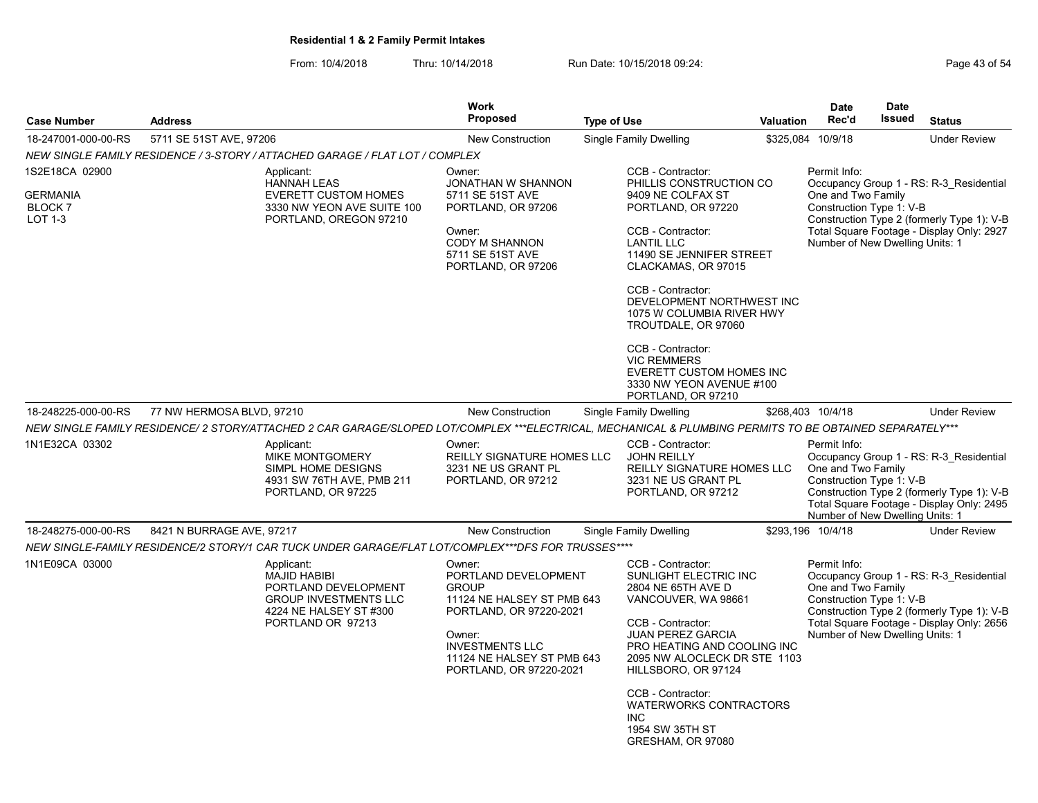**Residential 1 & 2 Family Permit Intakes**

From: 10/4/2018 Thru: 10/14/2018 Run Date: 10/15/2018 09:24:

| Case Number | Address | Work Proposed | Type of Use | Valuation | Date Rec'd | Date Issued | Status |
|---|---|---|---|---|---|---|---|
| 18-247001-000-00-RS | 5711 SE 51ST AVE, 97206 | New Construction | Single Family Dwelling | $325,084 | 10/9/18 | | Under Review |

*NEW SINGLE FAMILY RESIDENCE / 3-STORY / ATTACHED GARAGE / FLAT LOT / COMPLEX*

1S2E18CA 02900

GERMANIA
BLOCK 7
LOT 1-3

Applicant:
HANNAH LEAS
EVERETT CUSTOM HOMES
3330 NW YEON AVE SUITE 100
PORTLAND, OREGON 97210

Owner:
JONATHAN W SHANNON
5711 SE 51ST AVE
PORTLAND, OR 97206

Owner:
CODY M SHANNON
5711 SE 51ST AVE
PORTLAND, OR 97206

CCB - Contractor:
PHILLIS CONSTRUCTION CO
9409 NE COLFAX ST
PORTLAND, OR 97220

CCB - Contractor:
LANTIL LLC
11490 SE JENNIFER STREET
CLACKAMAS, OR 97015

CCB - Contractor:
DEVELOPMENT NORTHWEST INC
1075 W COLUMBIA RIVER HWY
TROUTDALE, OR 97060

CCB - Contractor:
VIC REMMERS
EVERETT CUSTOM HOMES INC
3330 NW YEON AVENUE #100
PORTLAND, OR 97210

Permit Info:
Occupancy Group 1 - RS: R-3_Residential One and Two Family
Construction Type 1: V-B
Construction Type 2 (formerly Type 1): V-B
Total Square Footage - Display Only: 2927
Number of New Dwelling Units: 1

| Case Number | Address | Work Proposed | Type of Use | Valuation | Date Rec'd | Date Issued | Status |
|---|---|---|---|---|---|---|---|
| 18-248225-000-00-RS | 77 NW HERMOSA BLVD, 97210 | New Construction | Single Family Dwelling | $268,403 | 10/4/18 | | Under Review |

*NEW SINGLE FAMILY RESIDENCE/ 2 STORY/ATTACHED 2 CAR GARAGE/SLOPED LOT/COMPLEX ***ELECTRICAL, MECHANICAL & PLUMBING PERMITS TO BE OBTAINED SEPARATELY****

1N1E32CA 03302

Applicant:
MIKE MONTGOMERY
SIMPL HOME DESIGNS
4931 SW 76TH AVE, PMB 211
PORTLAND, OR 97225

Owner:
REILLY SIGNATURE HOMES LLC
3231 NE US GRANT PL
PORTLAND, OR 97212

CCB - Contractor:
JOHN REILLY
REILLY SIGNATURE HOMES LLC
3231 NE US GRANT PL
PORTLAND, OR 97212

Permit Info:
Occupancy Group 1 - RS: R-3_Residential One and Two Family
Construction Type 1: V-B
Construction Type 2 (formerly Type 1): V-B
Total Square Footage - Display Only: 2495
Number of New Dwelling Units: 1

| Case Number | Address | Work Proposed | Type of Use | Valuation | Date Rec'd | Date Issued | Status |
|---|---|---|---|---|---|---|---|
| 18-248275-000-00-RS | 8421 N BURRAGE AVE, 97217 | New Construction | Single Family Dwelling | $293,196 | 10/4/18 | | Under Review |

*NEW SINGLE-FAMILY RESIDENCE/2 STORY/1 CAR TUCK UNDER GARAGE/FLAT LOT/COMPLEX***DFS FOR TRUSSES*****

1N1E09CA 03000

Applicant:
MAJID HABIBI
PORTLAND DEVELOPMENT GROUP INVESTMENTS LLC
4224 NE HALSEY ST #300
PORTLAND OR 97213

Owner:
PORTLAND DEVELOPMENT GROUP
11124 NE HALSEY ST PMB 643
PORTLAND, OR 97220-2021

Owner:
INVESTMENTS LLC
11124 NE HALSEY ST PMB 643
PORTLAND, OR 97220-2021

CCB - Contractor:
SUNLIGHT ELECTRIC INC
2804 NE 65TH AVE D
VANCOUVER, WA 98661

CCB - Contractor:
JUAN PEREZ GARCIA
PRO HEATING AND COOLING INC
2095 NW ALOCLECK DR STE 1103
HILLSBORO, OR 97124

CCB - Contractor:
WATERWORKS CONTRACTORS INC
1954 SW 35TH ST
GRESHAM, OR 97080

Permit Info:
Occupancy Group 1 - RS: R-3_Residential One and Two Family
Construction Type 1: V-B
Construction Type 2 (formerly Type 1): V-B
Total Square Footage - Display Only: 2656
Number of New Dwelling Units: 1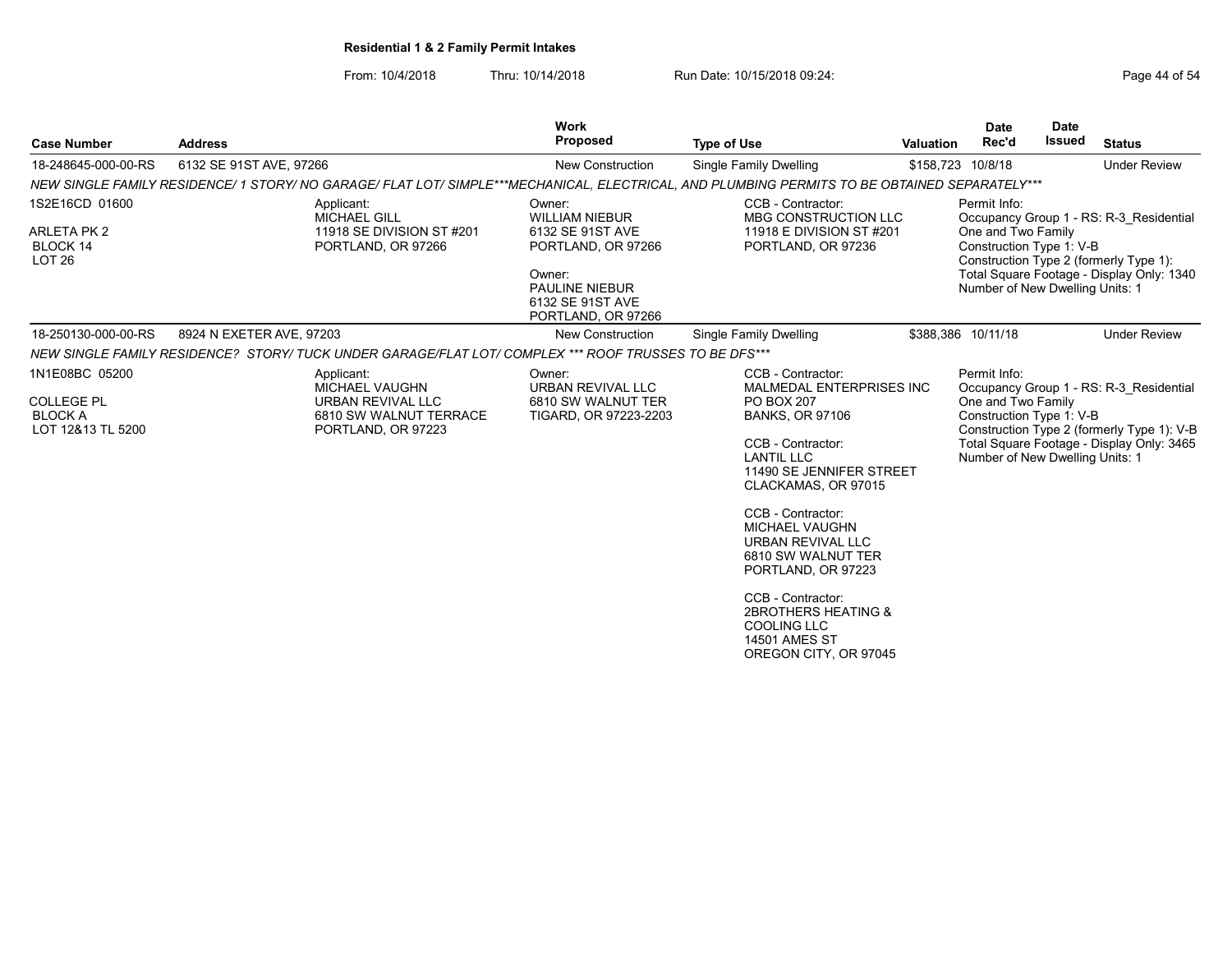**Residential 1 & 2 Family Permit Intakes**

From: 10/4/2018 Thru: 10/14/2018 Run Date: 10/15/2018 09:24:

| Case Number | Address | Work Proposed | Type of Use | Valuation | Date Rec'd | Date Issued | Status |
|---|---|---|---|---|---|---|---|
| 18-248645-000-00-RS | 6132 SE 91ST AVE, 97266 | New Construction | Single Family Dwelling | $158,723 | 10/8/18 | | Under Review |

*NEW SINGLE FAMILY RESIDENCE/ 1 STORY/ NO GARAGE/ FLAT LOT/ SIMPLE***MECHANICAL, ELECTRICAL, AND PLUMBING PERMITS TO BE OBTAINED SEPARATELY****

1S2E16CD 01600
ARLETA PK 2
BLOCK 14
LOT 26

Applicant:
MICHAEL GILL
11918 SE DIVISION ST #201
PORTLAND, OR 97266

Owner:
WILLIAM NIEBUR
6132 SE 91ST AVE
PORTLAND, OR 97266

Owner:
PAULINE NIEBUR
6132 SE 91ST AVE
PORTLAND, OR 97266

CCB - Contractor:
MBG CONSTRUCTION LLC
11918 E DIVISION ST #201
PORTLAND, OR 97236

Permit Info:
Occupancy Group 1 - RS: R-3_Residential One and Two Family
Construction Type 1: V-B
Construction Type 2 (formerly Type 1):
Total Square Footage - Display Only: 1340
Number of New Dwelling Units: 1

| Case Number | Address | Work Proposed | Type of Use | Valuation | Date Rec'd | Date Issued | Status |
|---|---|---|---|---|---|---|---|
| 18-250130-000-00-RS | 8924 N EXETER AVE, 97203 | New Construction | Single Family Dwelling | $388,386 | 10/11/18 | | Under Review |

*NEW SINGLE FAMILY RESIDENCE? STORY/ TUCK UNDER GARAGE/FLAT LOT/ COMPLEX *** ROOF TRUSSES TO BE DFS****

1N1E08BC 05200
COLLEGE PL
BLOCK A
LOT 12&13 TL 5200

Applicant:
MICHAEL VAUGHN
URBAN REVIVAL LLC
6810 SW WALNUT TERRACE
PORTLAND, OR 97223

Owner:
URBAN REVIVAL LLC
6810 SW WALNUT TER
TIGARD, OR 97223-2203

CCB - Contractor:
MALMEDAL ENTERPRISES INC
PO BOX 207
BANKS, OR 97106

CCB - Contractor:
LANTIL LLC
11490 SE JENNIFER STREET
CLACKAMAS, OR 97015

CCB - Contractor:
MICHAEL VAUGHN
URBAN REVIVAL LLC
6810 SW WALNUT TER
PORTLAND, OR 97223

CCB - Contractor:
2BROTHERS HEATING & COOLING LLC
14501 AMES ST
OREGON CITY, OR 97045

Permit Info:
Occupancy Group 1 - RS: R-3_Residential One and Two Family
Construction Type 1: V-B
Construction Type 2 (formerly Type 1): V-B
Total Square Footage - Display Only: 3465
Number of New Dwelling Units: 1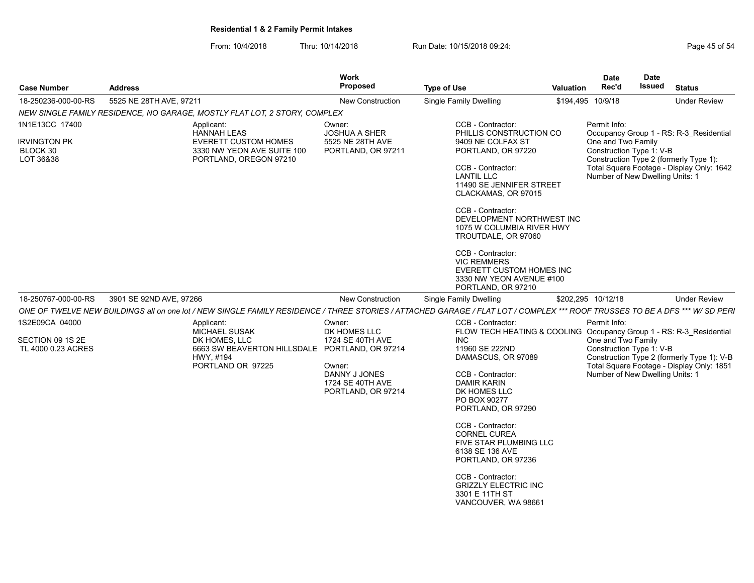**Residential 1 & 2 Family Permit Intakes**

From: 10/4/2018 Thru: 10/14/2018 Run Date: 10/15/2018 09:24:

| Case Number | Address | Work Proposed | Type of Use | Valuation | Date Rec'd | Date Issued | Status |
|---|---|---|---|---|---|---|---|
| 18-250236-000-00-RS | 5525 NE 28TH AVE, 97211 | New Construction | Single Family Dwelling | $194,495 | 10/9/18 | | Under Review |

*NEW SINGLE FAMILY RESIDENCE, NO GARAGE, MOSTLY FLAT LOT, 2 STORY, COMPLEX*

1N1E13CC 17400
IRVINGTON PK
BLOCK 30
LOT 36&38

Applicant:
HANNAH LEAS
EVERETT CUSTOM HOMES
3330 NW YEON AVE SUITE 100
PORTLAND, OREGON 97210

Owner:
JOSHUA A SHER
5525 NE 28TH AVE
PORTLAND, OR 97211

CCB - Contractor:
PHILLIS CONSTRUCTION CO
9409 NE COLFAX ST
PORTLAND, OR 97220

CCB - Contractor:
LANTIL LLC
11490 SE JENNIFER STREET
CLACKAMAS, OR 97015

CCB - Contractor:
DEVELOPMENT NORTHWEST INC
1075 W COLUMBIA RIVER HWY
TROUTDALE, OR 97060

CCB - Contractor:
VIC REMMERS
EVERETT CUSTOM HOMES INC
3330 NW YEON AVENUE #100
PORTLAND, OR 97210

Permit Info:
Occupancy Group 1 - RS: R-3_Residential One and Two Family
Construction Type 1: V-B
Construction Type 2 (formerly Type 1):
Total Square Footage - Display Only: 1642
Number of New Dwelling Units: 1

| Case Number | Address | Work Proposed | Type of Use | Valuation | Date Rec'd | Date Issued | Status |
|---|---|---|---|---|---|---|---|
| 18-250767-000-00-RS | 3901 SE 92ND AVE, 97266 | New Construction | Single Family Dwelling | $202,295 | 10/12/18 | | Under Review |

*ONE OF TWELVE NEW BUILDINGS all on one lot / NEW SINGLE FAMILY RESIDENCE / THREE STORIES / ATTACHED GARAGE / FLAT LOT / COMPLEX *** ROOF TRUSSES TO BE A DFS *** W/ SD PERI*

1S2E09CA 04000
SECTION 09 1S 2E
TL 4000 0.23 ACRES

Applicant:
MICHAEL SUSAK
DK HOMES, LLC
6663 SW BEAVERTON HILLSDALE HWY, #194
PORTLAND OR 97225

Owner:
DK HOMES LLC
1724 SE 40TH AVE
PORTLAND, OR 97214

Owner:
DANNY J JONES
1724 SE 40TH AVE
PORTLAND, OR 97214

CCB - Contractor:
FLOW TECH HEATING & COOLING INC
11960 SE 222ND
DAMASCUS, OR 97089

CCB - Contractor:
DAMIR KARIN
DK HOMES LLC
PO BOX 90277
PORTLAND, OR 97290

CCB - Contractor:
CORNEL CUREA
FIVE STAR PLUMBING LLC
6138 SE 136 AVE
PORTLAND, OR 97236

CCB - Contractor:
GRIZZLY ELECTRIC INC
3301 E 11TH ST
VANCOUVER, WA 98661

Permit Info:
Occupancy Group 1 - RS: R-3_Residential One and Two Family
Construction Type 1: V-B
Construction Type 2 (formerly Type 1): V-B
Total Square Footage - Display Only: 1851
Number of New Dwelling Units: 1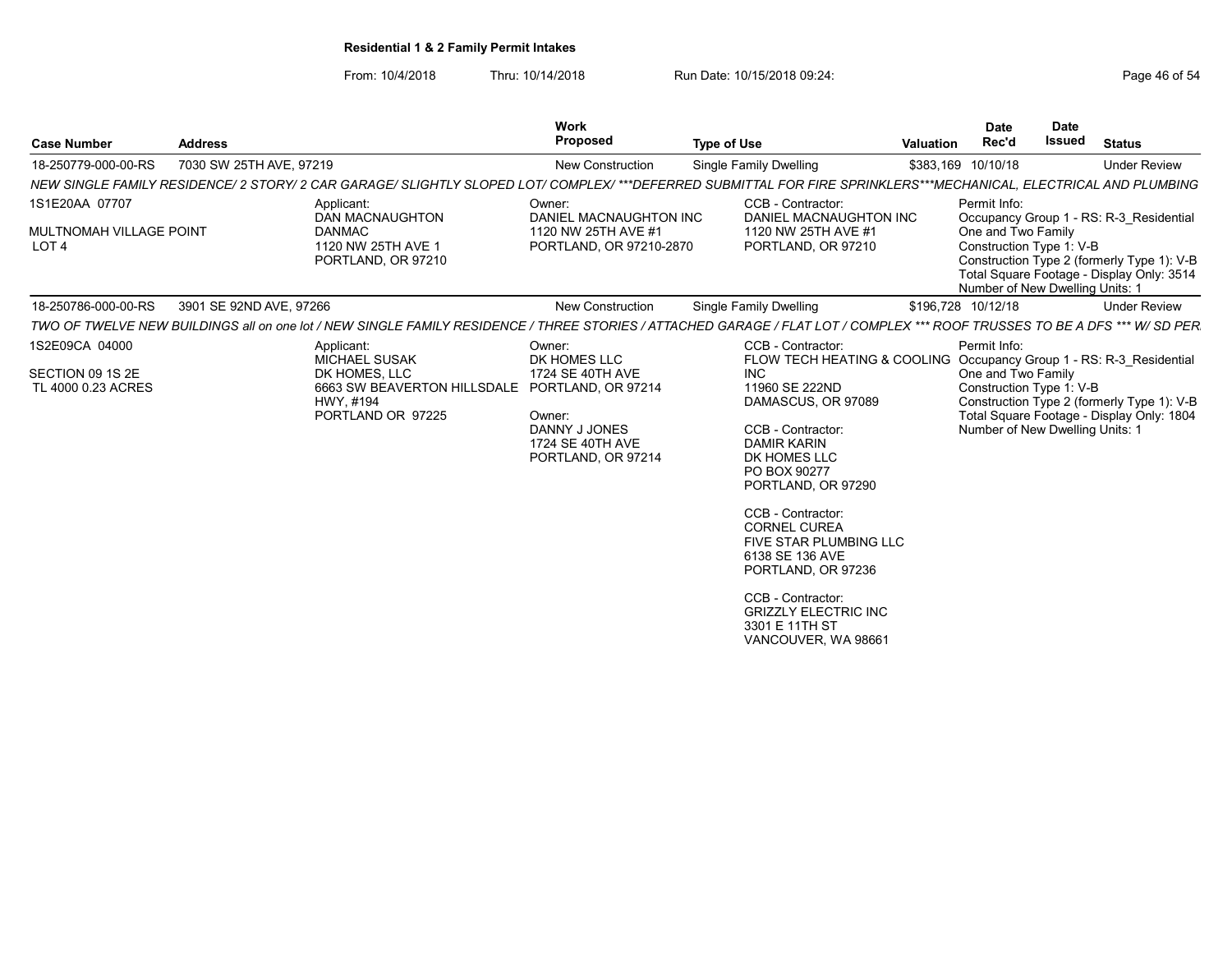**Residential 1 & 2 Family Permit Intakes**

From: 10/4/2018 Thru: 10/14/2018 Run Date: 10/15/2018 09:24:

| Case Number | Address | Work Proposed | Type of Use | Valuation | Date Rec'd | Date Issued | Status |
|---|---|---|---|---|---|---|---|
| 18-250779-000-00-RS | 7030 SW 25TH AVE, 97219 | New Construction | Single Family Dwelling | $383,169 | 10/10/18 | | Under Review |

*NEW SINGLE FAMILY RESIDENCE/ 2 STORY/ 2 CAR GARAGE/ SLIGHTLY SLOPED LOT/ COMPLEX/ ***DEFERRED SUBMITTAL FOR FIRE SPRINKLERS***MECHANICAL, ELECTRICAL AND PLUMBING*

1S1E20AA 07707

MULTNOMAH VILLAGE POINT
LOT 4

Applicant:
DAN MACNAUGHTON
DANMAC
1120 NW 25TH AVE 1
PORTLAND, OR 97210

Owner:
DANIEL MACNAUGHTON INC
1120 NW 25TH AVE #1
PORTLAND, OR 97210-2870

CCB - Contractor:
DANIEL MACNAUGHTON INC
1120 NW 25TH AVE #1
PORTLAND, OR 97210

Permit Info:
Occupancy Group 1 - RS: R-3_Residential One and Two Family
Construction Type 1: V-B
Construction Type 2 (formerly Type 1): V-B
Total Square Footage - Display Only: 3514
Number of New Dwelling Units: 1

| Case Number | Address | Work Proposed | Type of Use | Valuation | Date Rec'd | Date Issued | Status |
|---|---|---|---|---|---|---|---|
| 18-250786-000-00-RS | 3901 SE 92ND AVE, 97266 | New Construction | Single Family Dwelling | $196,728 | 10/12/18 | | Under Review |

*TWO OF TWELVE NEW BUILDINGS all on one lot / NEW SINGLE FAMILY RESIDENCE / THREE STORIES / ATTACHED GARAGE / FLAT LOT / COMPLEX *** ROOF TRUSSES TO BE A DFS *** W/ SD PER*

1S2E09CA 04000

SECTION 09 1S 2E
TL 4000 0.23 ACRES

Applicant:
MICHAEL SUSAK
DK HOMES, LLC
6663 SW BEAVERTON HILLSDALE HWY, #194
PORTLAND OR 97225

Owner:
DK HOMES LLC
1724 SE 40TH AVE
PORTLAND, OR 97214

Owner:
DANNY J JONES
1724 SE 40TH AVE
PORTLAND, OR 97214

CCB - Contractor:
FLOW TECH HEATING & COOLING INC
11960 SE 222ND
DAMASCUS, OR 97089

CCB - Contractor:
DAMIR KARIN
DK HOMES LLC
PO BOX 90277
PORTLAND, OR 97290

CCB - Contractor:
CORNEL CUREA
FIVE STAR PLUMBING LLC
6138 SE 136 AVE
PORTLAND, OR 97236

CCB - Contractor:
GRIZZLY ELECTRIC INC
3301 E 11TH ST
VANCOUVER, WA 98661

Permit Info:
Occupancy Group 1 - RS: R-3_Residential One and Two Family
Construction Type 1: V-B
Construction Type 2 (formerly Type 1): V-B
Total Square Footage - Display Only: 1804
Number of New Dwelling Units: 1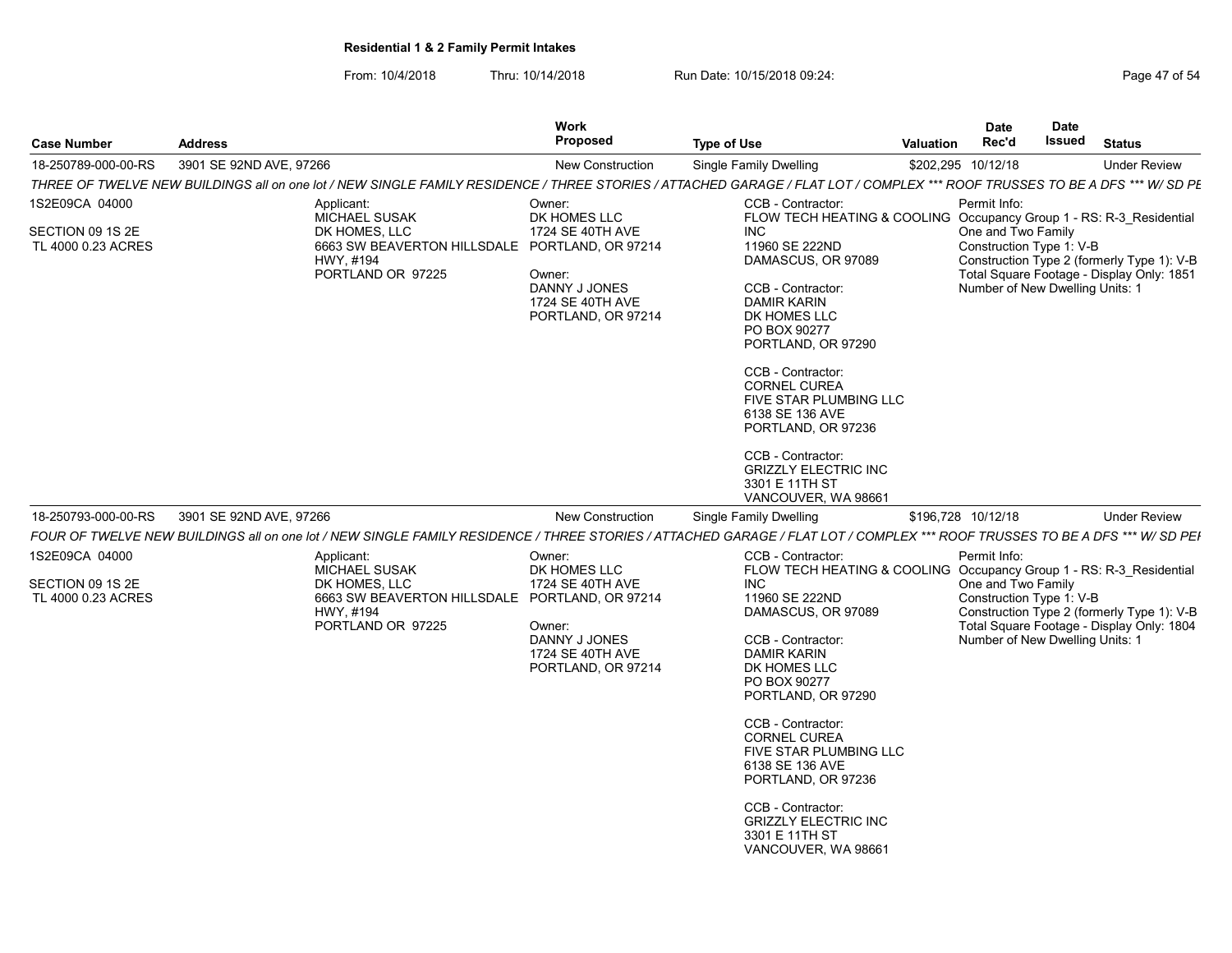**Residential 1 & 2 Family Permit Intakes**

From: 10/4/2018 Thru: 10/14/2018 Run Date: 10/15/2018 09:24:

| Case Number | Address | Work Proposed | Type of Use | Valuation | Date Rec'd | Date Issued | Status |
|---|---|---|---|---|---|---|---|
| 18-250789-000-00-RS | 3901 SE 92ND AVE, 97266 | New Construction | Single Family Dwelling | $202,295 | 10/12/18 | | Under Review |

*THREE OF TWELVE NEW BUILDINGS all on one lot / NEW SINGLE FAMILY RESIDENCE / THREE STORIES / ATTACHED GARAGE / FLAT LOT / COMPLEX *** ROOF TRUSSES TO BE A DFS *** W/ SD PE*

1S2E09CA 04000

SECTION 09 1S 2E
TL 4000 0.23 ACRES

Applicant:
MICHAEL SUSAK
DK HOMES, LLC
6663 SW BEAVERTON HILLSDALE HWY, #194
PORTLAND OR 97225

Owner:
DK HOMES LLC
1724 SE 40TH AVE
PORTLAND, OR 97214

Owner:
DANNY J JONES
1724 SE 40TH AVE
PORTLAND, OR 97214

CCB - Contractor:
FLOW TECH HEATING & COOLING INC
11960 SE 222ND
DAMASCUS, OR 97089

CCB - Contractor:
DAMIR KARIN
DK HOMES LLC
PO BOX 90277
PORTLAND, OR 97290

CCB - Contractor:
CORNEL CUREA
FIVE STAR PLUMBING LLC
6138 SE 136 AVE
PORTLAND, OR 97236

CCB - Contractor:
GRIZZLY ELECTRIC INC
3301 E 11TH ST
VANCOUVER, WA 98661

Permit Info:
Occupancy Group 1 - RS: R-3_Residential One and Two Family
Construction Type 1: V-B
Construction Type 2 (formerly Type 1): V-B
Total Square Footage - Display Only: 1851
Number of New Dwelling Units: 1

| Case Number | Address | Work Proposed | Type of Use | Valuation | Date Rec'd | Date Issued | Status |
|---|---|---|---|---|---|---|---|
| 18-250793-000-00-RS | 3901 SE 92ND AVE, 97266 | New Construction | Single Family Dwelling | $196,728 | 10/12/18 | | Under Review |

*FOUR OF TWELVE NEW BUILDINGS all on one lot / NEW SINGLE FAMILY RESIDENCE / THREE STORIES / ATTACHED GARAGE / FLAT LOT / COMPLEX *** ROOF TRUSSES TO BE A DFS *** W/ SD PE*

1S2E09CA 04000

SECTION 09 1S 2E
TL 4000 0.23 ACRES

Applicant:
MICHAEL SUSAK
DK HOMES, LLC
6663 SW BEAVERTON HILLSDALE HWY, #194
PORTLAND OR 97225

Owner:
DK HOMES LLC
1724 SE 40TH AVE
PORTLAND, OR 97214

Owner:
DANNY J JONES
1724 SE 40TH AVE
PORTLAND, OR 97214

CCB - Contractor:
FLOW TECH HEATING & COOLING INC
11960 SE 222ND
DAMASCUS, OR 97089

CCB - Contractor:
DAMIR KARIN
DK HOMES LLC
PO BOX 90277
PORTLAND, OR 97290

CCB - Contractor:
CORNEL CUREA
FIVE STAR PLUMBING LLC
6138 SE 136 AVE
PORTLAND, OR 97236

CCB - Contractor:
GRIZZLY ELECTRIC INC
3301 E 11TH ST
VANCOUVER, WA 98661

Permit Info:
Occupancy Group 1 - RS: R-3_Residential One and Two Family
Construction Type 1: V-B
Construction Type 2 (formerly Type 1): V-B
Total Square Footage - Display Only: 1804
Number of New Dwelling Units: 1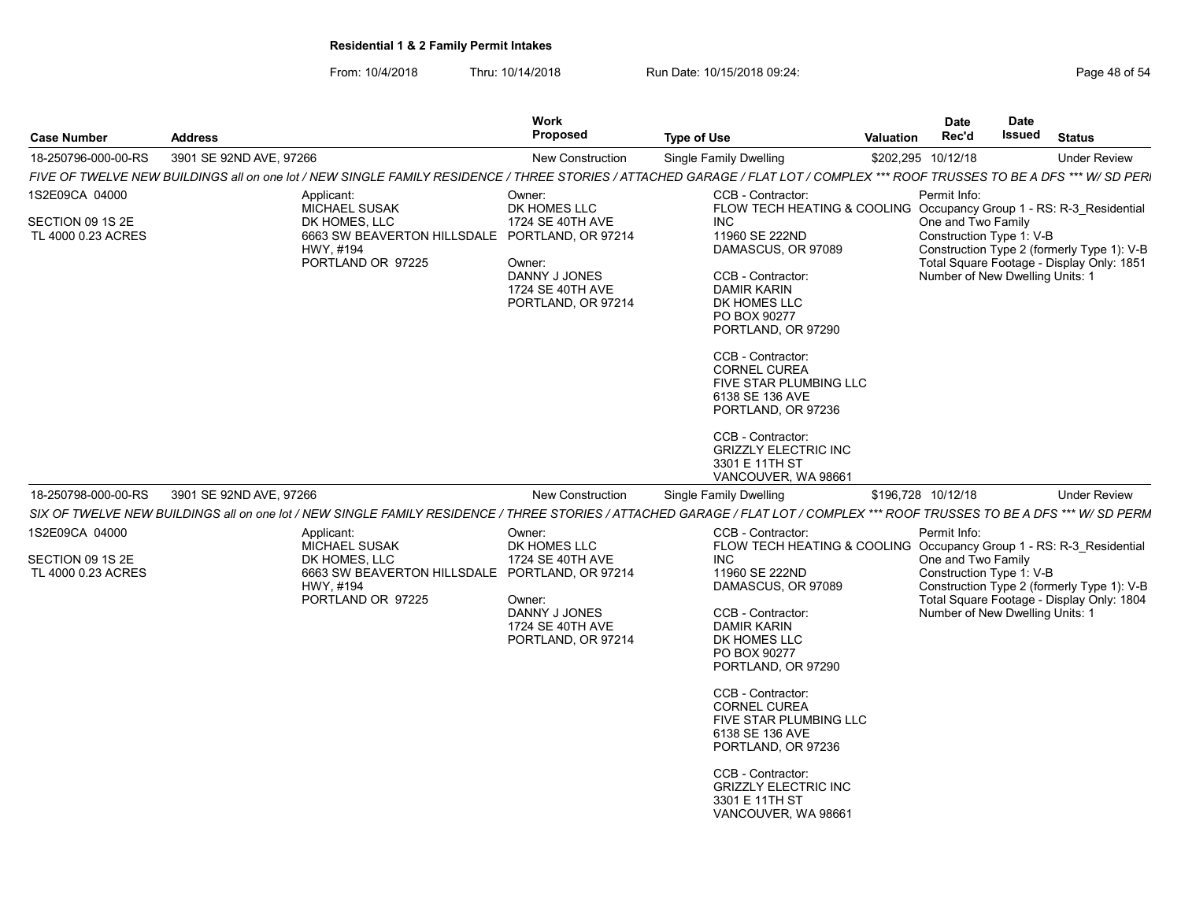**Residential 1 & 2 Family Permit Intakes**

From: 10/4/2018 Thru: 10/14/2018 Run Date: 10/15/2018 09:24:

| Case Number | Address | Work Proposed | Type of Use | Valuation | Date Rec'd | Date Issued | Status |
|---|---|---|---|---|---|---|---|
| 18-250796-000-00-RS | 3901 SE 92ND AVE, 97266 | New Construction | Single Family Dwelling | $202,295 | 10/12/18 | | Under Review |

*FIVE OF TWELVE NEW BUILDINGS all on one lot / NEW SINGLE FAMILY RESIDENCE / THREE STORIES / ATTACHED GARAGE / FLAT LOT / COMPLEX *** ROOF TRUSSES TO BE A DFS *** W/ SD PERI*

1S2E09CA 04000

SECTION 09 1S 2E
TL 4000 0.23 ACRES

Applicant:
MICHAEL SUSAK
DK HOMES, LLC
6663 SW BEAVERTON HILLSDALE HWY, #194
PORTLAND OR 97225

Owner:
DK HOMES LLC
1724 SE 40TH AVE
PORTLAND, OR 97214

Owner:
DANNY J JONES
1724 SE 40TH AVE
PORTLAND, OR 97214

CCB - Contractor:
FLOW TECH HEATING & COOLING INC
11960 SE 222ND
DAMASCUS, OR 97089

CCB - Contractor:
DAMIR KARIN
DK HOMES LLC
PO BOX 90277
PORTLAND, OR 97290

CCB - Contractor:
CORNEL CUREA
FIVE STAR PLUMBING LLC
6138 SE 136 AVE
PORTLAND, OR 97236

CCB - Contractor:
GRIZZLY ELECTRIC INC
3301 E 11TH ST
VANCOUVER, WA 98661

Permit Info:
Occupancy Group 1 - RS: R-3_Residential One and Two Family
Construction Type 1: V-B
Construction Type 2 (formerly Type 1): V-B
Total Square Footage - Display Only: 1851
Number of New Dwelling Units: 1

| Case Number | Address | Work Proposed | Type of Use | Valuation | Date Rec'd | Date Issued | Status |
|---|---|---|---|---|---|---|---|
| 18-250798-000-00-RS | 3901 SE 92ND AVE, 97266 | New Construction | Single Family Dwelling | $196,728 | 10/12/18 | | Under Review |

*SIX OF TWELVE NEW BUILDINGS all on one lot / NEW SINGLE FAMILY RESIDENCE / THREE STORIES / ATTACHED GARAGE / FLAT LOT / COMPLEX *** ROOF TRUSSES TO BE A DFS *** W/ SD PERM*

1S2E09CA 04000

SECTION 09 1S 2E
TL 4000 0.23 ACRES

Applicant:
MICHAEL SUSAK
DK HOMES, LLC
6663 SW BEAVERTON HILLSDALE HWY, #194
PORTLAND OR 97225

Owner:
DK HOMES LLC
1724 SE 40TH AVE
PORTLAND, OR 97214

Owner:
DANNY J JONES
1724 SE 40TH AVE
PORTLAND, OR 97214

CCB - Contractor:
FLOW TECH HEATING & COOLING INC
11960 SE 222ND
DAMASCUS, OR 97089

CCB - Contractor:
DAMIR KARIN
DK HOMES LLC
PO BOX 90277
PORTLAND, OR 97290

CCB - Contractor:
CORNEL CUREA
FIVE STAR PLUMBING LLC
6138 SE 136 AVE
PORTLAND, OR 97236

CCB - Contractor:
GRIZZLY ELECTRIC INC
3301 E 11TH ST
VANCOUVER, WA 98661

Permit Info:
Occupancy Group 1 - RS: R-3_Residential One and Two Family
Construction Type 1: V-B
Construction Type 2 (formerly Type 1): V-B
Total Square Footage - Display Only: 1804
Number of New Dwelling Units: 1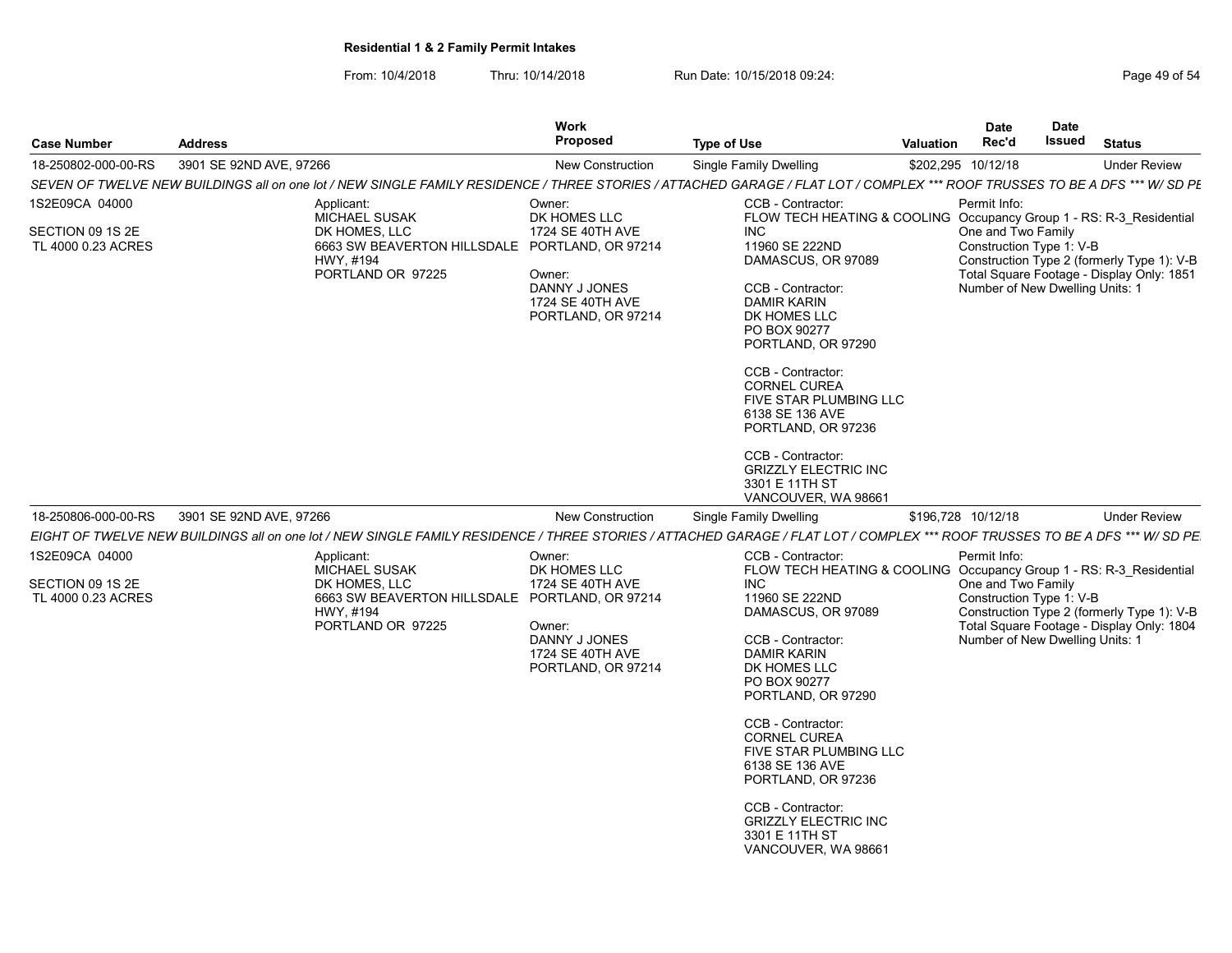**Residential 1 & 2 Family Permit Intakes**

From: 10/4/2018 Thru: 10/14/2018 Run Date: 10/15/2018 09:24:

| Case Number | Address | Work Proposed | Type of Use | Valuation | Date Rec'd | Date Issued | Status |
|---|---|---|---|---|---|---|---|
| 18-250802-000-00-RS | 3901 SE 92ND AVE, 97266 | New Construction | Single Family Dwelling | $202,295 | 10/12/18 | | Under Review |

*SEVEN OF TWELVE NEW BUILDINGS all on one lot / NEW SINGLE FAMILY RESIDENCE / THREE STORIES / ATTACHED GARAGE / FLAT LOT / COMPLEX \*\*\* ROOF TRUSSES TO BE A DFS \*\*\* W/ SD PE*

1S2E09CA 04000

SECTION 09 1S 2E
TL 4000 0.23 ACRES

Applicant:
MICHAEL SUSAK
DK HOMES, LLC
6663 SW BEAVERTON HILLSDALE HWY, #194
PORTLAND OR 97225

Owner:
DK HOMES LLC
1724 SE 40TH AVE
PORTLAND, OR 97214

Owner:
DANNY J JONES
1724 SE 40TH AVE
PORTLAND, OR 97214

CCB - Contractor:
FLOW TECH HEATING & COOLING INC
11960 SE 222ND
DAMASCUS, OR 97089

CCB - Contractor:
DAMIR KARIN
DK HOMES LLC
PO BOX 90277
PORTLAND, OR 97290

CCB - Contractor:
CORNEL CUREA
FIVE STAR PLUMBING LLC
6138 SE 136 AVE
PORTLAND, OR 97236

CCB - Contractor:
GRIZZLY ELECTRIC INC
3301 E 11TH ST
VANCOUVER, WA 98661

Permit Info:
Occupancy Group 1 - RS: R-3_Residential One and Two Family
Construction Type 1: V-B
Construction Type 2 (formerly Type 1): V-B
Total Square Footage - Display Only: 1851
Number of New Dwelling Units: 1

| Case Number | Address | Work Proposed | Type of Use | Valuation | Date Rec'd | Date Issued | Status |
|---|---|---|---|---|---|---|---|
| 18-250806-000-00-RS | 3901 SE 92ND AVE, 97266 | New Construction | Single Family Dwelling | $196,728 | 10/12/18 | | Under Review |

*EIGHT OF TWELVE NEW BUILDINGS all on one lot / NEW SINGLE FAMILY RESIDENCE / THREE STORIES / ATTACHED GARAGE / FLAT LOT / COMPLEX \*\*\* ROOF TRUSSES TO BE A DFS \*\*\* W/ SD PE*

1S2E09CA 04000

SECTION 09 1S 2E
TL 4000 0.23 ACRES

Applicant:
MICHAEL SUSAK
DK HOMES, LLC
6663 SW BEAVERTON HILLSDALE HWY, #194
PORTLAND OR 97225

Owner:
DK HOMES LLC
1724 SE 40TH AVE
PORTLAND, OR 97214

Owner:
DANNY J JONES
1724 SE 40TH AVE
PORTLAND, OR 97214

CCB - Contractor:
FLOW TECH HEATING & COOLING INC
11960 SE 222ND
DAMASCUS, OR 97089

CCB - Contractor:
DAMIR KARIN
DK HOMES LLC
PO BOX 90277
PORTLAND, OR 97290

CCB - Contractor:
CORNEL CUREA
FIVE STAR PLUMBING LLC
6138 SE 136 AVE
PORTLAND, OR 97236

CCB - Contractor:
GRIZZLY ELECTRIC INC
3301 E 11TH ST
VANCOUVER, WA 98661

Permit Info:
Occupancy Group 1 - RS: R-3_Residential One and Two Family
Construction Type 1: V-B
Construction Type 2 (formerly Type 1): V-B
Total Square Footage - Display Only: 1804
Number of New Dwelling Units: 1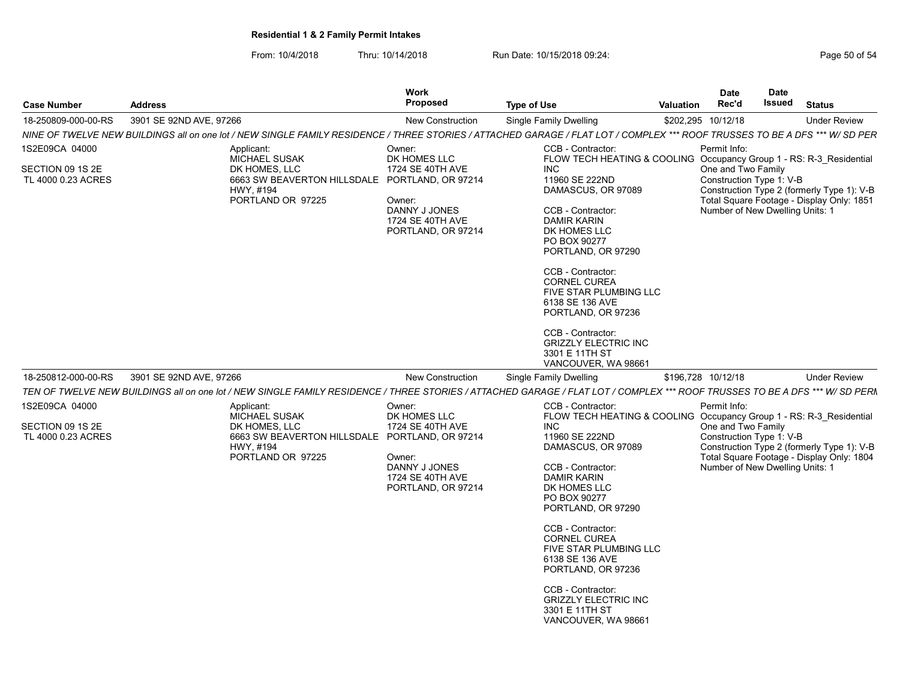**Residential 1 & 2 Family Permit Intakes**

From: 10/4/2018 Thru: 10/14/2018 Run Date: 10/15/2018 09:24:

| Case Number | Address | Work Proposed | Type of Use | Valuation | Date Rec'd | Date Issued | Status |
|---|---|---|---|---|---|---|---|
| 18-250809-000-00-RS | 3901 SE 92ND AVE, 97266 | New Construction | Single Family Dwelling | $202,295 | 10/12/18 | | Under Review |

*NINE OF TWELVE NEW BUILDINGS all on one lot / NEW SINGLE FAMILY RESIDENCE / THREE STORIES / ATTACHED GARAGE / FLAT LOT / COMPLEX *** ROOF TRUSSES TO BE A DFS *** W/ SD PER*

1S2E09CA 04000

SECTION 09 1S 2E
TL 4000 0.23 ACRES

Applicant:
MICHAEL SUSAK
DK HOMES, LLC
6663 SW BEAVERTON HILLSDALE HWY, #194
PORTLAND OR 97225

Owner:
DK HOMES LLC
1724 SE 40TH AVE
PORTLAND, OR 97214

Owner:
DANNY J JONES
1724 SE 40TH AVE
PORTLAND, OR 97214

CCB - Contractor:
FLOW TECH HEATING & COOLING INC
11960 SE 222ND
DAMASCUS, OR 97089

CCB - Contractor:
DAMIR KARIN
DK HOMES LLC
PO BOX 90277
PORTLAND, OR 97290

CCB - Contractor:
CORNEL CUREA
FIVE STAR PLUMBING LLC
6138 SE 136 AVE
PORTLAND, OR 97236

CCB - Contractor:
GRIZZLY ELECTRIC INC
3301 E 11TH ST
VANCOUVER, WA 98661

Permit Info:
Occupancy Group 1 - RS: R-3_Residential One and Two Family
Construction Type 1: V-B
Construction Type 2 (formerly Type 1): V-B
Total Square Footage - Display Only: 1851
Number of New Dwelling Units: 1

| Case Number | Address | Work Proposed | Type of Use | Valuation | Date Rec'd | Date Issued | Status |
|---|---|---|---|---|---|---|---|
| 18-250812-000-00-RS | 3901 SE 92ND AVE, 97266 | New Construction | Single Family Dwelling | $196,728 | 10/12/18 | | Under Review |

*TEN OF TWELVE NEW BUILDINGS all on one lot / NEW SINGLE FAMILY RESIDENCE / THREE STORIES / ATTACHED GARAGE / FLAT LOT / COMPLEX *** ROOF TRUSSES TO BE A DFS *** W/ SD PERM*

1S2E09CA 04000

SECTION 09 1S 2E
TL 4000 0.23 ACRES

Applicant:
MICHAEL SUSAK
DK HOMES, LLC
6663 SW BEAVERTON HILLSDALE HWY, #194
PORTLAND OR 97225

Owner:
DK HOMES LLC
1724 SE 40TH AVE
PORTLAND, OR 97214

Owner:
DANNY J JONES
1724 SE 40TH AVE
PORTLAND, OR 97214

CCB - Contractor:
FLOW TECH HEATING & COOLING INC
11960 SE 222ND
DAMASCUS, OR 97089

CCB - Contractor:
DAMIR KARIN
DK HOMES LLC
PO BOX 90277
PORTLAND, OR 97290

CCB - Contractor:
CORNEL CUREA
FIVE STAR PLUMBING LLC
6138 SE 136 AVE
PORTLAND, OR 97236

CCB - Contractor:
GRIZZLY ELECTRIC INC
3301 E 11TH ST
VANCOUVER, WA 98661

Permit Info:
Occupancy Group 1 - RS: R-3_Residential One and Two Family
Construction Type 1: V-B
Construction Type 2 (formerly Type 1): V-B
Total Square Footage - Display Only: 1804
Number of New Dwelling Units: 1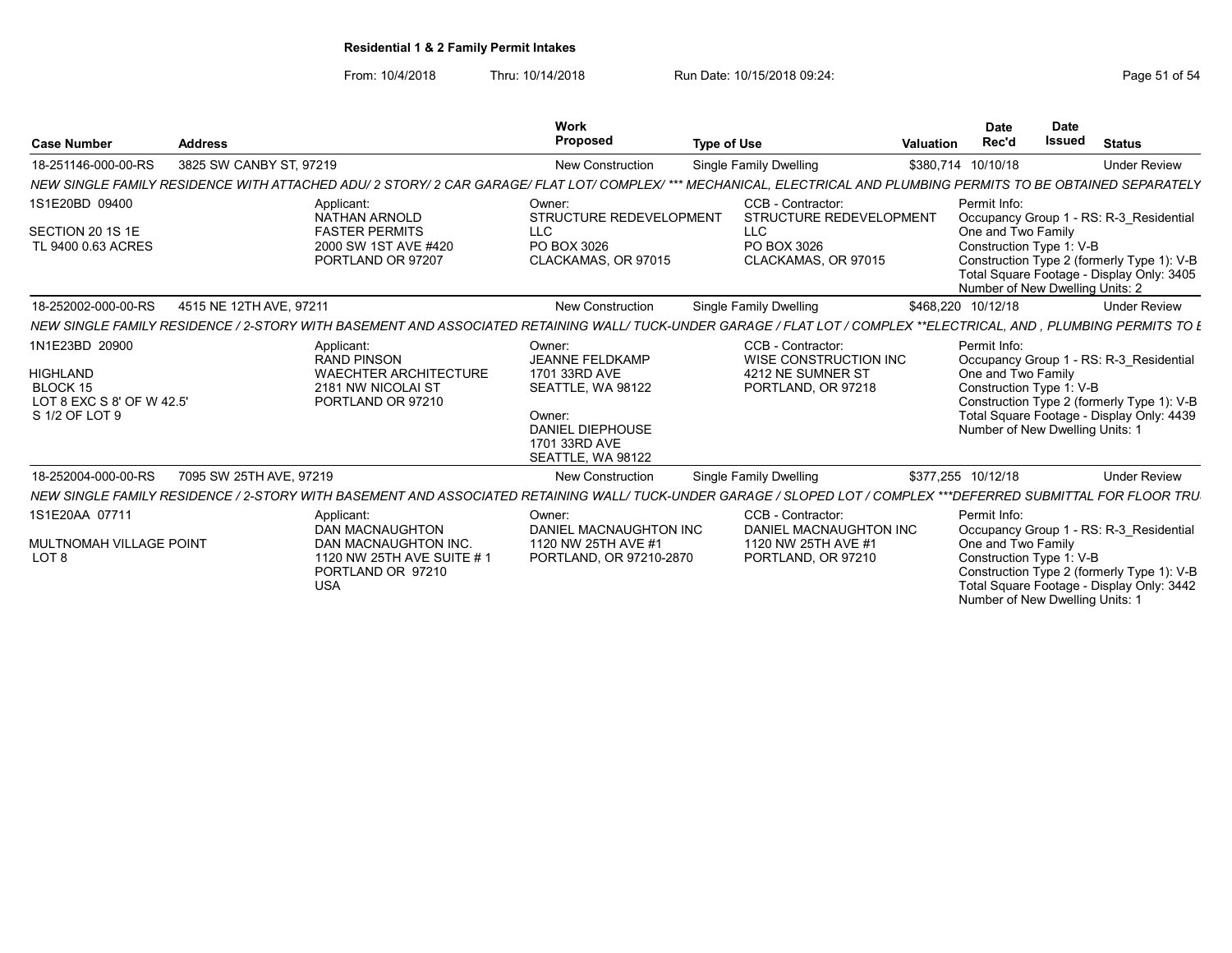**Residential 1 & 2 Family Permit Intakes**

From: 10/4/2018 Thru: 10/14/2018 Run Date: 10/15/2018 09:24:

| Case Number | Address | Work Proposed | Type of Use | Valuation | Date Rec'd | Date Issued | Status |
|---|---|---|---|---|---|---|---|
| 18-251146-000-00-RS | 3825 SW CANBY ST, 97219 | New Construction | Single Family Dwelling | $380,714 | 10/10/18 | | Under Review |

*NEW SINGLE FAMILY RESIDENCE WITH ATTACHED ADU/ 2 STORY/ 2 CAR GARAGE/ FLAT LOT/ COMPLEX/ *** MECHANICAL, ELECTRICAL AND PLUMBING PERMITS TO BE OBTAINED SEPARATELY*

1S1E20BD 09400
SECTION 20 1S 1E
TL 9400 0.63 ACRES

Applicant: NATHAN ARNOLD, FASTER PERMITS, 2000 SW 1ST AVE #420, PORTLAND OR 97207

Owner: STRUCTURE REDEVELOPMENT LLC, PO BOX 3026, CLACKAMAS, OR 97015

CCB - Contractor: STRUCTURE REDEVELOPMENT LLC, PO BOX 3026, CLACKAMAS, OR 97015

Permit Info:
Occupancy Group 1 - RS: R-3_Residential One and Two Family
Construction Type 1: V-B
Construction Type 2 (formerly Type 1): V-B
Total Square Footage - Display Only: 3405
Number of New Dwelling Units: 2

| Case Number | Address | Work Proposed | Type of Use | Valuation | Date Rec'd | Date Issued | Status |
|---|---|---|---|---|---|---|---|
| 18-252002-000-00-RS | 4515 NE 12TH AVE, 97211 | New Construction | Single Family Dwelling | $468,220 | 10/12/18 | | Under Review |

*NEW SINGLE FAMILY RESIDENCE / 2-STORY WITH BASEMENT AND ASSOCIATED RETAINING WALL/ TUCK-UNDER GARAGE / FLAT LOT / COMPLEX **ELECTRICAL, AND , PLUMBING PERMITS TO E*

1N1E23BD 20900
HIGHLAND
BLOCK 15
LOT 8 EXC S 8' OF W 42.5'
S 1/2 OF LOT 9

Applicant: RAND PINSON, WAECHTER ARCHITECTURE, 2181 NW NICOLAI ST, PORTLAND OR 97210

Owner: JEANNE FELDKAMP, 1701 33RD AVE, SEATTLE, WA 98122

Owner: DANIEL DIEPHOUSE, 1701 33RD AVE, SEATTLE, WA 98122

CCB - Contractor: WISE CONSTRUCTION INC, 4212 NE SUMNER ST, PORTLAND, OR 97218

Permit Info:
Occupancy Group 1 - RS: R-3_Residential One and Two Family
Construction Type 1: V-B
Construction Type 2 (formerly Type 1): V-B
Total Square Footage - Display Only: 4439
Number of New Dwelling Units: 1

| Case Number | Address | Work Proposed | Type of Use | Valuation | Date Rec'd | Date Issued | Status |
|---|---|---|---|---|---|---|---|
| 18-252004-000-00-RS | 7095 SW 25TH AVE, 97219 | New Construction | Single Family Dwelling | $377,255 | 10/12/18 | | Under Review |

*NEW SINGLE FAMILY RESIDENCE / 2-STORY WITH BASEMENT AND ASSOCIATED RETAINING WALL/ TUCK-UNDER GARAGE / SLOPED LOT / COMPLEX ***DEFERRED SUBMITTAL FOR FLOOR TRU*

1S1E20AA 07711
MULTNOMAH VILLAGE POINT
LOT 8

Applicant: DAN MACNAUGHTON, DAN MACNAUGHTON INC., 1120 NW 25TH AVE SUITE # 1, PORTLAND OR 97210, USA

Owner: DANIEL MACNAUGHTON INC, 1120 NW 25TH AVE #1, PORTLAND, OR 97210-2870

CCB - Contractor: DANIEL MACNAUGHTON INC, 1120 NW 25TH AVE #1, PORTLAND, OR 97210

Permit Info:
Occupancy Group 1 - RS: R-3_Residential One and Two Family
Construction Type 1: V-B
Construction Type 2 (formerly Type 1): V-B
Total Square Footage - Display Only: 3442
Number of New Dwelling Units: 1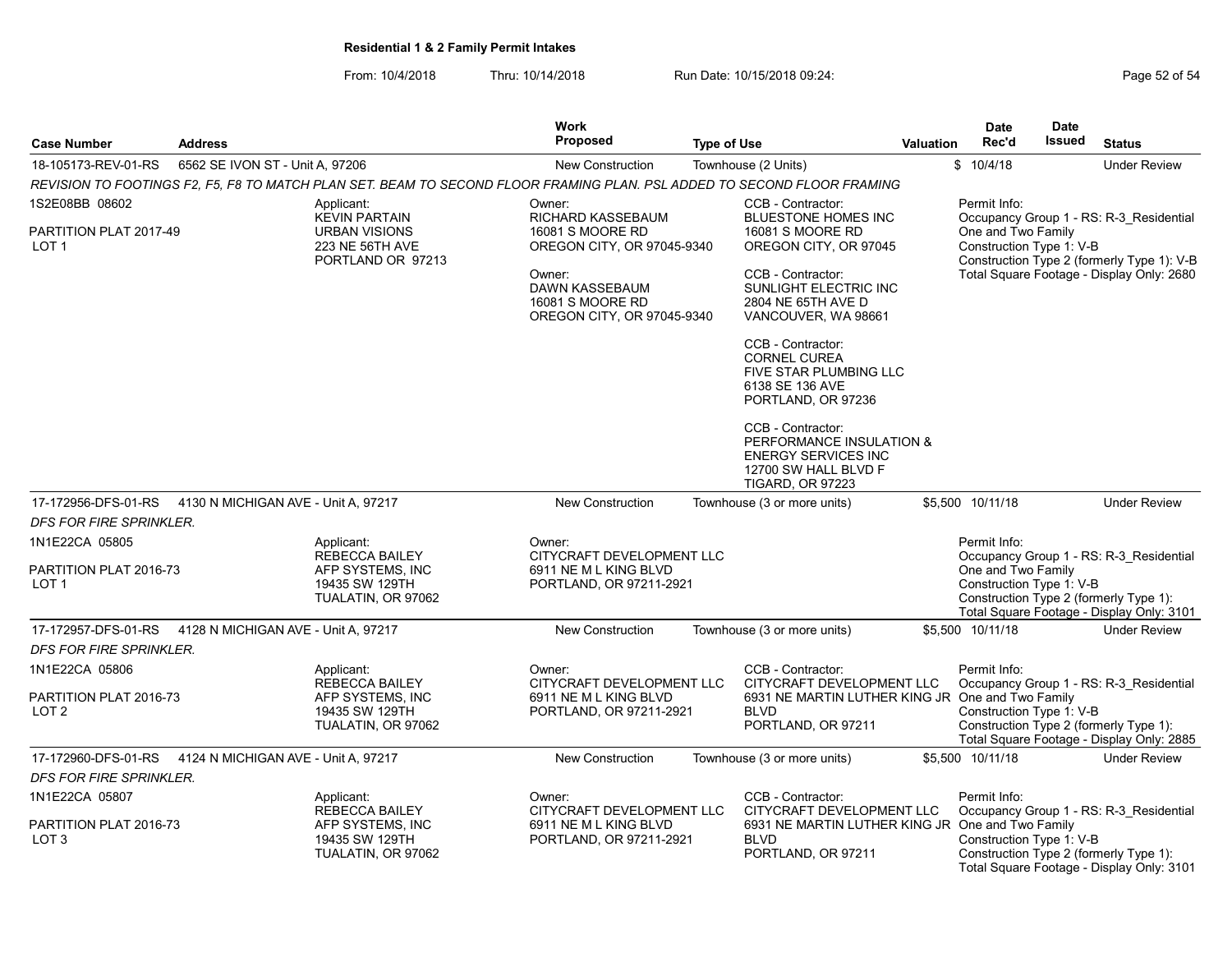**Residential 1 & 2 Family Permit Intakes**

From: 10/4/2018 Thru: 10/14/2018 Run Date: 10/15/2018 09:24:

| Case Number | Address | Work Proposed | Type of Use | Valuation | Date Rec'd | Date Issued | Status |
|---|---|---|---|---|---|---|---|
| 18-105173-REV-01-RS | 6562 SE IVON ST - Unit A, 97206 | New Construction | Townhouse (2 Units) | $ | 10/4/18 | | Under Review |

*REVISION TO FOOTINGS F2, F5, F8 TO MATCH PLAN SET. BEAM TO SECOND FLOOR FRAMING PLAN. PSL ADDED TO SECOND FLOOR FRAMING*

1S2E08BB 08602

PARTITION PLAT 2017-49
LOT 1

Applicant:
KEVIN PARTAIN
URBAN VISIONS
223 NE 56TH AVE
PORTLAND OR 97213

Owner:
RICHARD KASSEBAUM
16081 S MOORE RD
OREGON CITY, OR 97045-9340

Owner:
DAWN KASSEBAUM
16081 S MOORE RD
OREGON CITY, OR 97045-9340

CCB - Contractor:
BLUESTONE HOMES INC
16081 S MOORE RD
OREGON CITY, OR 97045

CCB - Contractor:
SUNLIGHT ELECTRIC INC
2804 NE 65TH AVE D
VANCOUVER, WA 98661

CCB - Contractor:
CORNEL CUREA
FIVE STAR PLUMBING LLC
6138 SE 136 AVE
PORTLAND, OR 97236

CCB - Contractor:
PERFORMANCE INSULATION &
ENERGY SERVICES INC
12700 SW HALL BLVD F
TIGARD, OR 97223

Permit Info:
Occupancy Group 1 - RS: R-3_Residential One and Two Family
Construction Type 1: V-B
Construction Type 2 (formerly Type 1): V-B
Total Square Footage - Display Only: 2680

| Case Number | Address | Work Proposed | Type of Use | Valuation | Date Rec'd | Date Issued | Status |
|---|---|---|---|---|---|---|---|
| 17-172956-DFS-01-RS | 4130 N MICHIGAN AVE - Unit A, 97217 | New Construction | Townhouse (3 or more units) | $5,500 | 10/11/18 | | Under Review |

*DFS FOR FIRE SPRINKLER.*

1N1E22CA 05805

PARTITION PLAT 2016-73
LOT 1

Applicant:
REBECCA BAILEY
AFP SYSTEMS, INC
19435 SW 129TH
TUALATIN, OR 97062

Owner:
CITYCRAFT DEVELOPMENT LLC
6911 NE M L KING BLVD
PORTLAND, OR 97211-2921

Permit Info:
Occupancy Group 1 - RS: R-3_Residential One and Two Family
Construction Type 1: V-B
Construction Type 2 (formerly Type 1):
Total Square Footage - Display Only: 3101

| Case Number | Address | Work Proposed | Type of Use | Valuation | Date Rec'd | Date Issued | Status |
|---|---|---|---|---|---|---|---|
| 17-172957-DFS-01-RS | 4128 N MICHIGAN AVE - Unit A, 97217 | New Construction | Townhouse (3 or more units) | $5,500 | 10/11/18 | | Under Review |

*DFS FOR FIRE SPRINKLER.*

1N1E22CA 05806

PARTITION PLAT 2016-73
LOT 2

Applicant:
REBECCA BAILEY
AFP SYSTEMS, INC
19435 SW 129TH
TUALATIN, OR 97062

Owner:
CITYCRAFT DEVELOPMENT LLC
6911 NE M L KING BLVD
PORTLAND, OR 97211-2921

CCB - Contractor:
CITYCRAFT DEVELOPMENT LLC
6931 NE MARTIN LUTHER KING JR BLVD
PORTLAND, OR 97211

Permit Info:
Occupancy Group 1 - RS: R-3_Residential One and Two Family
Construction Type 1: V-B
Construction Type 2 (formerly Type 1):
Total Square Footage - Display Only: 2885

| Case Number | Address | Work Proposed | Type of Use | Valuation | Date Rec'd | Date Issued | Status |
|---|---|---|---|---|---|---|---|
| 17-172960-DFS-01-RS | 4124 N MICHIGAN AVE - Unit A, 97217 | New Construction | Townhouse (3 or more units) | $5,500 | 10/11/18 | | Under Review |

*DFS FOR FIRE SPRINKLER.*

1N1E22CA 05807

PARTITION PLAT 2016-73
LOT 3

Applicant:
REBECCA BAILEY
AFP SYSTEMS, INC
19435 SW 129TH
TUALATIN, OR 97062

Owner:
CITYCRAFT DEVELOPMENT LLC
6911 NE M L KING BLVD
PORTLAND, OR 97211-2921

CCB - Contractor:
CITYCRAFT DEVELOPMENT LLC
6931 NE MARTIN LUTHER KING JR BLVD
PORTLAND, OR 97211

Permit Info:
Occupancy Group 1 - RS: R-3_Residential One and Two Family
Construction Type 1: V-B
Construction Type 2 (formerly Type 1):
Total Square Footage - Display Only: 3101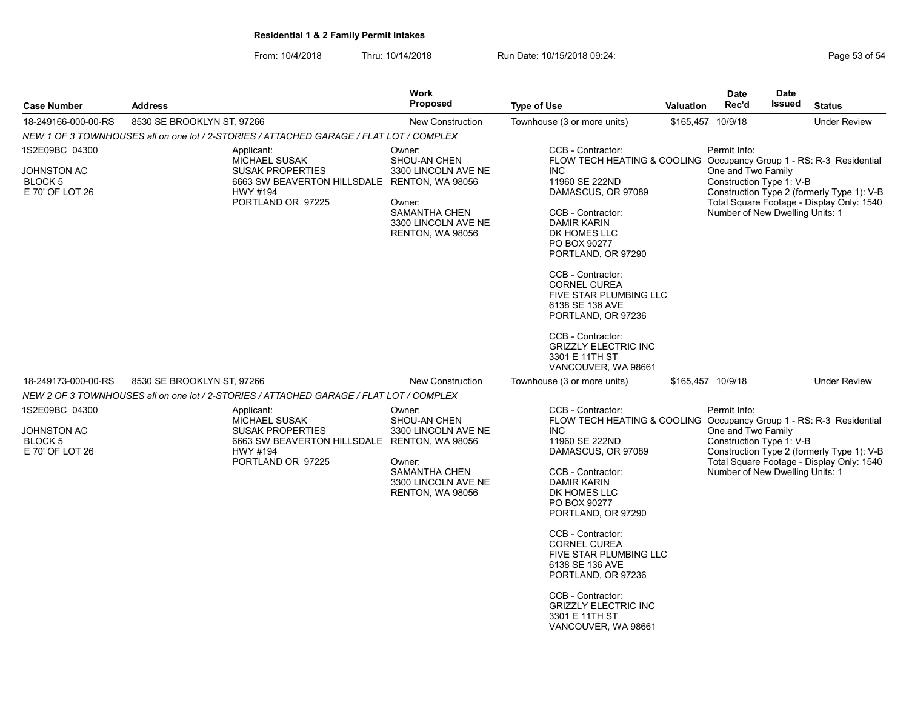**Residential 1 & 2 Family Permit Intakes**

From: 10/4/2018 Thru: 10/14/2018 Run Date: 10/15/2018 09:24:

| Case Number | Address | Work Proposed | Type of Use | Valuation | Date Rec'd | Date Issued | Status |
|---|---|---|---|---|---|---|---|
| 18-249166-000-00-RS | 8530 SE BROOKLYN ST, 97266 | New Construction | Townhouse (3 or more units) | $165,457 | 10/9/18 | | Under Review |

*NEW 1 OF 3 TOWNHOUSES all on one lot / 2-STORIES / ATTACHED GARAGE / FLAT LOT / COMPLEX*

1S2E09BC 04300

JOHNSTON AC
BLOCK 5
E 70' OF LOT 26

Applicant:
MICHAEL SUSAK
SUSAK PROPERTIES
6663 SW BEAVERTON HILLSDALE HWY #194
PORTLAND OR 97225

Owner:
SHOU-AN CHEN
3300 LINCOLN AVE NE
RENTON, WA 98056

Owner:
SAMANTHA CHEN
3300 LINCOLN AVE NE
RENTON, WA 98056

CCB - Contractor:
FLOW TECH HEATING & COOLING INC
11960 SE 222ND
DAMASCUS, OR 97089

CCB - Contractor:
DAMIR KARIN
DK HOMES LLC
PO BOX 90277
PORTLAND, OR 97290

CCB - Contractor:
CORNEL CUREA
FIVE STAR PLUMBING LLC
6138 SE 136 AVE
PORTLAND, OR 97236

CCB - Contractor:
GRIZZLY ELECTRIC INC
3301 E 11TH ST
VANCOUVER, WA 98661

Permit Info:
Occupancy Group 1 - RS: R-3_Residential One and Two Family
Construction Type 1: V-B
Construction Type 2 (formerly Type 1): V-B
Total Square Footage - Display Only: 1540
Number of New Dwelling Units: 1

| Case Number | Address | Work Proposed | Type of Use | Valuation | Date Rec'd | Date Issued | Status |
|---|---|---|---|---|---|---|---|
| 18-249173-000-00-RS | 8530 SE BROOKLYN ST, 97266 | New Construction | Townhouse (3 or more units) | $165,457 | 10/9/18 | | Under Review |

*NEW 2 OF 3 TOWNHOUSES all on one lot / 2-STORIES / ATTACHED GARAGE / FLAT LOT / COMPLEX*

1S2E09BC 04300

JOHNSTON AC
BLOCK 5
E 70' OF LOT 26

Applicant:
MICHAEL SUSAK
SUSAK PROPERTIES
6663 SW BEAVERTON HILLSDALE HWY #194
PORTLAND OR 97225

Owner:
SHOU-AN CHEN
3300 LINCOLN AVE NE
RENTON, WA 98056

Owner:
SAMANTHA CHEN
3300 LINCOLN AVE NE
RENTON, WA 98056

CCB - Contractor:
FLOW TECH HEATING & COOLING INC
11960 SE 222ND
DAMASCUS, OR 97089

CCB - Contractor:
DAMIR KARIN
DK HOMES LLC
PO BOX 90277
PORTLAND, OR 97290

CCB - Contractor:
CORNEL CUREA
FIVE STAR PLUMBING LLC
6138 SE 136 AVE
PORTLAND, OR 97236

CCB - Contractor:
GRIZZLY ELECTRIC INC
3301 E 11TH ST
VANCOUVER, WA 98661

Permit Info:
Occupancy Group 1 - RS: R-3_Residential One and Two Family
Construction Type 1: V-B
Construction Type 2 (formerly Type 1): V-B
Total Square Footage - Display Only: 1540
Number of New Dwelling Units: 1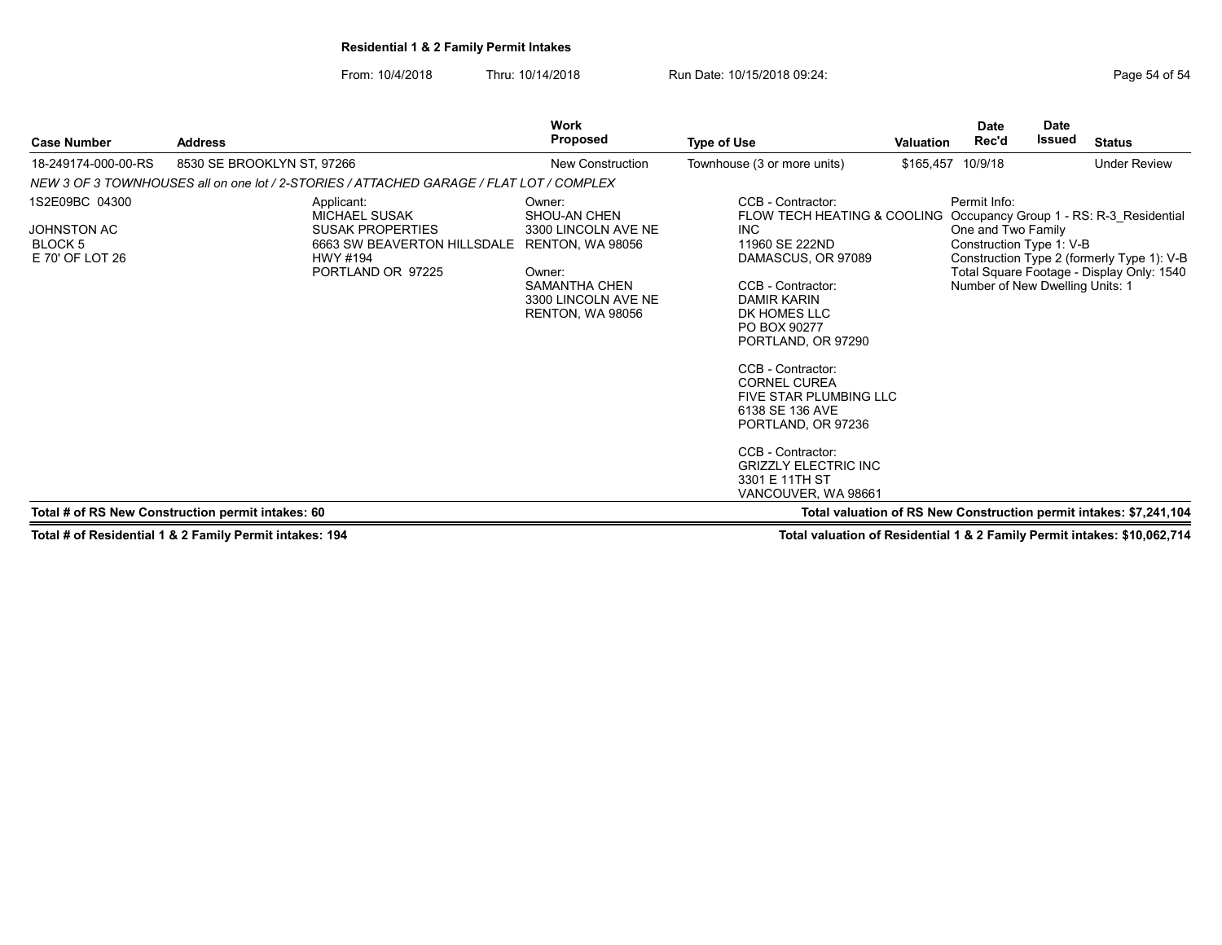**Residential 1 & 2 Family Permit Intakes**

From: 10/4/2018 Thru: 10/14/2018 Run Date: 10/15/2018 09:24:

| Case Number | Address | Work Proposed | Type of Use | Valuation | Date Rec'd | Date Issued | Status |
|---|---|---|---|---|---|---|---|
| 18-249174-000-00-RS | 8530 SE BROOKLYN ST, 97266 | New Construction | Townhouse (3 or more units) | $165,457 | 10/9/18 | | Under Review |

*NEW 3 OF 3 TOWNHOUSES all on one lot / 2-STORIES / ATTACHED GARAGE / FLAT LOT / COMPLEX*

1S2E09BC 04300

JOHNSTON AC
BLOCK 5
E 70' OF LOT 26

Applicant:
MICHAEL SUSAK
SUSAK PROPERTIES
6663 SW BEAVERTON HILLSDALE HWY #194
PORTLAND OR 97225

Owner:
SHOU-AN CHEN
3300 LINCOLN AVE NE
RENTON, WA 98056

Owner:
SAMANTHA CHEN
3300 LINCOLN AVE NE
RENTON, WA 98056

CCB - Contractor:
FLOW TECH HEATING & COOLING INC
11960 SE 222ND
DAMASCUS, OR 97089

CCB - Contractor:
DAMIR KARIN
DK HOMES LLC
PO BOX 90277
PORTLAND, OR 97290

CCB - Contractor:
CORNEL CUREA
FIVE STAR PLUMBING LLC
6138 SE 136 AVE
PORTLAND, OR 97236

CCB - Contractor:
GRIZZLY ELECTRIC INC
3301 E 11TH ST
VANCOUVER, WA 98661

Permit Info:
Occupancy Group 1 - RS: R-3_Residential One and Two Family
Construction Type 1: V-B
Construction Type 2 (formerly Type 1): V-B
Total Square Footage - Display Only: 1540
Number of New Dwelling Units: 1

**Total # of RS New Construction permit intakes: 60** — **Total valuation of RS New Construction permit intakes: $7,241,104**

**Total # of Residential 1 & 2 Family Permit intakes: 194** — **Total valuation of Residential 1 & 2 Family Permit intakes: $10,062,714**